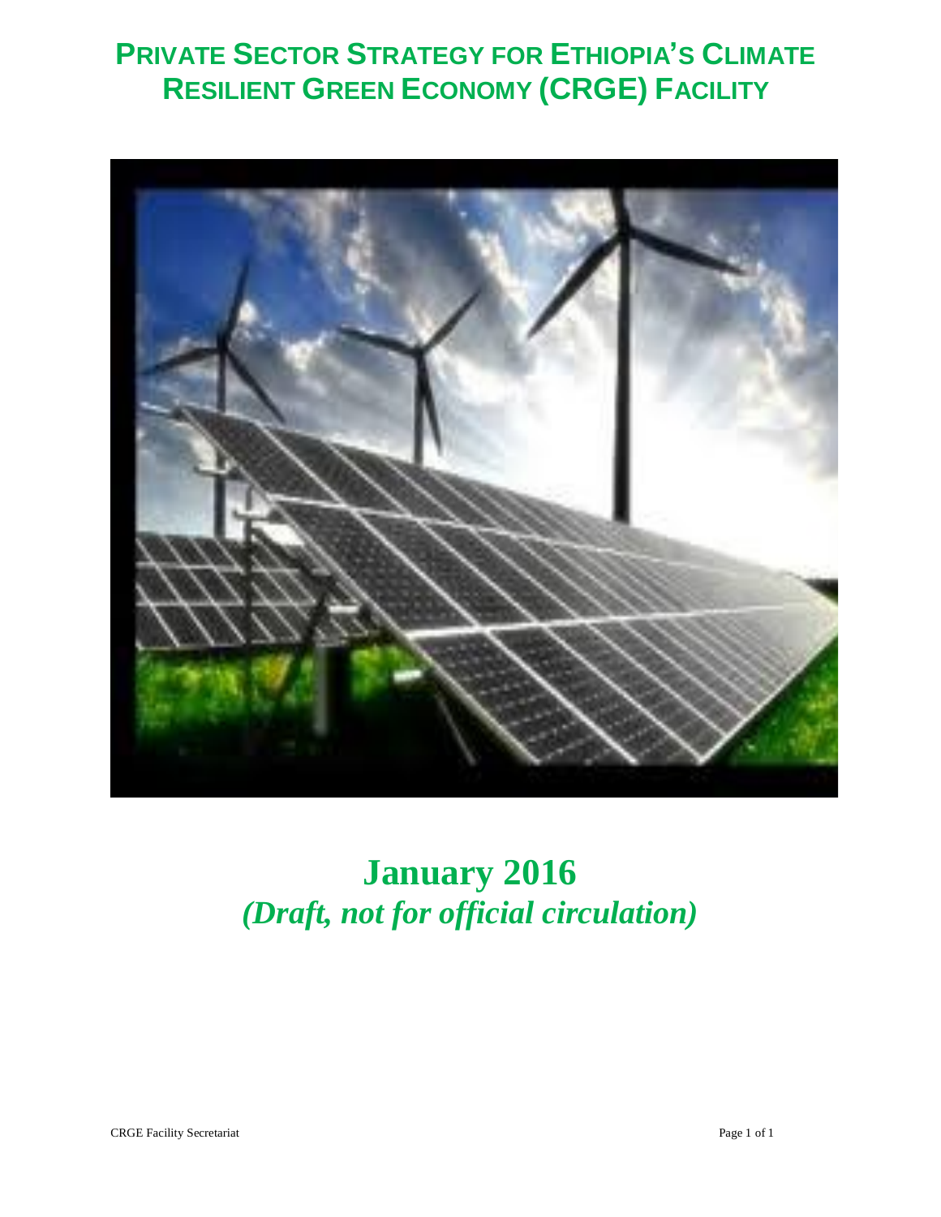# Private Sector Strategy for Ethiopia's Climate Resilient Green Economy (CRGE) Facility

**January 2016**

***(Draft, not for official circulation)***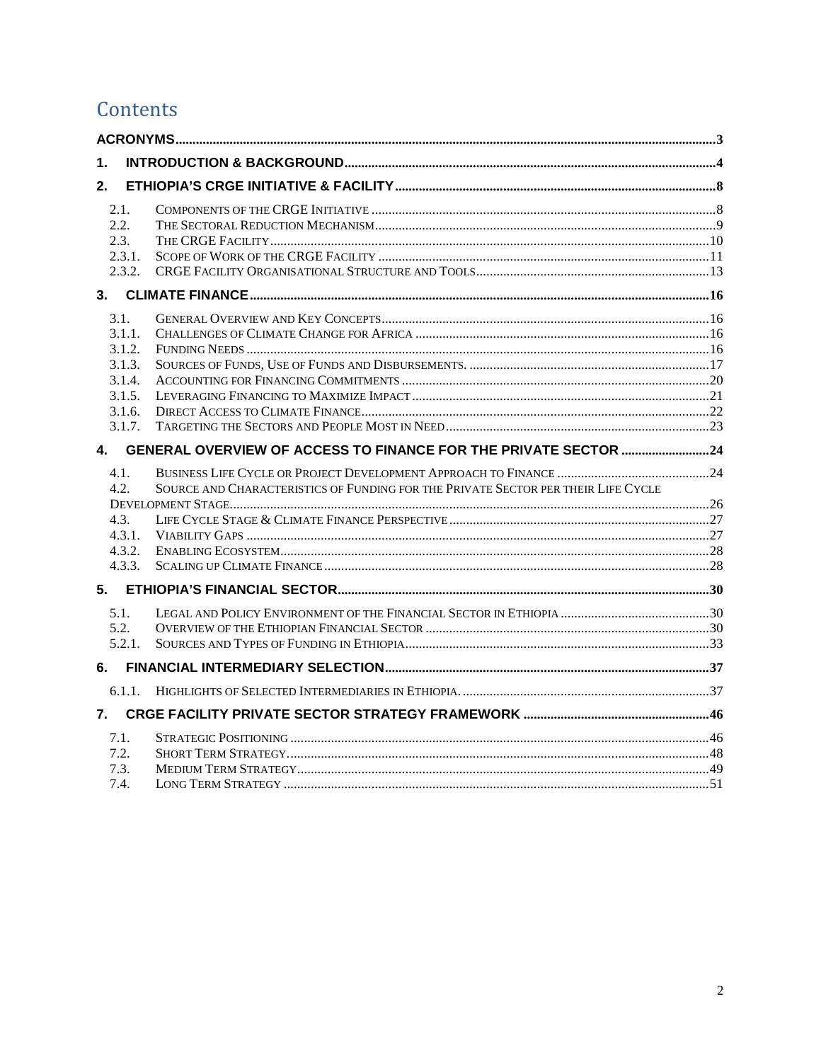# Contents

ACRONYMS....3

1. INTRODUCTION & BACKGROUND....4

2. ETHIOPIA'S CRGE INITIATIVE & FACILITY....8

- 2.1. Components of the CRGE Initiative....8
- 2.2. The Sectoral Reduction Mechanism....9
- 2.3. The CRGE Facility....10
- 2.3.1. Scope of Work of the CRGE Facility....11
- 2.3.2. CRGE Facility Organisational Structure and Tools....13

3. CLIMATE FINANCE....16

- 3.1. General Overview and Key Concepts....16
- 3.1.1. Challenges of Climate Change for Africa....16
- 3.1.2. Funding Needs....16
- 3.1.3. Sources of Funds, Use of Funds and Disbursements.....17
- 3.1.4. Accounting for Financing Commitments....20
- 3.1.5. Leveraging Financing to Maximize Impact....21
- 3.1.6. Direct Access to Climate Finance....22
- 3.1.7. Targeting the Sectors and People Most in Need....23

4. GENERAL OVERVIEW OF ACCESS TO FINANCE FOR THE PRIVATE SECTOR....24

- 4.1. Business Life Cycle or Project Development Approach to Finance....24
- 4.2. Source and Characteristics of Funding for the Private Sector per their Life Cycle Development Stage....26
- 4.3. Life Cycle Stage & Climate Finance Perspective....27
- 4.3.1. Viability Gaps....27
- 4.3.2. Enabling Ecosystem....28
- 4.3.3. Scaling up Climate Finance....28

5. ETHIOPIA'S FINANCIAL SECTOR....30

- 5.1. Legal and Policy Environment of the Financial Sector in Ethiopia....30
- 5.2. Overview of the Ethiopian Financial Sector....30
- 5.2.1. Sources and Types of Funding in Ethiopia....33

6. FINANCIAL INTERMEDIARY SELECTION....37

- 6.1.1. Highlights of Selected Intermediaries in Ethiopia.....37

7. CRGE FACILITY PRIVATE SECTOR STRATEGY FRAMEWORK....46

- 7.1. Strategic Positioning....46
- 7.2. Short Term Strategy....48
- 7.3. Medium Term Strategy....49
- 7.4. Long Term Strategy....51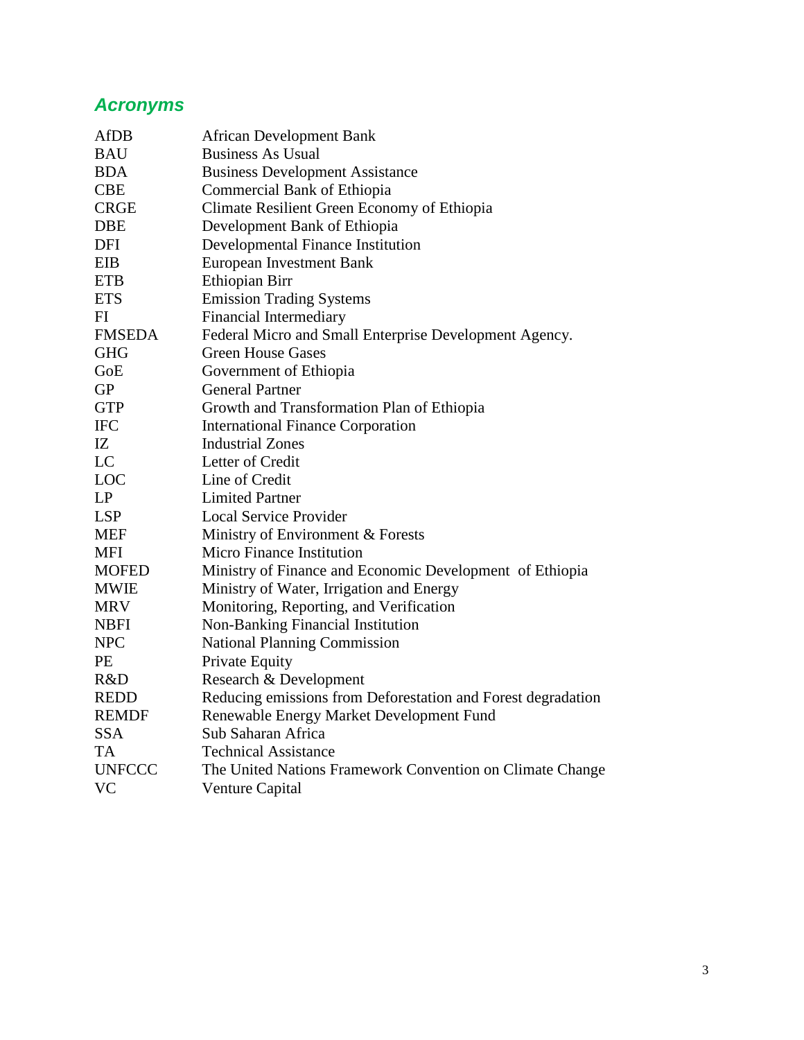## *Acronyms*

| | |
|---|---|
| AfDB | African Development Bank |
| BAU | Business As Usual |
| BDA | Business Development Assistance |
| CBE | Commercial Bank of Ethiopia |
| CRGE | Climate Resilient Green Economy of Ethiopia |
| DBE | Development Bank of Ethiopia |
| DFI | Developmental Finance Institution |
| EIB | European Investment Bank |
| ETB | Ethiopian Birr |
| ETS | Emission Trading Systems |
| FI | Financial Intermediary |
| FMSEDA | Federal Micro and Small Enterprise Development Agency. |
| GHG | Green House Gases |
| GoE | Government of Ethiopia |
| GP | General Partner |
| GTP | Growth and Transformation Plan of Ethiopia |
| IFC | International Finance Corporation |
| IZ | Industrial Zones |
| LC | Letter of Credit |
| LOC | Line of Credit |
| LP | Limited Partner |
| LSP | Local Service Provider |
| MEF | Ministry of Environment & Forests |
| MFI | Micro Finance Institution |
| MOFED | Ministry of Finance and Economic Development of Ethiopia |
| MWIE | Ministry of Water, Irrigation and Energy |
| MRV | Monitoring, Reporting, and Verification |
| NBFI | Non-Banking Financial Institution |
| NPC | National Planning Commission |
| PE | Private Equity |
| R&D | Research & Development |
| REDD | Reducing emissions from Deforestation and Forest degradation |
| REMDF | Renewable Energy Market Development Fund |
| SSA | Sub Saharan Africa |
| TA | Technical Assistance |
| UNFCCC | The United Nations Framework Convention on Climate Change |
| VC | Venture Capital |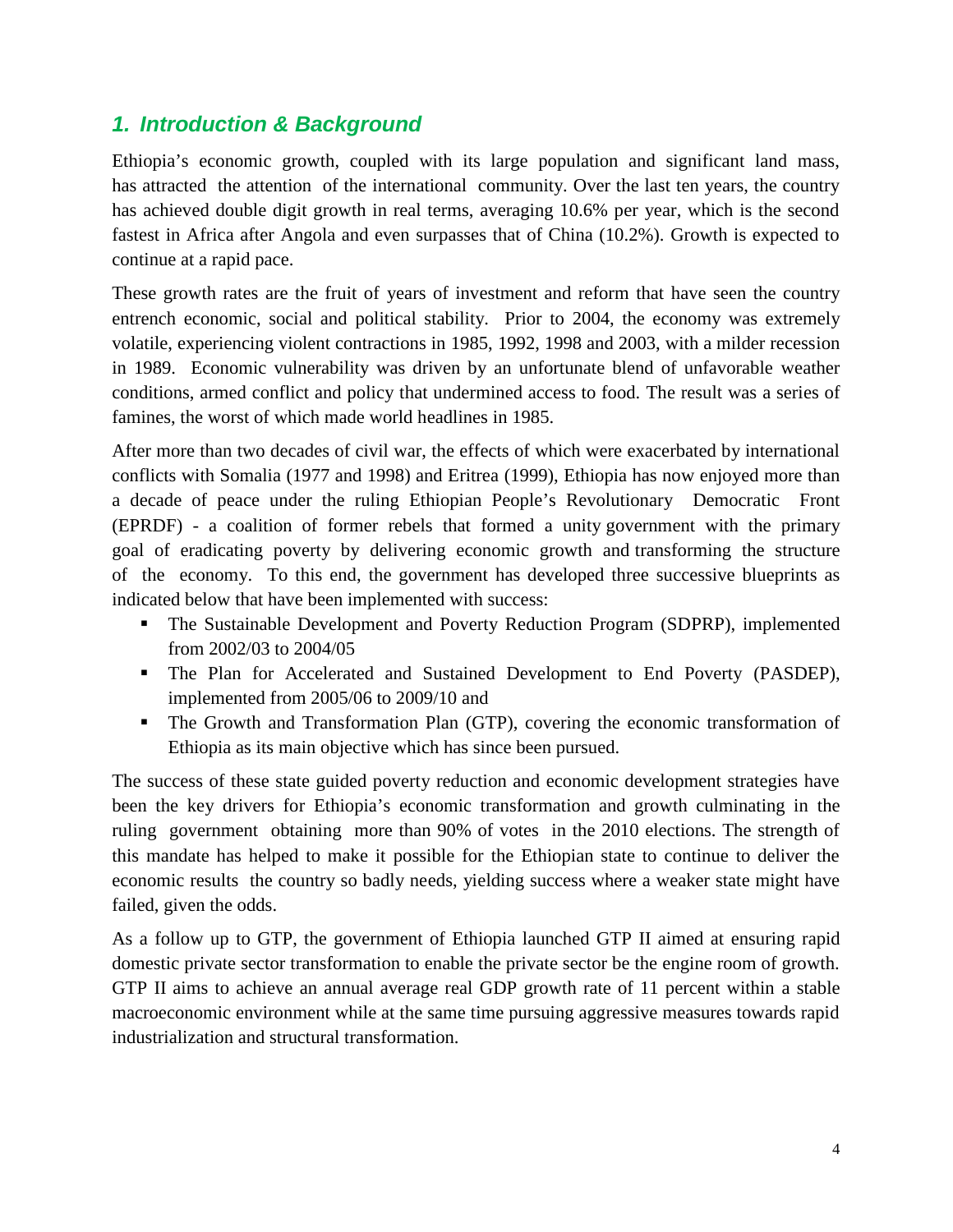## *1. Introduction & Background*

Ethiopia's economic growth, coupled with its large population and significant land mass, has attracted the attention of the international community. Over the last ten years, the country has achieved double digit growth in real terms, averaging 10.6% per year, which is the second fastest in Africa after Angola and even surpasses that of China (10.2%). Growth is expected to continue at a rapid pace.

These growth rates are the fruit of years of investment and reform that have seen the country entrench economic, social and political stability. Prior to 2004, the economy was extremely volatile, experiencing violent contractions in 1985, 1992, 1998 and 2003, with a milder recession in 1989. Economic vulnerability was driven by an unfortunate blend of unfavorable weather conditions, armed conflict and policy that undermined access to food. The result was a series of famines, the worst of which made world headlines in 1985.

After more than two decades of civil war, the effects of which were exacerbated by international conflicts with Somalia (1977 and 1998) and Eritrea (1999), Ethiopia has now enjoyed more than a decade of peace under the ruling Ethiopian People's Revolutionary Democratic Front (EPRDF) - a coalition of former rebels that formed a unity government with the primary goal of eradicating poverty by delivering economic growth and transforming the structure of the economy. To this end, the government has developed three successive blueprints as indicated below that have been implemented with success:

- The Sustainable Development and Poverty Reduction Program (SDPRP), implemented from 2002/03 to 2004/05
- The Plan for Accelerated and Sustained Development to End Poverty (PASDEP), implemented from 2005/06 to 2009/10 and
- The Growth and Transformation Plan (GTP), covering the economic transformation of Ethiopia as its main objective which has since been pursued.

The success of these state guided poverty reduction and economic development strategies have been the key drivers for Ethiopia's economic transformation and growth culminating in the ruling government obtaining more than 90% of votes in the 2010 elections. The strength of this mandate has helped to make it possible for the Ethiopian state to continue to deliver the economic results the country so badly needs, yielding success where a weaker state might have failed, given the odds.

As a follow up to GTP, the government of Ethiopia launched GTP II aimed at ensuring rapid domestic private sector transformation to enable the private sector be the engine room of growth. GTP II aims to achieve an annual average real GDP growth rate of 11 percent within a stable macroeconomic environment while at the same time pursuing aggressive measures towards rapid industrialization and structural transformation.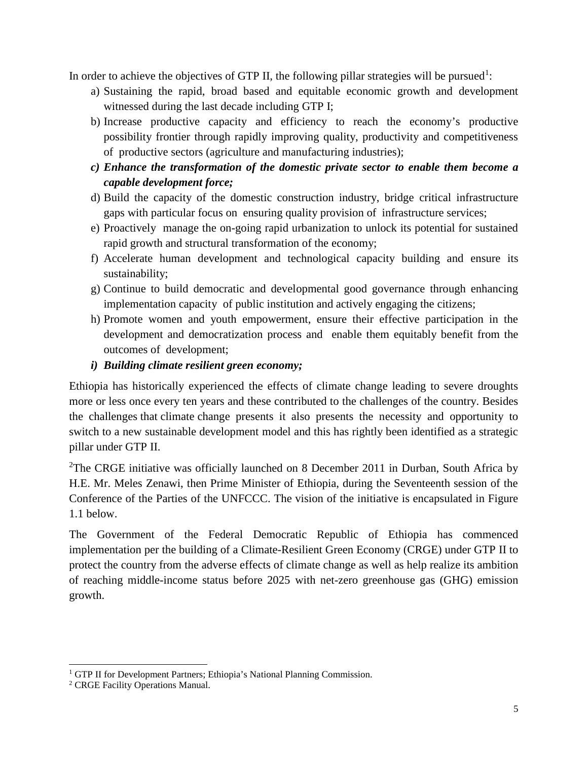In order to achieve the objectives of GTP II, the following pillar strategies will be pursued[1]:

a) Sustaining the rapid, broad based and equitable economic growth and development witnessed during the last decade including GTP I;
b) Increase productive capacity and efficiency to reach the economy's productive possibility frontier through rapidly improving quality, productivity and competitiveness of productive sectors (agriculture and manufacturing industries);
c) ***Enhance the transformation of the domestic private sector to enable them become a capable development force;***
d) Build the capacity of the domestic construction industry, bridge critical infrastructure gaps with particular focus on ensuring quality provision of infrastructure services;
e) Proactively manage the on-going rapid urbanization to unlock its potential for sustained rapid growth and structural transformation of the economy;
f) Accelerate human development and technological capacity building and ensure its sustainability;
g) Continue to build democratic and developmental good governance through enhancing implementation capacity of public institution and actively engaging the citizens;
h) Promote women and youth empowerment, ensure their effective participation in the development and democratization process and enable them equitably benefit from the outcomes of development;
i) ***Building climate resilient green economy;***

Ethiopia has historically experienced the effects of climate change leading to severe droughts more or less once every ten years and these contributed to the challenges of the country. Besides the challenges that climate change presents it also presents the necessity and opportunity to switch to a new sustainable development model and this has rightly been identified as a strategic pillar under GTP II.

[2]The CRGE initiative was officially launched on 8 December 2011 in Durban, South Africa by H.E. Mr. Meles Zenawi, then Prime Minister of Ethiopia, during the Seventeenth session of the Conference of the Parties of the UNFCCC. The vision of the initiative is encapsulated in Figure 1.1 below.

The Government of the Federal Democratic Republic of Ethiopia has commenced implementation per the building of a Climate-Resilient Green Economy (CRGE) under GTP II to protect the country from the adverse effects of climate change as well as help realize its ambition of reaching middle-income status before 2025 with net-zero greenhouse gas (GHG) emission growth.

---

[1] GTP II for Development Partners; Ethiopia's National Planning Commission.

[2] CRGE Facility Operations Manual.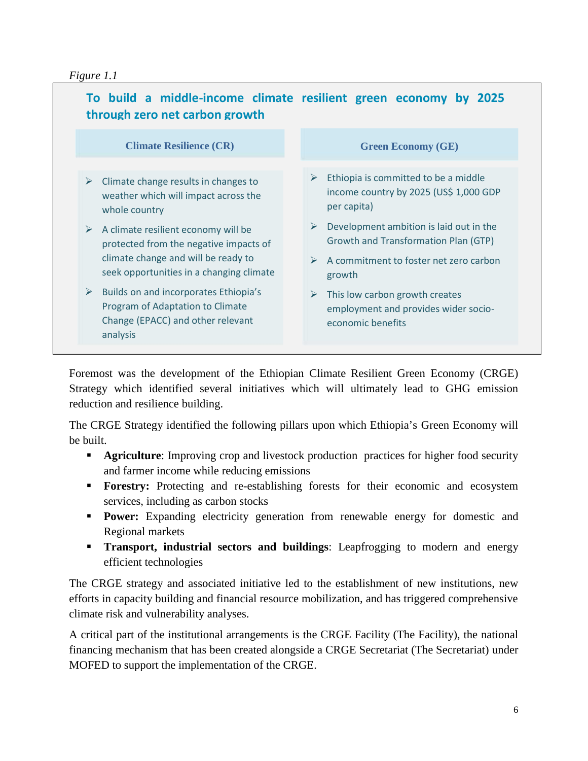*Figure 1.1*

**To build a middle-income climate resilient green economy by 2025 through zero net carbon growth**

| Climate Resilience (CR) | Green Economy (GE) |
|---|---|
| ➢ Climate change results in changes to weather which will impact across the whole country<br>➢ A climate resilient economy will be protected from the negative impacts of climate change and will be ready to seek opportunities in a changing climate<br>➢ Builds on and incorporates Ethiopia's Program of Adaptation to Climate Change (EPACC) and other relevant analysis | ➢ Ethiopia is committed to be a middle income country by 2025 (US$ 1,000 GDP per capita)<br>➢ Development ambition is laid out in the Growth and Transformation Plan (GTP)<br>➢ A commitment to foster net zero carbon growth<br>➢ This low carbon growth creates employment and provides wider socio-economic benefits |

Foremost was the development of the Ethiopian Climate Resilient Green Economy (CRGE) Strategy which identified several initiatives which will ultimately lead to GHG emission reduction and resilience building.

The CRGE Strategy identified the following pillars upon which Ethiopia's Green Economy will be built.

- **Agriculture**: Improving crop and livestock production practices for higher food security and farmer income while reducing emissions
- **Forestry:** Protecting and re-establishing forests for their economic and ecosystem services, including as carbon stocks
- **Power:** Expanding electricity generation from renewable energy for domestic and Regional markets
- **Transport, industrial sectors and buildings**: Leapfrogging to modern and energy efficient technologies

The CRGE strategy and associated initiative led to the establishment of new institutions, new efforts in capacity building and financial resource mobilization, and has triggered comprehensive climate risk and vulnerability analyses.

A critical part of the institutional arrangements is the CRGE Facility (The Facility), the national financing mechanism that has been created alongside a CRGE Secretariat (The Secretariat) under MOFED to support the implementation of the CRGE.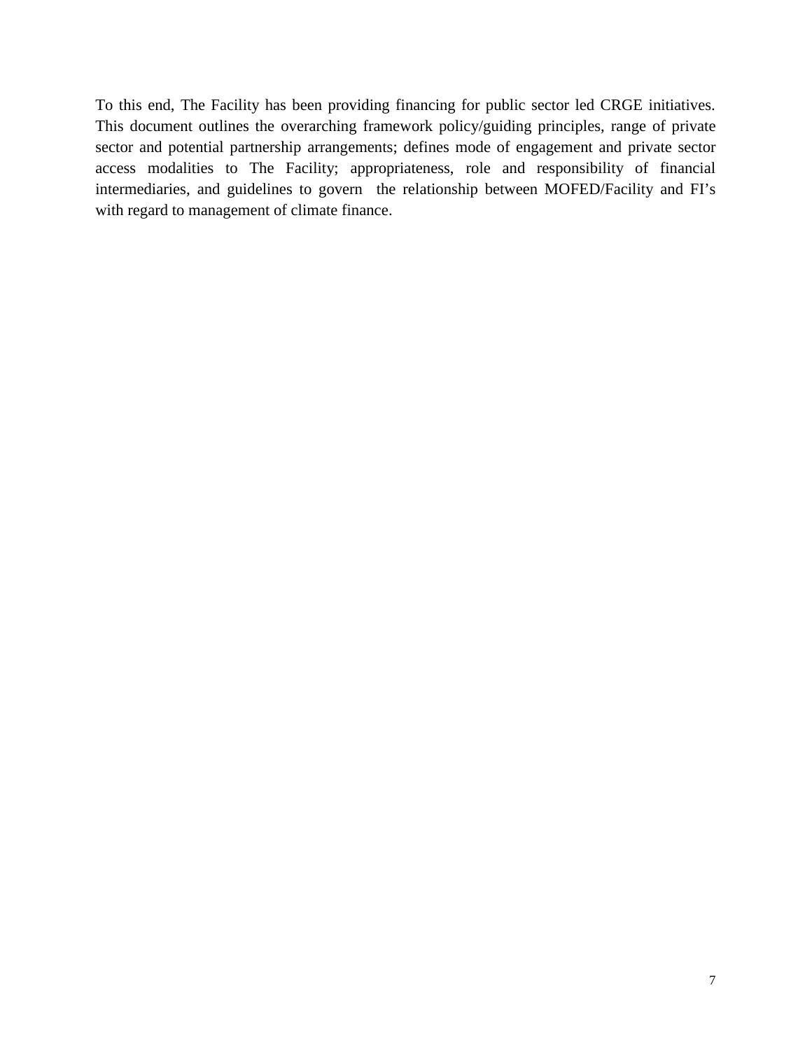To this end, The Facility has been providing financing for public sector led CRGE initiatives. This document outlines the overarching framework policy/guiding principles, range of private sector and potential partnership arrangements; defines mode of engagement and private sector access modalities to The Facility; appropriateness, role and responsibility of financial intermediaries, and guidelines to govern the relationship between MOFED/Facility and FI's with regard to management of climate finance.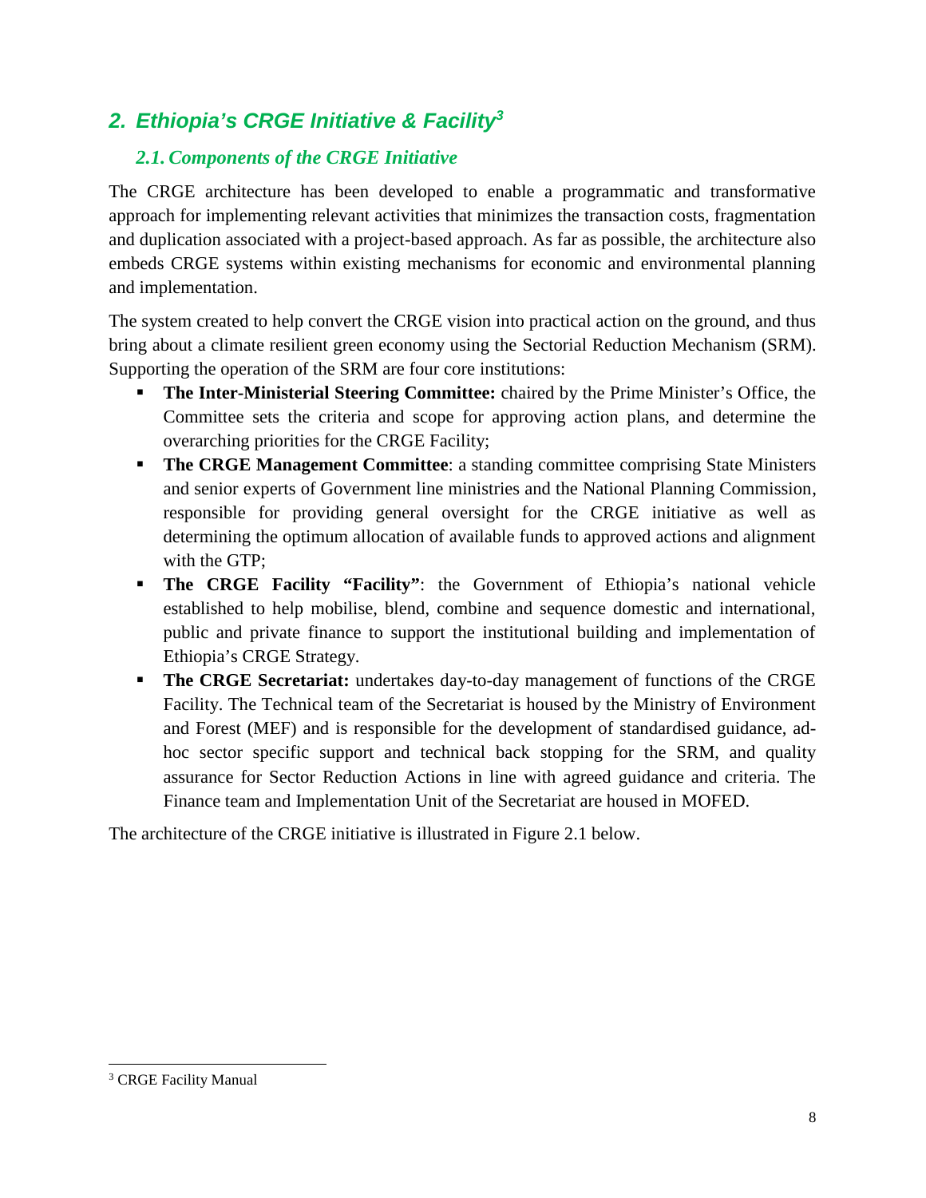## 2. Ethiopia's CRGE Initiative & Facility[3]

### 2.1. Components of the CRGE Initiative

The CRGE architecture has been developed to enable a programmatic and transformative approach for implementing relevant activities that minimizes the transaction costs, fragmentation and duplication associated with a project-based approach. As far as possible, the architecture also embeds CRGE systems within existing mechanisms for economic and environmental planning and implementation.

The system created to help convert the CRGE vision into practical action on the ground, and thus bring about a climate resilient green economy using the Sectorial Reduction Mechanism (SRM). Supporting the operation of the SRM are four core institutions:

- **The Inter-Ministerial Steering Committee:** chaired by the Prime Minister's Office, the Committee sets the criteria and scope for approving action plans, and determine the overarching priorities for the CRGE Facility;
- **The CRGE Management Committee**: a standing committee comprising State Ministers and senior experts of Government line ministries and the National Planning Commission, responsible for providing general oversight for the CRGE initiative as well as determining the optimum allocation of available funds to approved actions and alignment with the GTP;
- **The CRGE Facility "Facility"**: the Government of Ethiopia's national vehicle established to help mobilise, blend, combine and sequence domestic and international, public and private finance to support the institutional building and implementation of Ethiopia's CRGE Strategy.
- **The CRGE Secretariat:** undertakes day-to-day management of functions of the CRGE Facility. The Technical team of the Secretariat is housed by the Ministry of Environment and Forest (MEF) and is responsible for the development of standardised guidance, ad-hoc sector specific support and technical back stopping for the SRM, and quality assurance for Sector Reduction Actions in line with agreed guidance and criteria. The Finance team and Implementation Unit of the Secretariat are housed in MOFED.

The architecture of the CRGE initiative is illustrated in Figure 2.1 below.

[3] CRGE Facility Manual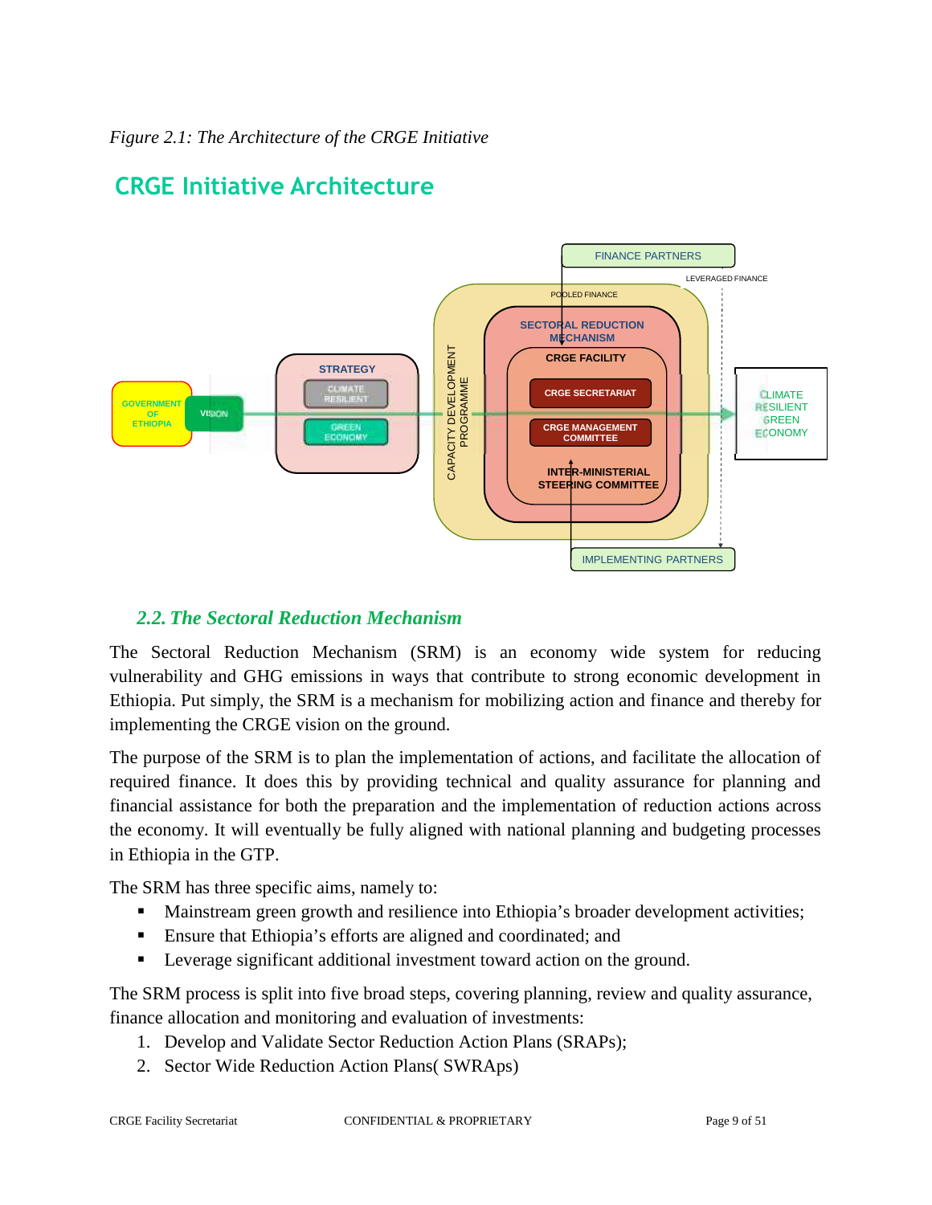*Figure 2.1: The Architecture of the CRGE Initiative*

## CRGE Initiative Architecture

### *2.2. The Sectoral Reduction Mechanism*

The Sectoral Reduction Mechanism (SRM) is an economy wide system for reducing vulnerability and GHG emissions in ways that contribute to strong economic development in Ethiopia. Put simply, the SRM is a mechanism for mobilizing action and finance and thereby for implementing the CRGE vision on the ground.

The purpose of the SRM is to plan the implementation of actions, and facilitate the allocation of required finance. It does this by providing technical and quality assurance for planning and financial assistance for both the preparation and the implementation of reduction actions across the economy. It will eventually be fully aligned with national planning and budgeting processes in Ethiopia in the GTP.

The SRM has three specific aims, namely to:

- Mainstream green growth and resilience into Ethiopia's broader development activities;
- Ensure that Ethiopia's efforts are aligned and coordinated; and
- Leverage significant additional investment toward action on the ground.

The SRM process is split into five broad steps, covering planning, review and quality assurance, finance allocation and monitoring and evaluation of investments:

1. Develop and Validate Sector Reduction Action Plans (SRAPs);
2. Sector Wide Reduction Action Plans( SWRAps)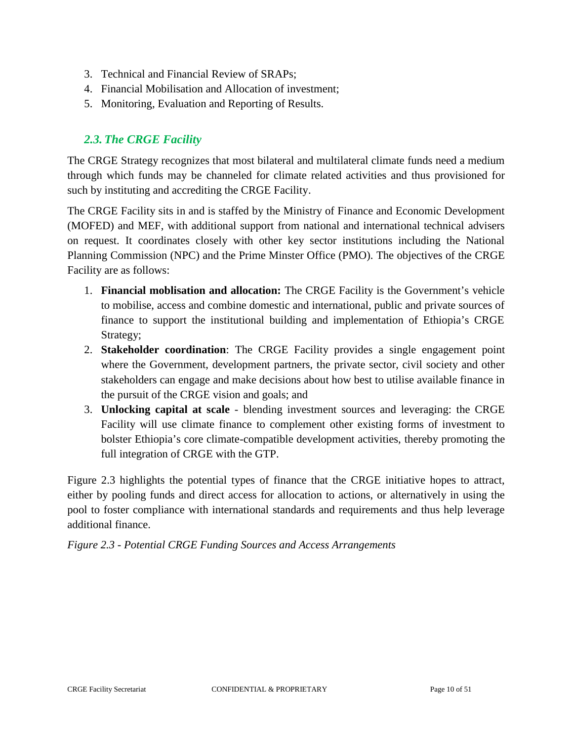3. Technical and Financial Review of SRAPs;
4. Financial Mobilisation and Allocation of investment;
5. Monitoring, Evaluation and Reporting of Results.

## *2.3. The CRGE Facility*

The CRGE Strategy recognizes that most bilateral and multilateral climate funds need a medium through which funds may be channeled for climate related activities and thus provisioned for such by instituting and accrediting the CRGE Facility.

The CRGE Facility sits in and is staffed by the Ministry of Finance and Economic Development (MOFED) and MEF, with additional support from national and international technical advisers on request. It coordinates closely with other key sector institutions including the National Planning Commission (NPC) and the Prime Minster Office (PMO). The objectives of the CRGE Facility are as follows:

1. **Financial moblisation and allocation:** The CRGE Facility is the Government's vehicle to mobilise, access and combine domestic and international, public and private sources of finance to support the institutional building and implementation of Ethiopia's CRGE Strategy;
2. **Stakeholder coordination**: The CRGE Facility provides a single engagement point where the Government, development partners, the private sector, civil society and other stakeholders can engage and make decisions about how best to utilise available finance in the pursuit of the CRGE vision and goals; and
3. **Unlocking capital at scale** - blending investment sources and leveraging: the CRGE Facility will use climate finance to complement other existing forms of investment to bolster Ethiopia's core climate-compatible development activities, thereby promoting the full integration of CRGE with the GTP.

Figure 2.3 highlights the potential types of finance that the CRGE initiative hopes to attract, either by pooling funds and direct access for allocation to actions, or alternatively in using the pool to foster compliance with international standards and requirements and thus help leverage additional finance.

*Figure 2.3 - Potential CRGE Funding Sources and Access Arrangements*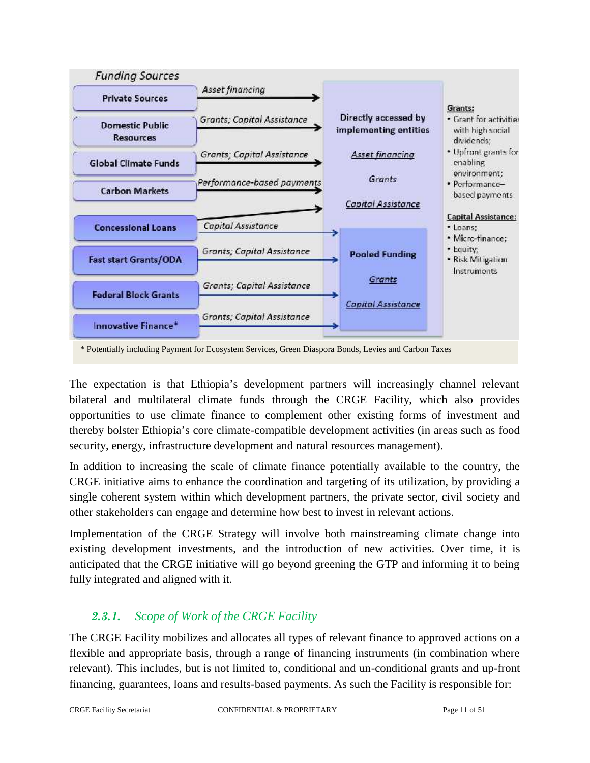**Funding Sources**

| Funding Source | Instrument | Channel |
|---|---|---|
| Private Sources | Asset financing | Directly accessed by implementing entities |
| Domestic Public Resources | Grants; Capital Assistance | Directly accessed by implementing entities |
| Global Climate Funds | Grants; Capital Assistance | Directly accessed by implementing entities |
| Carbon Markets | Performance-based payments | Directly accessed by implementing entities |
| Concessional Loans | Capital Assistance | Pooled Funding |
| Fast start Grants/ODA | Grants; Capital Assistance | Pooled Funding |
| Federal Block Grants | Grants; Capital Assistance | Pooled Funding |
| Innovative Finance* | Grants; Capital Assistance | Pooled Funding |

**Directly accessed by implementing entities**: *Asset financing*; *Grants*; *Capital Assistance*

**Pooled Funding**: *Grants*; *Capital Assistance*

**Grants:**
- Grant for activities with high social dividends;
- Upfront grants for enabling environment;
- Performance–based payments

**Capital Assistance:**
- Loans;
- Micro-finance;
- Equity;
- Risk Mitigation Instruments

\* Potentially including Payment for Ecosystem Services, Green Diaspora Bonds, Levies and Carbon Taxes

The expectation is that Ethiopia's development partners will increasingly channel relevant bilateral and multilateral climate funds through the CRGE Facility, which also provides opportunities to use climate finance to complement other existing forms of investment and thereby bolster Ethiopia's core climate-compatible development activities (in areas such as food security, energy, infrastructure development and natural resources management).

In addition to increasing the scale of climate finance potentially available to the country, the CRGE initiative aims to enhance the coordination and targeting of its utilization, by providing a single coherent system within which development partners, the private sector, civil society and other stakeholders can engage and determine how best to invest in relevant actions.

Implementation of the CRGE Strategy will involve both mainstreaming climate change into existing development investments, and the introduction of new activities. Over time, it is anticipated that the CRGE initiative will go beyond greening the GTP and informing it to being fully integrated and aligned with it.

### *2.3.1. Scope of Work of the CRGE Facility*

The CRGE Facility mobilizes and allocates all types of relevant finance to approved actions on a flexible and appropriate basis, through a range of financing instruments (in combination where relevant). This includes, but is not limited to, conditional and un-conditional grants and up-front financing, guarantees, loans and results-based payments. As such the Facility is responsible for: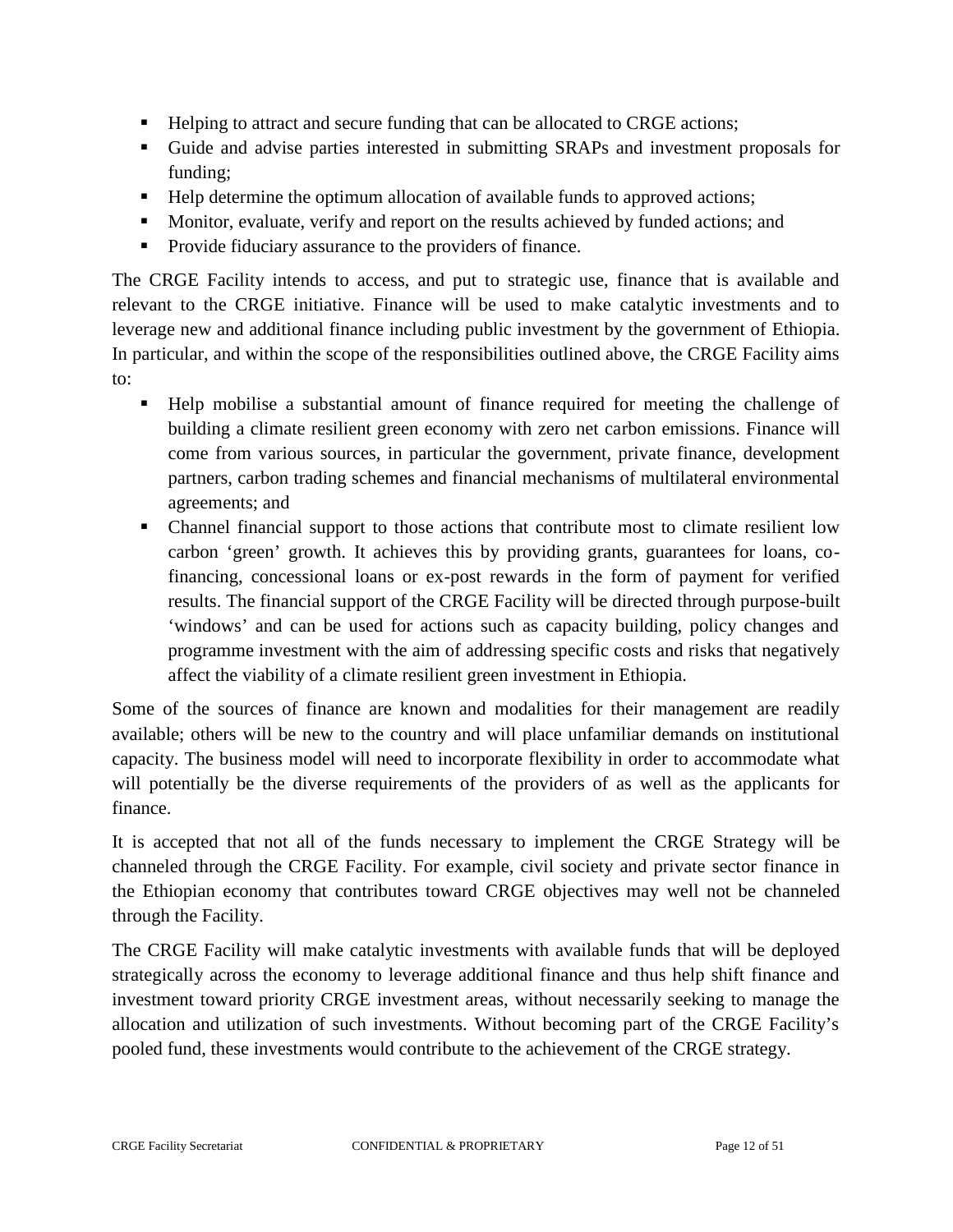- Helping to attract and secure funding that can be allocated to CRGE actions;
- Guide and advise parties interested in submitting SRAPs and investment proposals for funding;
- Help determine the optimum allocation of available funds to approved actions;
- Monitor, evaluate, verify and report on the results achieved by funded actions; and
- Provide fiduciary assurance to the providers of finance.

The CRGE Facility intends to access, and put to strategic use, finance that is available and relevant to the CRGE initiative. Finance will be used to make catalytic investments and to leverage new and additional finance including public investment by the government of Ethiopia. In particular, and within the scope of the responsibilities outlined above, the CRGE Facility aims to:

- Help mobilise a substantial amount of finance required for meeting the challenge of building a climate resilient green economy with zero net carbon emissions. Finance will come from various sources, in particular the government, private finance, development partners, carbon trading schemes and financial mechanisms of multilateral environmental agreements; and
- Channel financial support to those actions that contribute most to climate resilient low carbon 'green' growth. It achieves this by providing grants, guarantees for loans, co-financing, concessional loans or ex-post rewards in the form of payment for verified results. The financial support of the CRGE Facility will be directed through purpose-built 'windows' and can be used for actions such as capacity building, policy changes and programme investment with the aim of addressing specific costs and risks that negatively affect the viability of a climate resilient green investment in Ethiopia.

Some of the sources of finance are known and modalities for their management are readily available; others will be new to the country and will place unfamiliar demands on institutional capacity. The business model will need to incorporate flexibility in order to accommodate what will potentially be the diverse requirements of the providers of as well as the applicants for finance.

It is accepted that not all of the funds necessary to implement the CRGE Strategy will be channeled through the CRGE Facility. For example, civil society and private sector finance in the Ethiopian economy that contributes toward CRGE objectives may well not be channeled through the Facility.

The CRGE Facility will make catalytic investments with available funds that will be deployed strategically across the economy to leverage additional finance and thus help shift finance and investment toward priority CRGE investment areas, without necessarily seeking to manage the allocation and utilization of such investments. Without becoming part of the CRGE Facility's pooled fund, these investments would contribute to the achievement of the CRGE strategy.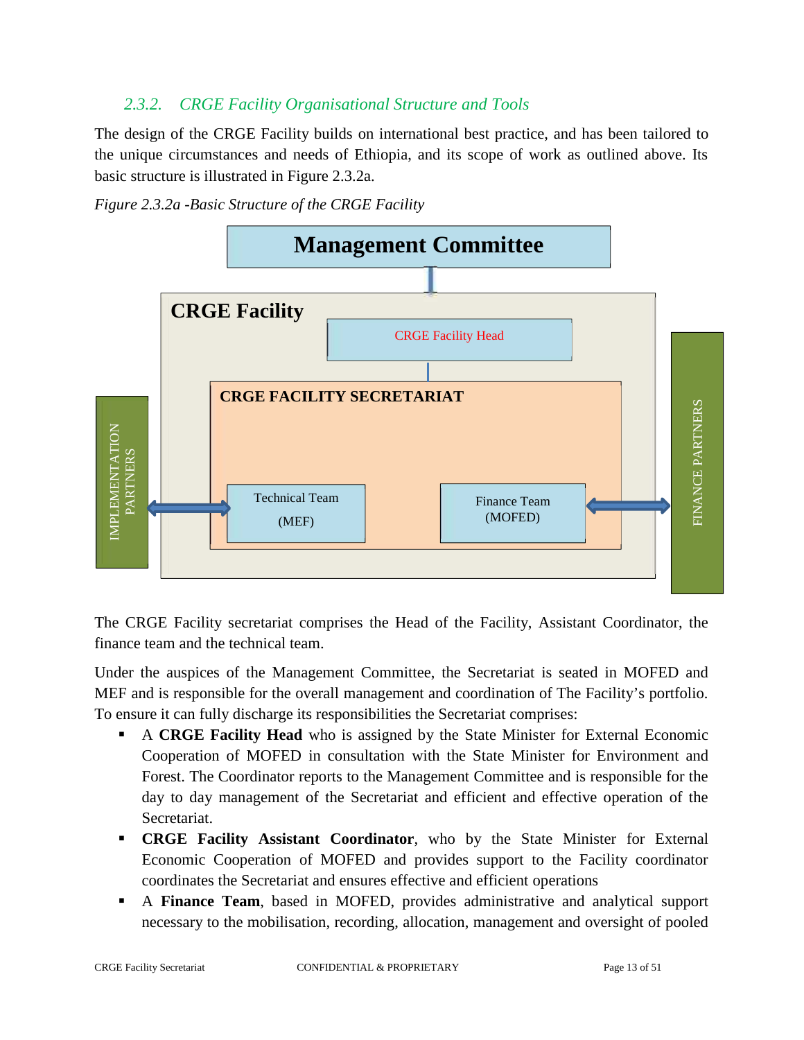### 2.3.2. CRGE Facility Organisational Structure and Tools

The design of the CRGE Facility builds on international best practice, and has been tailored to the unique circumstances and needs of Ethiopia, and its scope of work as outlined above. Its basic structure is illustrated in Figure 2.3.2a.

*Figure 2.3.2a -Basic Structure of the CRGE Facility*

**Management Committee**

**CRGE Facility**

CRGE Facility Head

**CRGE FACILITY SECRETARIAT**

Technical Team (MEF)

Finance Team (MOFED)

IMPLEMENTATION PARTNERS

FINANCE PARTNERS

The CRGE Facility secretariat comprises the Head of the Facility, Assistant Coordinator, the finance team and the technical team.

Under the auspices of the Management Committee, the Secretariat is seated in MOFED and MEF and is responsible for the overall management and coordination of The Facility's portfolio. To ensure it can fully discharge its responsibilities the Secretariat comprises:

- A **CRGE Facility Head** who is assigned by the State Minister for External Economic Cooperation of MOFED in consultation with the State Minister for Environment and Forest. The Coordinator reports to the Management Committee and is responsible for the day to day management of the Secretariat and efficient and effective operation of the Secretariat.
- **CRGE Facility Assistant Coordinator**, who by the State Minister for External Economic Cooperation of MOFED and provides support to the Facility coordinator coordinates the Secretariat and ensures effective and efficient operations
- A **Finance Team**, based in MOFED, provides administrative and analytical support necessary to the mobilisation, recording, allocation, management and oversight of pooled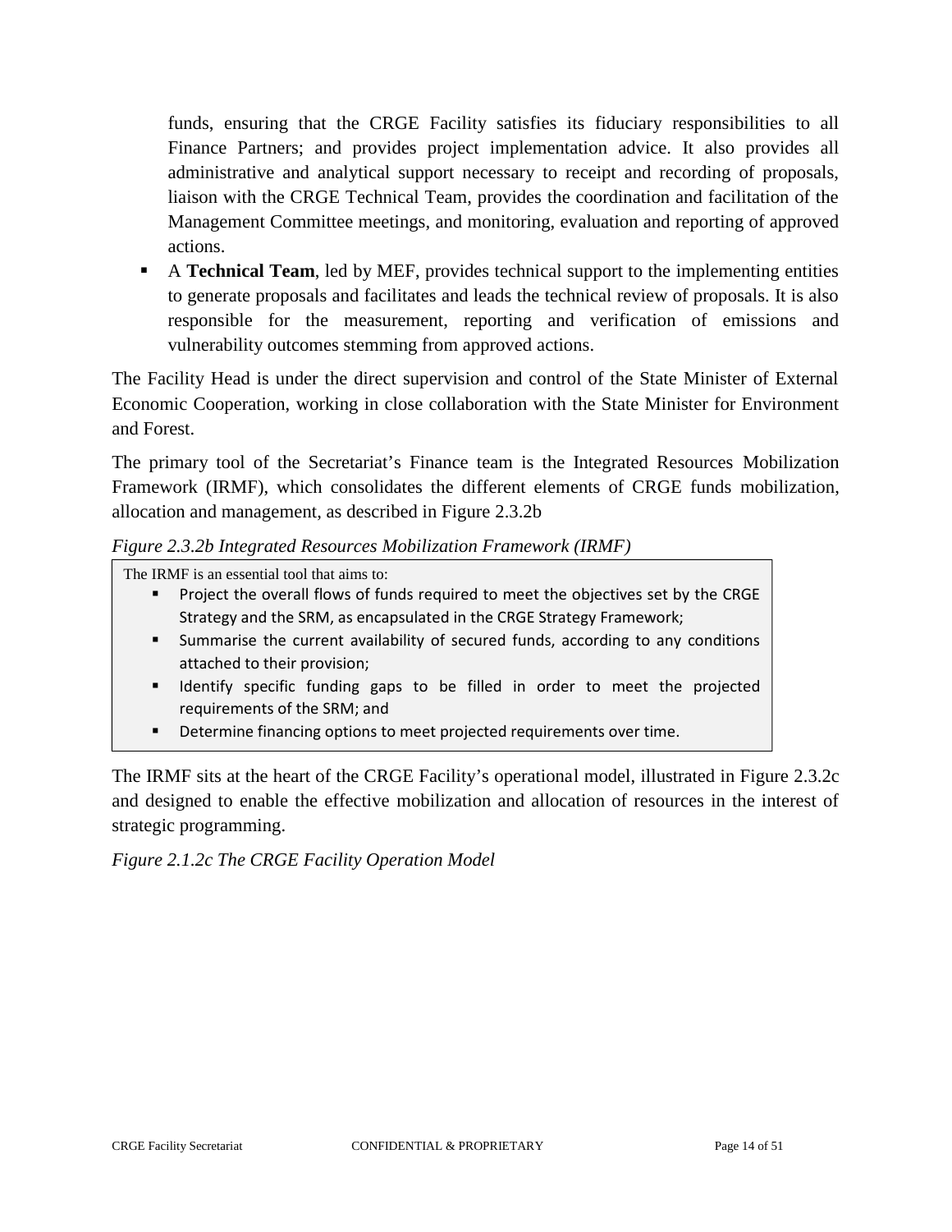funds, ensuring that the CRGE Facility satisfies its fiduciary responsibilities to all Finance Partners; and provides project implementation advice. It also provides all administrative and analytical support necessary to receipt and recording of proposals, liaison with the CRGE Technical Team, provides the coordination and facilitation of the Management Committee meetings, and monitoring, evaluation and reporting of approved actions.

- A **Technical Team**, led by MEF, provides technical support to the implementing entities to generate proposals and facilitates and leads the technical review of proposals. It is also responsible for the measurement, reporting and verification of emissions and vulnerability outcomes stemming from approved actions.

The Facility Head is under the direct supervision and control of the State Minister of External Economic Cooperation, working in close collaboration with the State Minister for Environment and Forest.

The primary tool of the Secretariat's Finance team is the Integrated Resources Mobilization Framework (IRMF), which consolidates the different elements of CRGE funds mobilization, allocation and management, as described in Figure 2.3.2b

*Figure 2.3.2b Integrated Resources Mobilization Framework (IRMF)*

The IRMF is an essential tool that aims to:

- Project the overall flows of funds required to meet the objectives set by the CRGE Strategy and the SRM, as encapsulated in the CRGE Strategy Framework;
- Summarise the current availability of secured funds, according to any conditions attached to their provision;
- Identify specific funding gaps to be filled in order to meet the projected requirements of the SRM; and
- Determine financing options to meet projected requirements over time.

The IRMF sits at the heart of the CRGE Facility's operational model, illustrated in Figure 2.3.2c and designed to enable the effective mobilization and allocation of resources in the interest of strategic programming.

*Figure 2.1.2c The CRGE Facility Operation Model*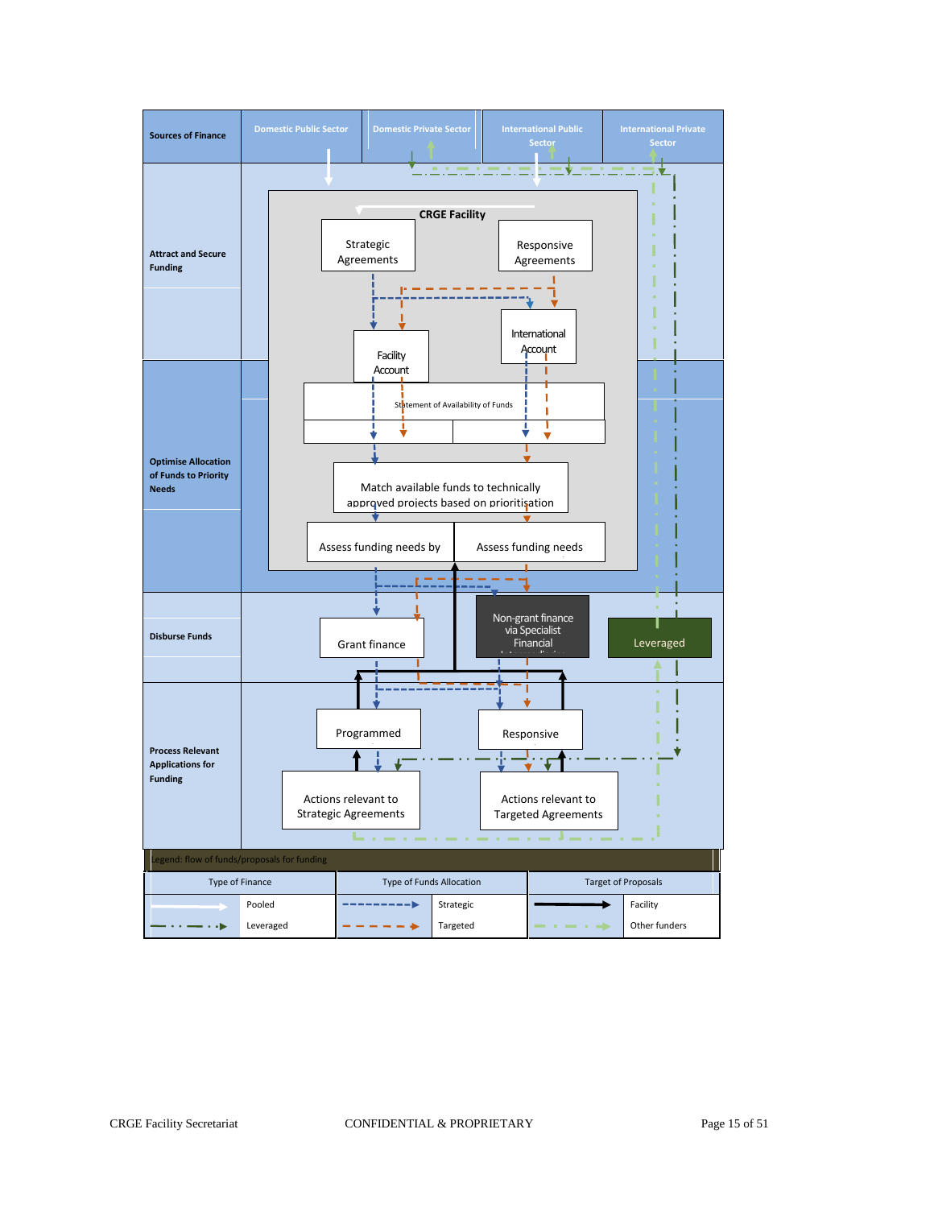| Sources of Finance | Domestic Public Sector | Domestic Private Sector | International Public Sector | International Private Sector |
|---|---|---|---|---|

**Attract and Secure Funding**

CRGE Facility

Strategic Agreements

Responsive Agreements

International Account

Facility Account

Statement of Availability of Funds

**Optimise Allocation of Funds to Priority Needs**

Match available funds to technically approved projects based on prioritisation

Assess funding needs by

Assess funding needs

**Disburse Funds**

Grant finance

Non-grant finance via Specialist Financial

Leveraged

**Process Relevant Applications for Funding**

Programmed

Responsive

Actions relevant to Strategic Agreements

Actions relevant to Targeted Agreements

Legend: flow of funds/proposals for funding

| Type of Finance | | Type of Funds Allocation | | Target of Proposals | |
|---|---|---|---|---|---|
| (white solid arrow) | Pooled | (blue dashed arrow) | Strategic | (black solid arrow) | Facility |
| (dark green dash-dot arrow) | Leveraged | (orange dashed arrow) | Targeted | (light green dash-dot arrow) | Other funders |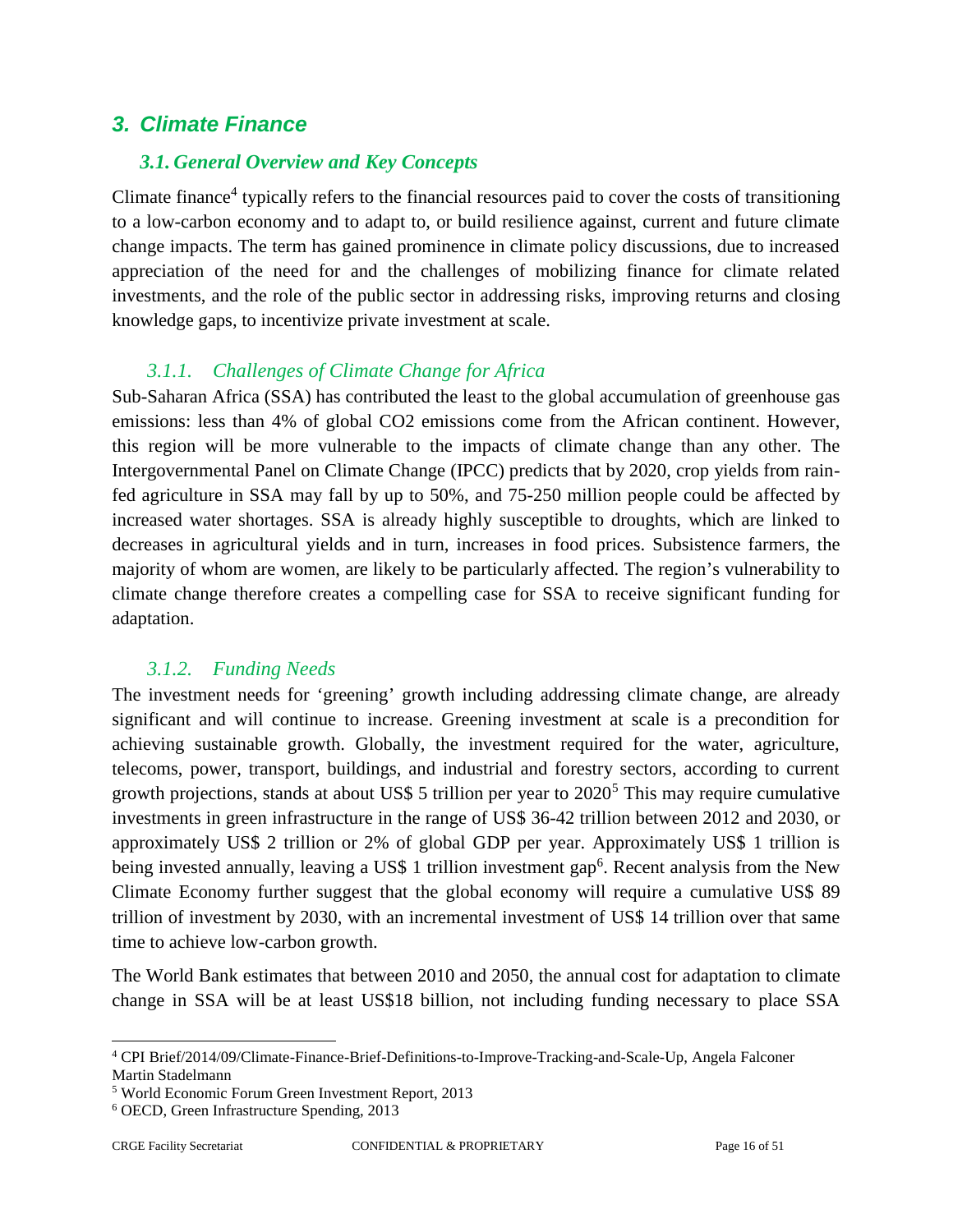# 3. Climate Finance

## 3.1. General Overview and Key Concepts

Climate finance[4] typically refers to the financial resources paid to cover the costs of transitioning to a low-carbon economy and to adapt to, or build resilience against, current and future climate change impacts. The term has gained prominence in climate policy discussions, due to increased appreciation of the need for and the challenges of mobilizing finance for climate related investments, and the role of the public sector in addressing risks, improving returns and closing knowledge gaps, to incentivize private investment at scale.

### 3.1.1. Challenges of Climate Change for Africa

Sub-Saharan Africa (SSA) has contributed the least to the global accumulation of greenhouse gas emissions: less than 4% of global CO2 emissions come from the African continent. However, this region will be more vulnerable to the impacts of climate change than any other. The Intergovernmental Panel on Climate Change (IPCC) predicts that by 2020, crop yields from rain-fed agriculture in SSA may fall by up to 50%, and 75-250 million people could be affected by increased water shortages. SSA is already highly susceptible to droughts, which are linked to decreases in agricultural yields and in turn, increases in food prices. Subsistence farmers, the majority of whom are women, are likely to be particularly affected. The region's vulnerability to climate change therefore creates a compelling case for SSA to receive significant funding for adaptation.

### 3.1.2. Funding Needs

The investment needs for 'greening' growth including addressing climate change, are already significant and will continue to increase. Greening investment at scale is a precondition for achieving sustainable growth. Globally, the investment required for the water, agriculture, telecoms, power, transport, buildings, and industrial and forestry sectors, according to current growth projections, stands at about US$ 5 trillion per year to 2020[5] This may require cumulative investments in green infrastructure in the range of US$ 36-42 trillion between 2012 and 2030, or approximately US$ 2 trillion or 2% of global GDP per year. Approximately US$ 1 trillion is being invested annually, leaving a US$ 1 trillion investment gap[6]. Recent analysis from the New Climate Economy further suggest that the global economy will require a cumulative US$ 89 trillion of investment by 2030, with an incremental investment of US$ 14 trillion over that same time to achieve low-carbon growth.

The World Bank estimates that between 2010 and 2050, the annual cost for adaptation to climate change in SSA will be at least US$18 billion, not including funding necessary to place SSA

---

[4] CPI Brief/2014/09/Climate-Finance-Brief-Definitions-to-Improve-Tracking-and-Scale-Up, Angela Falconer Martin Stadelmann

[5] World Economic Forum Green Investment Report, 2013

[6] OECD, Green Infrastructure Spending, 2013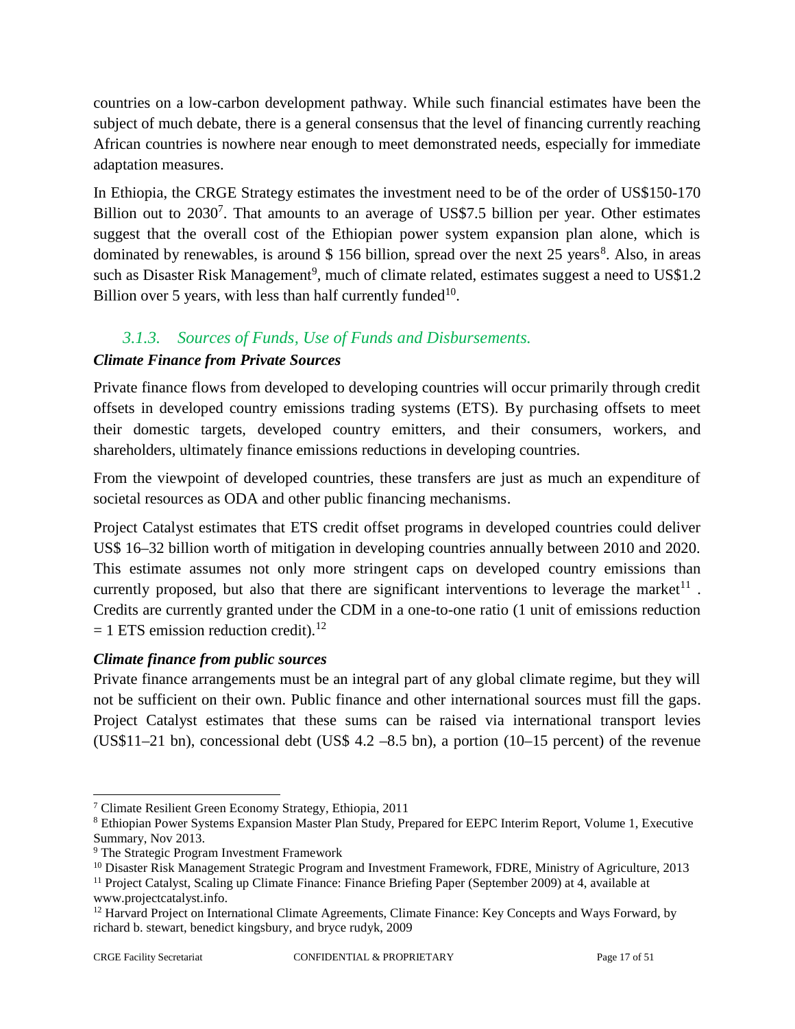countries on a low-carbon development pathway. While such financial estimates have been the subject of much debate, there is a general consensus that the level of financing currently reaching African countries is nowhere near enough to meet demonstrated needs, especially for immediate adaptation measures.

In Ethiopia, the CRGE Strategy estimates the investment need to be of the order of US$150-170 Billion out to 2030[7]. That amounts to an average of US$7.5 billion per year. Other estimates suggest that the overall cost of the Ethiopian power system expansion plan alone, which is dominated by renewables, is around $ 156 billion, spread over the next 25 years[8]. Also, in areas such as Disaster Risk Management[9], much of climate related, estimates suggest a need to US$1.2 Billion over 5 years, with less than half currently funded[10].

### *3.1.3. Sources of Funds, Use of Funds and Disbursements.*

***Climate Finance from Private Sources***

Private finance flows from developed to developing countries will occur primarily through credit offsets in developed country emissions trading systems (ETS). By purchasing offsets to meet their domestic targets, developed country emitters, and their consumers, workers, and shareholders, ultimately finance emissions reductions in developing countries.

From the viewpoint of developed countries, these transfers are just as much an expenditure of societal resources as ODA and other public financing mechanisms.

Project Catalyst estimates that ETS credit offset programs in developed countries could deliver US$ 16–32 billion worth of mitigation in developing countries annually between 2010 and 2020. This estimate assumes not only more stringent caps on developed country emissions than currently proposed, but also that there are significant interventions to leverage the market[11] . Credits are currently granted under the CDM in a one-to-one ratio (1 unit of emissions reduction = 1 ETS emission reduction credit).[12]

***Climate finance from public sources***

Private finance arrangements must be an integral part of any global climate regime, but they will not be sufficient on their own. Public finance and other international sources must fill the gaps. Project Catalyst estimates that these sums can be raised via international transport levies (US$11–21 bn), concessional debt (US$ 4.2 –8.5 bn), a portion (10–15 percent) of the revenue

---

[7] Climate Resilient Green Economy Strategy, Ethiopia, 2011

[8] Ethiopian Power Systems Expansion Master Plan Study, Prepared for EEPC Interim Report, Volume 1, Executive Summary, Nov 2013.

[9] The Strategic Program Investment Framework

[10] Disaster Risk Management Strategic Program and Investment Framework, FDRE, Ministry of Agriculture, 2013

[11] Project Catalyst, Scaling up Climate Finance: Finance Briefing Paper (September 2009) at 4, available at www.projectcatalyst.info.

[12] Harvard Project on International Climate Agreements, Climate Finance: Key Concepts and Ways Forward, by richard b. stewart, benedict kingsbury, and bryce rudyk, 2009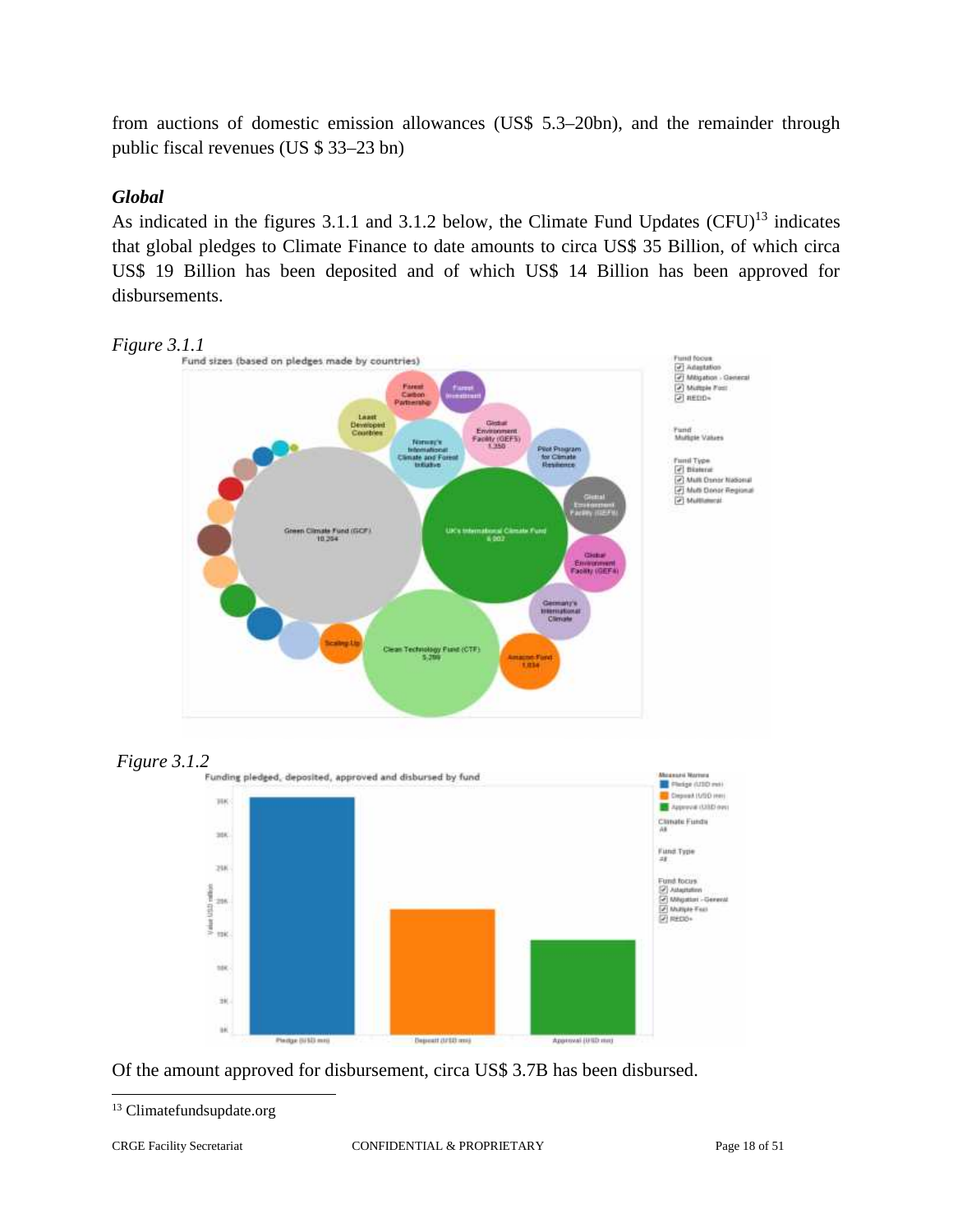from auctions of domestic emission allowances (US$ 5.3–20bn), and the remainder through public fiscal revenues (US $ 33–23 bn)

### *Global*

As indicated in the figures 3.1.1 and 3.1.2 below, the Climate Fund Updates (CFU)[13] indicates that global pledges to Climate Finance to date amounts to circa US$ 35 Billion, of which circa US$ 19 Billion has been deposited and of which US$ 14 Billion has been approved for disbursements.

*Figure 3.1.1*

*Figure 3.1.2*

Of the amount approved for disbursement, circa US$ 3.7B has been disbursed.

---

[13] Climatefundsupdate.org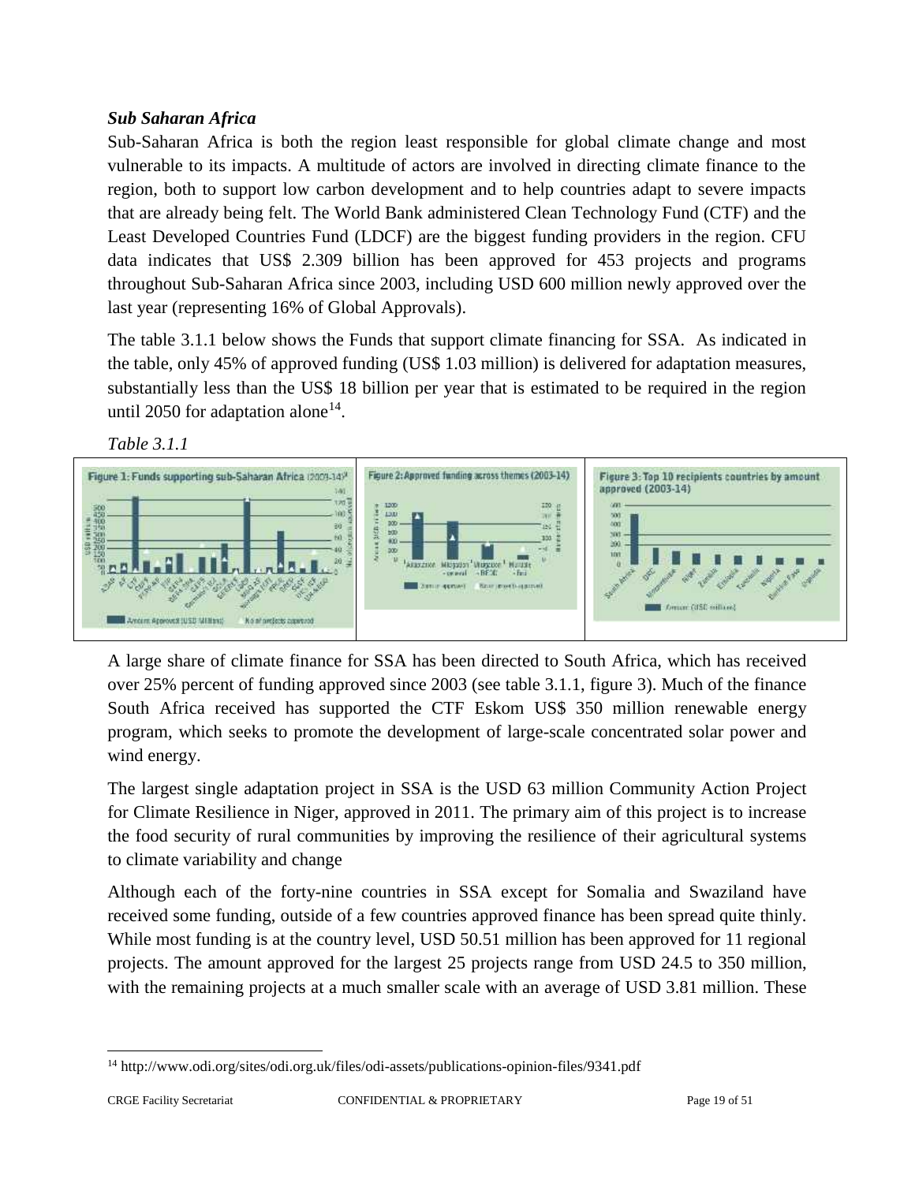### *Sub Saharan Africa*

Sub-Saharan Africa is both the region least responsible for global climate change and most vulnerable to its impacts. A multitude of actors are involved in directing climate finance to the region, both to support low carbon development and to help countries adapt to severe impacts that are already being felt. The World Bank administered Clean Technology Fund (CTF) and the Least Developed Countries Fund (LDCF) are the biggest funding providers in the region. CFU data indicates that US$ 2.309 billion has been approved for 453 projects and programs throughout Sub-Saharan Africa since 2003, including USD 600 million newly approved over the last year (representing 16% of Global Approvals).

The table 3.1.1 below shows the Funds that support climate financing for SSA. As indicated in the table, only 45% of approved funding (US$ 1.03 million) is delivered for adaptation measures, substantially less than the US$ 18 billion per year that is estimated to be required in the region until 2050 for adaptation alone[14].

*Table 3.1.1*

| Figure 1: Funds supporting sub-Saharan Africa (2003-14) | Figure 2: Approved funding across themes (2003-14) | Figure 3: Top 10 recipients countries by amount approved (2003-14) |
|---|---|---|

A large share of climate finance for SSA has been directed to South Africa, which has received over 25% percent of funding approved since 2003 (see table 3.1.1, figure 3). Much of the finance South Africa received has supported the CTF Eskom US$ 350 million renewable energy program, which seeks to promote the development of large-scale concentrated solar power and wind energy.

The largest single adaptation project in SSA is the USD 63 million Community Action Project for Climate Resilience in Niger, approved in 2011. The primary aim of this project is to increase the food security of rural communities by improving the resilience of their agricultural systems to climate variability and change

Although each of the forty-nine countries in SSA except for Somalia and Swaziland have received some funding, outside of a few countries approved finance has been spread quite thinly. While most funding is at the country level, USD 50.51 million has been approved for 11 regional projects. The amount approved for the largest 25 projects range from USD 24.5 to 350 million, with the remaining projects at a much smaller scale with an average of USD 3.81 million. These

---

[14] http://www.odi.org/sites/odi.org.uk/files/odi-assets/publications-opinion-files/9341.pdf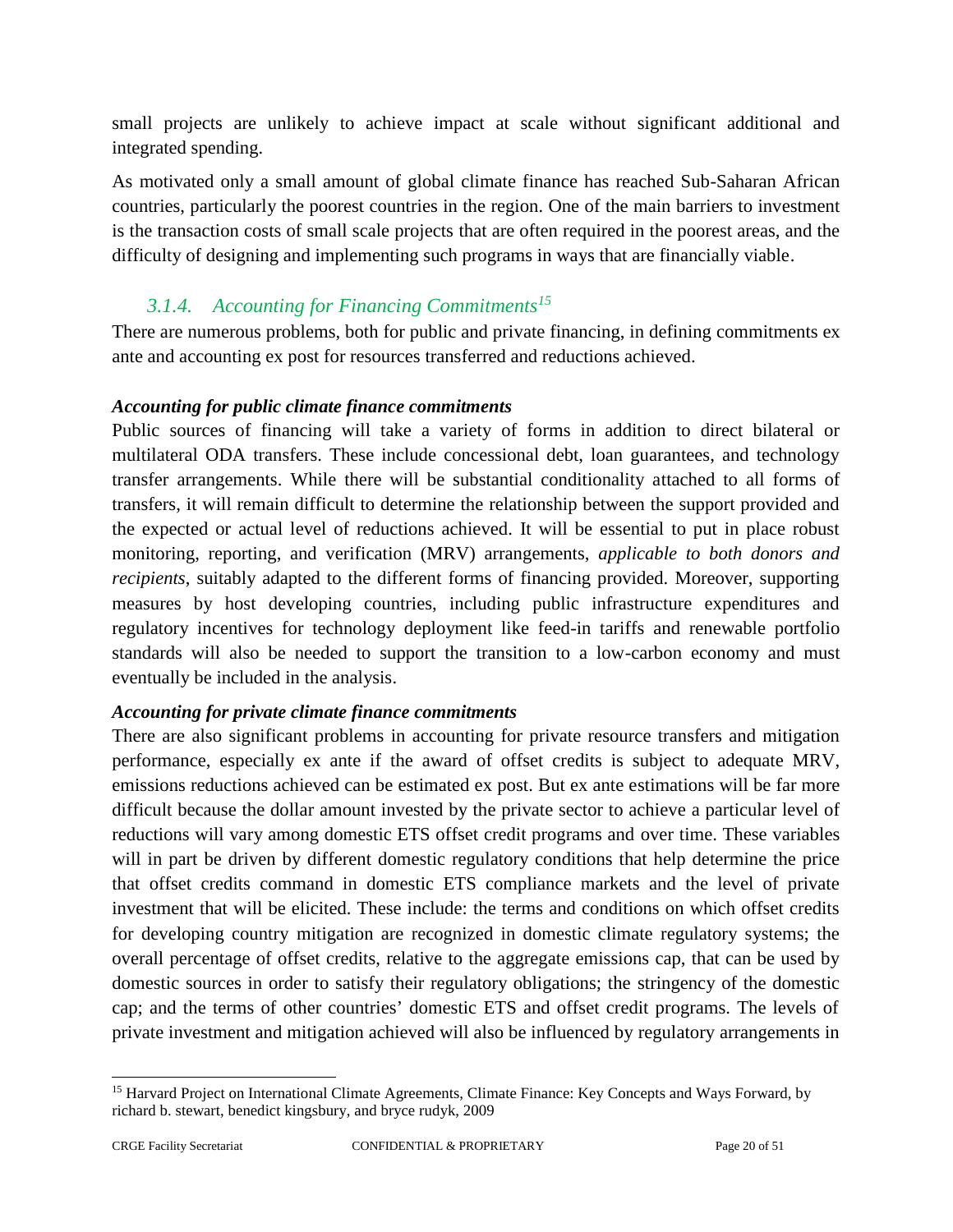small projects are unlikely to achieve impact at scale without significant additional and integrated spending.

As motivated only a small amount of global climate finance has reached Sub-Saharan African countries, particularly the poorest countries in the region. One of the main barriers to investment is the transaction costs of small scale projects that are often required in the poorest areas, and the difficulty of designing and implementing such programs in ways that are financially viable.

### *3.1.4. Accounting for Financing Commitments*[15]

There are numerous problems, both for public and private financing, in defining commitments ex ante and accounting ex post for resources transferred and reductions achieved.

***Accounting for public climate finance commitments***

Public sources of financing will take a variety of forms in addition to direct bilateral or multilateral ODA transfers. These include concessional debt, loan guarantees, and technology transfer arrangements. While there will be substantial conditionality attached to all forms of transfers, it will remain difficult to determine the relationship between the support provided and the expected or actual level of reductions achieved. It will be essential to put in place robust monitoring, reporting, and verification (MRV) arrangements, *applicable to both donors and recipients*, suitably adapted to the different forms of financing provided. Moreover, supporting measures by host developing countries, including public infrastructure expenditures and regulatory incentives for technology deployment like feed-in tariffs and renewable portfolio standards will also be needed to support the transition to a low-carbon economy and must eventually be included in the analysis.

***Accounting for private climate finance commitments***

There are also significant problems in accounting for private resource transfers and mitigation performance, especially ex ante if the award of offset credits is subject to adequate MRV, emissions reductions achieved can be estimated ex post. But ex ante estimations will be far more difficult because the dollar amount invested by the private sector to achieve a particular level of reductions will vary among domestic ETS offset credit programs and over time. These variables will in part be driven by different domestic regulatory conditions that help determine the price that offset credits command in domestic ETS compliance markets and the level of private investment that will be elicited. These include: the terms and conditions on which offset credits for developing country mitigation are recognized in domestic climate regulatory systems; the overall percentage of offset credits, relative to the aggregate emissions cap, that can be used by domestic sources in order to satisfy their regulatory obligations; the stringency of the domestic cap; and the terms of other countries' domestic ETS and offset credit programs. The levels of private investment and mitigation achieved will also be influenced by regulatory arrangements in

---

[15] Harvard Project on International Climate Agreements, Climate Finance: Key Concepts and Ways Forward, by richard b. stewart, benedict kingsbury, and bryce rudyk, 2009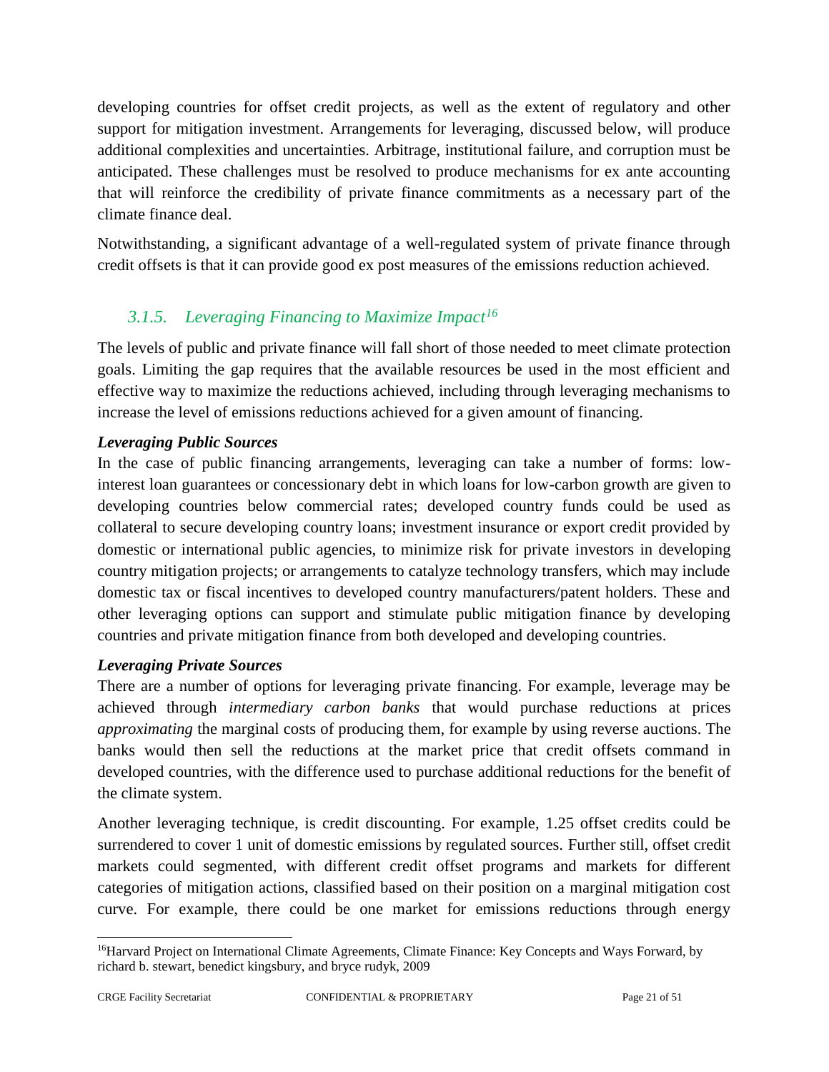developing countries for offset credit projects, as well as the extent of regulatory and other support for mitigation investment. Arrangements for leveraging, discussed below, will produce additional complexities and uncertainties. Arbitrage, institutional failure, and corruption must be anticipated. These challenges must be resolved to produce mechanisms for ex ante accounting that will reinforce the credibility of private finance commitments as a necessary part of the climate finance deal.

Notwithstanding, a significant advantage of a well-regulated system of private finance through credit offsets is that it can provide good ex post measures of the emissions reduction achieved.

### *3.1.5. Leveraging Financing to Maximize Impact*[16]

The levels of public and private finance will fall short of those needed to meet climate protection goals. Limiting the gap requires that the available resources be used in the most efficient and effective way to maximize the reductions achieved, including through leveraging mechanisms to increase the level of emissions reductions achieved for a given amount of financing.

***Leveraging Public Sources***

In the case of public financing arrangements, leveraging can take a number of forms: low-interest loan guarantees or concessionary debt in which loans for low-carbon growth are given to developing countries below commercial rates; developed country funds could be used as collateral to secure developing country loans; investment insurance or export credit provided by domestic or international public agencies, to minimize risk for private investors in developing country mitigation projects; or arrangements to catalyze technology transfers, which may include domestic tax or fiscal incentives to developed country manufacturers/patent holders. These and other leveraging options can support and stimulate public mitigation finance by developing countries and private mitigation finance from both developed and developing countries.

***Leveraging Private Sources***

There are a number of options for leveraging private financing. For example, leverage may be achieved through *intermediary carbon banks* that would purchase reductions at prices *approximating* the marginal costs of producing them, for example by using reverse auctions. The banks would then sell the reductions at the market price that credit offsets command in developed countries, with the difference used to purchase additional reductions for the benefit of the climate system.

Another leveraging technique, is credit discounting. For example, 1.25 offset credits could be surrendered to cover 1 unit of domestic emissions by regulated sources. Further still, offset credit markets could segmented, with different credit offset programs and markets for different categories of mitigation actions, classified based on their position on a marginal mitigation cost curve. For example, there could be one market for emissions reductions through energy

---

[16] Harvard Project on International Climate Agreements, Climate Finance: Key Concepts and Ways Forward, by richard b. stewart, benedict kingsbury, and bryce rudyk, 2009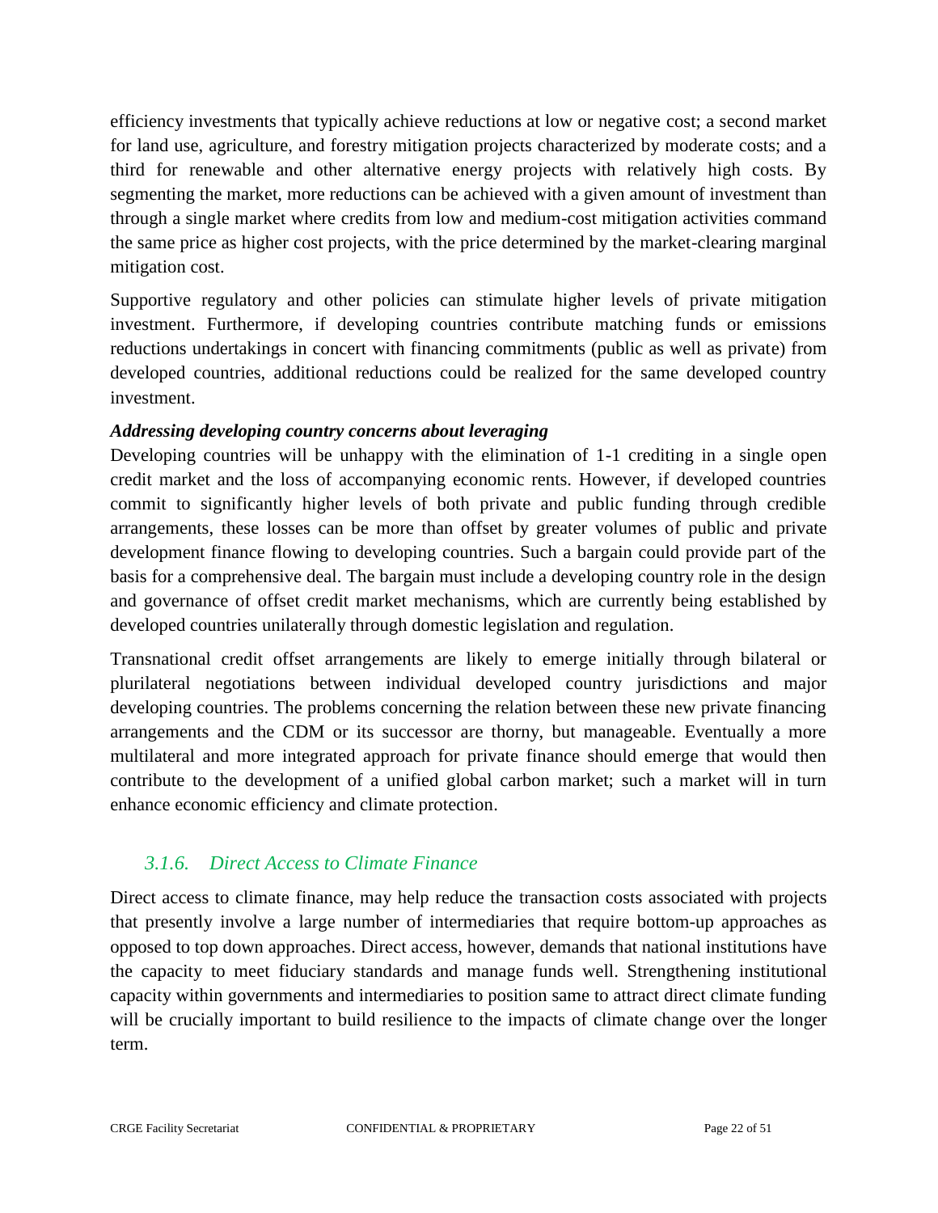efficiency investments that typically achieve reductions at low or negative cost; a second market for land use, agriculture, and forestry mitigation projects characterized by moderate costs; and a third for renewable and other alternative energy projects with relatively high costs. By segmenting the market, more reductions can be achieved with a given amount of investment than through a single market where credits from low and medium-cost mitigation activities command the same price as higher cost projects, with the price determined by the market-clearing marginal mitigation cost.

Supportive regulatory and other policies can stimulate higher levels of private mitigation investment. Furthermore, if developing countries contribute matching funds or emissions reductions undertakings in concert with financing commitments (public as well as private) from developed countries, additional reductions could be realized for the same developed country investment.

***Addressing developing country concerns about leveraging***

Developing countries will be unhappy with the elimination of 1-1 crediting in a single open credit market and the loss of accompanying economic rents. However, if developed countries commit to significantly higher levels of both private and public funding through credible arrangements, these losses can be more than offset by greater volumes of public and private development finance flowing to developing countries. Such a bargain could provide part of the basis for a comprehensive deal. The bargain must include a developing country role in the design and governance of offset credit market mechanisms, which are currently being established by developed countries unilaterally through domestic legislation and regulation.

Transnational credit offset arrangements are likely to emerge initially through bilateral or plurilateral negotiations between individual developed country jurisdictions and major developing countries. The problems concerning the relation between these new private financing arrangements and the CDM or its successor are thorny, but manageable. Eventually a more multilateral and more integrated approach for private finance should emerge that would then contribute to the development of a unified global carbon market; such a market will in turn enhance economic efficiency and climate protection.

### *3.1.6. Direct Access to Climate Finance*

Direct access to climate finance, may help reduce the transaction costs associated with projects that presently involve a large number of intermediaries that require bottom-up approaches as opposed to top down approaches. Direct access, however, demands that national institutions have the capacity to meet fiduciary standards and manage funds well. Strengthening institutional capacity within governments and intermediaries to position same to attract direct climate funding will be crucially important to build resilience to the impacts of climate change over the longer term.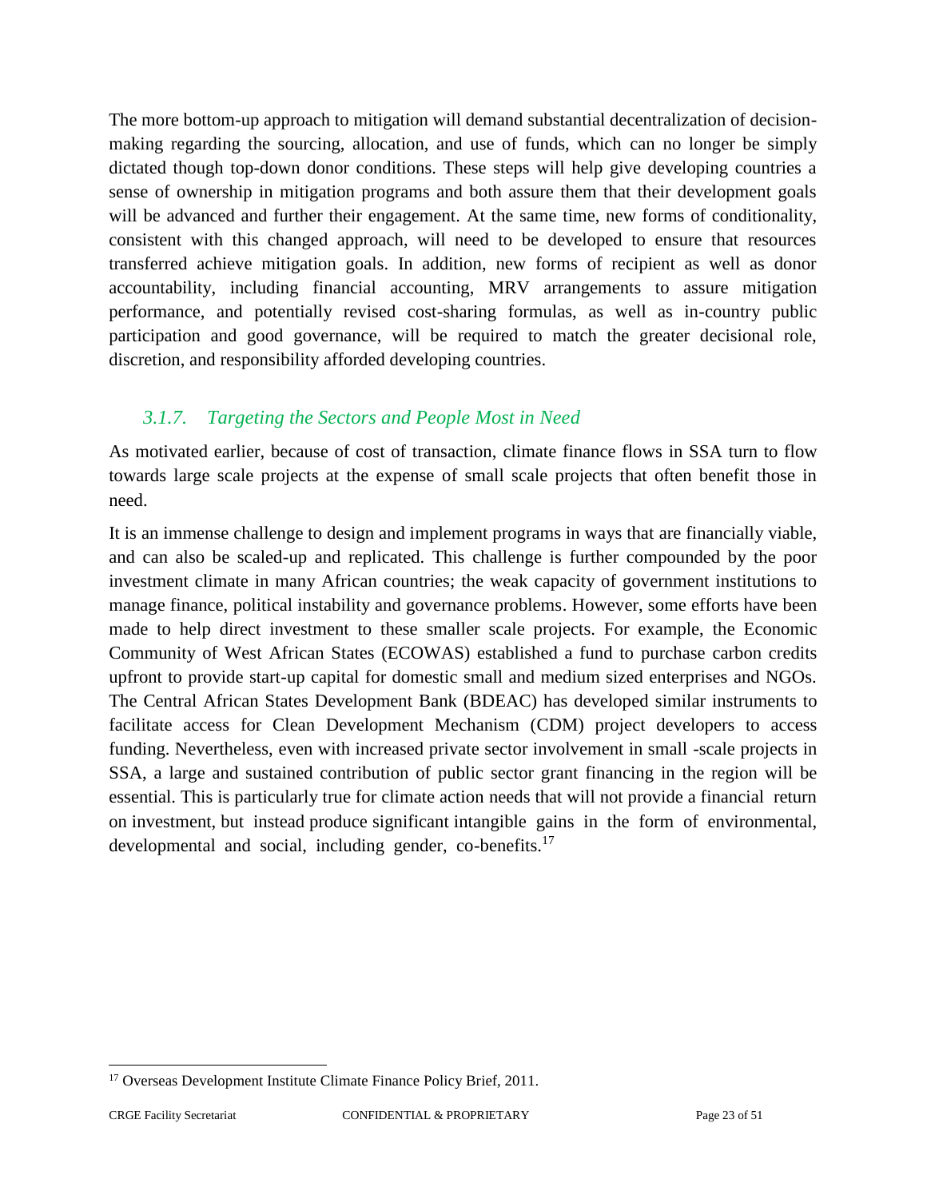The more bottom-up approach to mitigation will demand substantial decentralization of decision-making regarding the sourcing, allocation, and use of funds, which can no longer be simply dictated though top-down donor conditions. These steps will help give developing countries a sense of ownership in mitigation programs and both assure them that their development goals will be advanced and further their engagement. At the same time, new forms of conditionality, consistent with this changed approach, will need to be developed to ensure that resources transferred achieve mitigation goals. In addition, new forms of recipient as well as donor accountability, including financial accounting, MRV arrangements to assure mitigation performance, and potentially revised cost-sharing formulas, as well as in-country public participation and good governance, will be required to match the greater decisional role, discretion, and responsibility afforded developing countries.

### *3.1.7. Targeting the Sectors and People Most in Need*

As motivated earlier, because of cost of transaction, climate finance flows in SSA turn to flow towards large scale projects at the expense of small scale projects that often benefit those in need.

It is an immense challenge to design and implement programs in ways that are financially viable, and can also be scaled-up and replicated. This challenge is further compounded by the poor investment climate in many African countries; the weak capacity of government institutions to manage finance, political instability and governance problems. However, some efforts have been made to help direct investment to these smaller scale projects. For example, the Economic Community of West African States (ECOWAS) established a fund to purchase carbon credits upfront to provide start-up capital for domestic small and medium sized enterprises and NGOs. The Central African States Development Bank (BDEAC) has developed similar instruments to facilitate access for Clean Development Mechanism (CDM) project developers to access funding. Nevertheless, even with increased private sector involvement in small -scale projects in SSA, a large and sustained contribution of public sector grant financing in the region will be essential. This is particularly true for climate action needs that will not provide a financial return on investment, but instead produce significant intangible gains in the form of environmental, developmental and social, including gender, co-benefits.[17]

---

[17] Overseas Development Institute Climate Finance Policy Brief, 2011.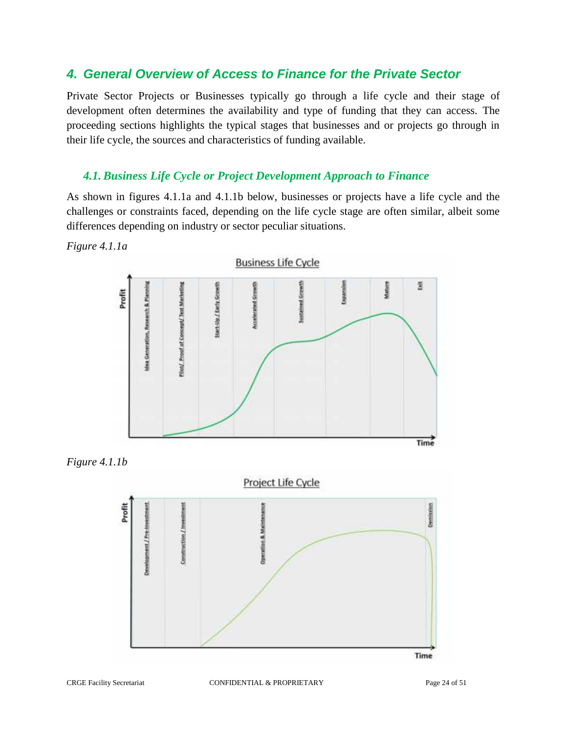## 4. General Overview of Access to Finance for the Private Sector

Private Sector Projects or Businesses typically go through a life cycle and their stage of development often determines the availability and type of funding that they can access. The proceeding sections highlights the typical stages that businesses and or projects go through in their life cycle, the sources and characteristics of funding available.

### 4.1. Business Life Cycle or Project Development Approach to Finance

As shown in figures 4.1.1a and 4.1.1b below, businesses or projects have a life cycle and the challenges or constraints faced, depending on the life cycle stage are often similar, albeit some differences depending on industry or sector peculiar situations.

*Figure 4.1.1a*

*Figure 4.1.1b*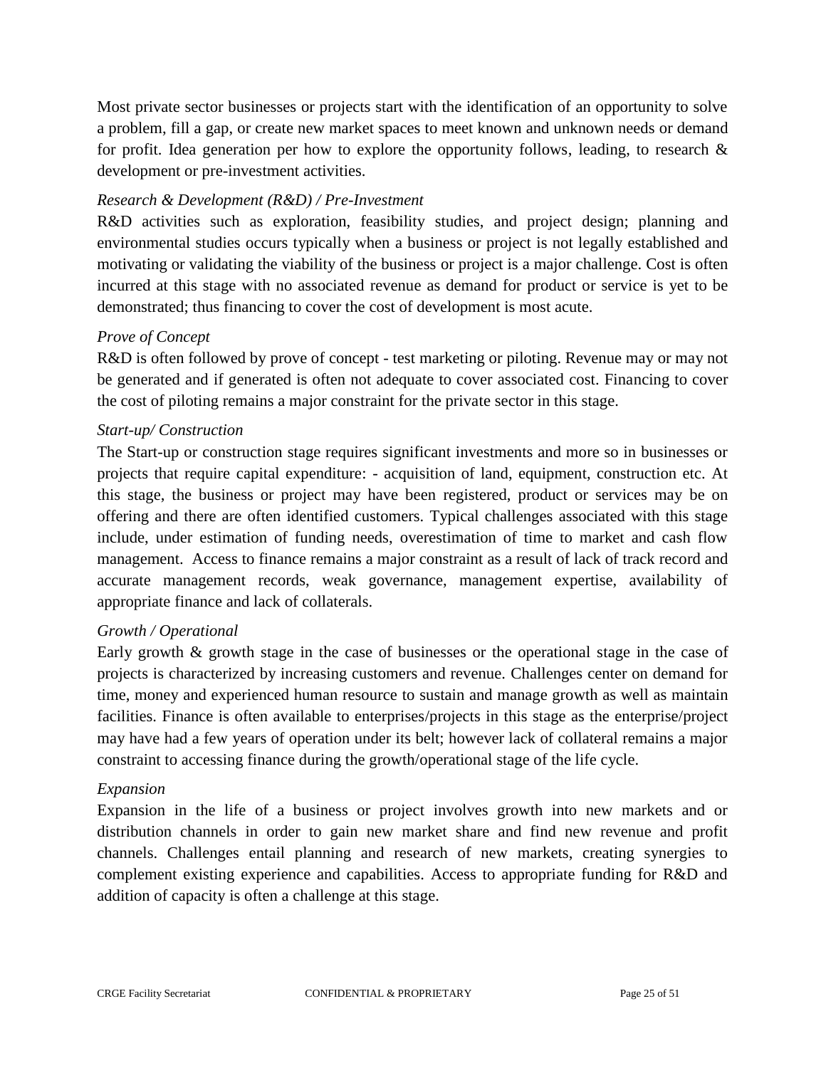Most private sector businesses or projects start with the identification of an opportunity to solve a problem, fill a gap, or create new market spaces to meet known and unknown needs or demand for profit. Idea generation per how to explore the opportunity follows, leading, to research & development or pre-investment activities.

*Research & Development (R&D) / Pre-Investment*

R&D activities such as exploration, feasibility studies, and project design; planning and environmental studies occurs typically when a business or project is not legally established and motivating or validating the viability of the business or project is a major challenge. Cost is often incurred at this stage with no associated revenue as demand for product or service is yet to be demonstrated; thus financing to cover the cost of development is most acute.

*Prove of Concept*

R&D is often followed by prove of concept - test marketing or piloting. Revenue may or may not be generated and if generated is often not adequate to cover associated cost. Financing to cover the cost of piloting remains a major constraint for the private sector in this stage.

*Start-up/ Construction*

The Start-up or construction stage requires significant investments and more so in businesses or projects that require capital expenditure: - acquisition of land, equipment, construction etc. At this stage, the business or project may have been registered, product or services may be on offering and there are often identified customers. Typical challenges associated with this stage include, under estimation of funding needs, overestimation of time to market and cash flow management. Access to finance remains a major constraint as a result of lack of track record and accurate management records, weak governance, management expertise, availability of appropriate finance and lack of collaterals.

*Growth / Operational*

Early growth & growth stage in the case of businesses or the operational stage in the case of projects is characterized by increasing customers and revenue. Challenges center on demand for time, money and experienced human resource to sustain and manage growth as well as maintain facilities. Finance is often available to enterprises/projects in this stage as the enterprise/project may have had a few years of operation under its belt; however lack of collateral remains a major constraint to accessing finance during the growth/operational stage of the life cycle.

*Expansion*

Expansion in the life of a business or project involves growth into new markets and or distribution channels in order to gain new market share and find new revenue and profit channels. Challenges entail planning and research of new markets, creating synergies to complement existing experience and capabilities. Access to appropriate funding for R&D and addition of capacity is often a challenge at this stage.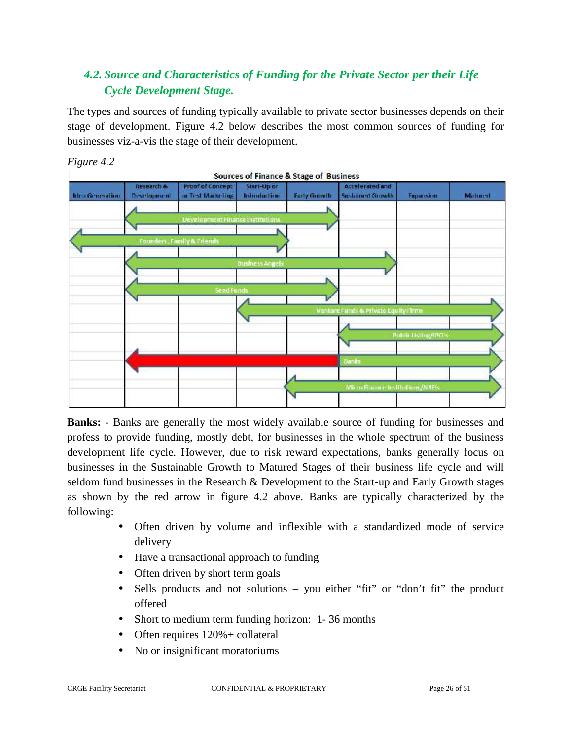### 4.2. Source and Characteristics of Funding for the Private Sector per their Life Cycle Development Stage.

The types and sources of funding typically available to private sector businesses depends on their stage of development. Figure 4.2 below describes the most common sources of funding for businesses viz-a-vis the stage of their development.

*Figure 4.2*

**Sources of Finance & Stage of Business**

| Source of Finance | Idea Generation | Research & Development | Proof of Concept or Test Marketing | Start-Up or Introduction | Early Growth | Accelerated and Sustained Growth | Expansion | Matured |
|---|---|---|---|---|---|---|---|---|
| Development Finance Institutions | | ✓ | ✓ | ✓ | ✓ | | | |
| Founders, Family & Friends | ✓ | ✓ | ✓ | ✓ | | | | |
| Business Angels | | ✓ | ✓ | ✓ | ✓ | ✓ | | |
| Seed Funds | | ✓ | ✓ | ✓ | ✓ | | | |
| Venture Funds & Private Equity Firms | | | | ✓ | ✓ | ✓ | ✓ | ✓ |
| Public listing/IPO's | | | | | | ✓ | ✓ | ✓ |
| Banks | | ✓ (seldom) | ✓ (seldom) | ✓ (seldom) | ✓ (seldom) | ✓ | ✓ | ✓ |
| Micro Finance Institutions/NBFIs | | | | | ✓ | ✓ | ✓ | ✓ |

**Banks:** - Banks are generally the most widely available source of funding for businesses and profess to provide funding, mostly debt, for businesses in the whole spectrum of the business development life cycle. However, due to risk reward expectations, banks generally focus on businesses in the Sustainable Growth to Matured Stages of their business life cycle and will seldom fund businesses in the Research & Development to the Start-up and Early Growth stages as shown by the red arrow in figure 4.2 above. Banks are typically characterized by the following:

- Often driven by volume and inflexible with a standardized mode of service delivery
- Have a transactional approach to funding
- Often driven by short term goals
- Sells products and not solutions – you either "fit" or "don't fit" the product offered
- Short to medium term funding horizon: 1- 36 months
- Often requires 120%+ collateral
- No or insignificant moratoriums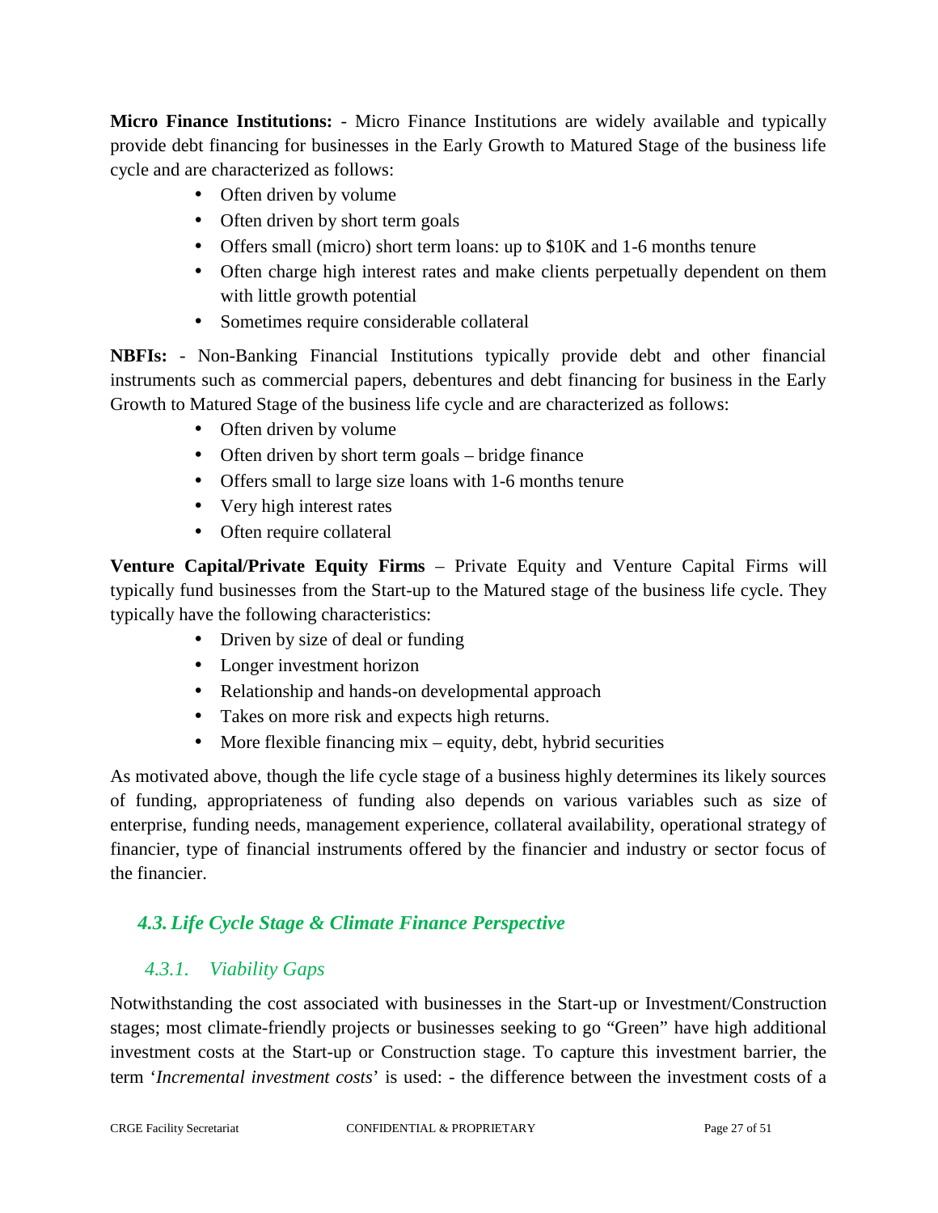**Micro Finance Institutions:** - Micro Finance Institutions are widely available and typically provide debt financing for businesses in the Early Growth to Matured Stage of the business life cycle and are characterized as follows:

- Often driven by volume
- Often driven by short term goals
- Offers small (micro) short term loans: up to $10K and 1-6 months tenure
- Often charge high interest rates and make clients perpetually dependent on them with little growth potential
- Sometimes require considerable collateral

**NBFIs:** - Non-Banking Financial Institutions typically provide debt and other financial instruments such as commercial papers, debentures and debt financing for business in the Early Growth to Matured Stage of the business life cycle and are characterized as follows:

- Often driven by volume
- Often driven by short term goals – bridge finance
- Offers small to large size loans with 1-6 months tenure
- Very high interest rates
- Often require collateral

**Venture Capital/Private Equity Firms** – Private Equity and Venture Capital Firms will typically fund businesses from the Start-up to the Matured stage of the business life cycle. They typically have the following characteristics:

- Driven by size of deal or funding
- Longer investment horizon
- Relationship and hands-on developmental approach
- Takes on more risk and expects high returns.
- More flexible financing mix – equity, debt, hybrid securities

As motivated above, though the life cycle stage of a business highly determines its likely sources of funding, appropriateness of funding also depends on various variables such as size of enterprise, funding needs, management experience, collateral availability, operational strategy of financier, type of financial instruments offered by the financier and industry or sector focus of the financier.

## *4.3. Life Cycle Stage & Climate Finance Perspective*

### *4.3.1. Viability Gaps*

Notwithstanding the cost associated with businesses in the Start-up or Investment/Construction stages; most climate-friendly projects or businesses seeking to go "Green" have high additional investment costs at the Start-up or Construction stage. To capture this investment barrier, the term '*Incremental investment costs*' is used: - the difference between the investment costs of a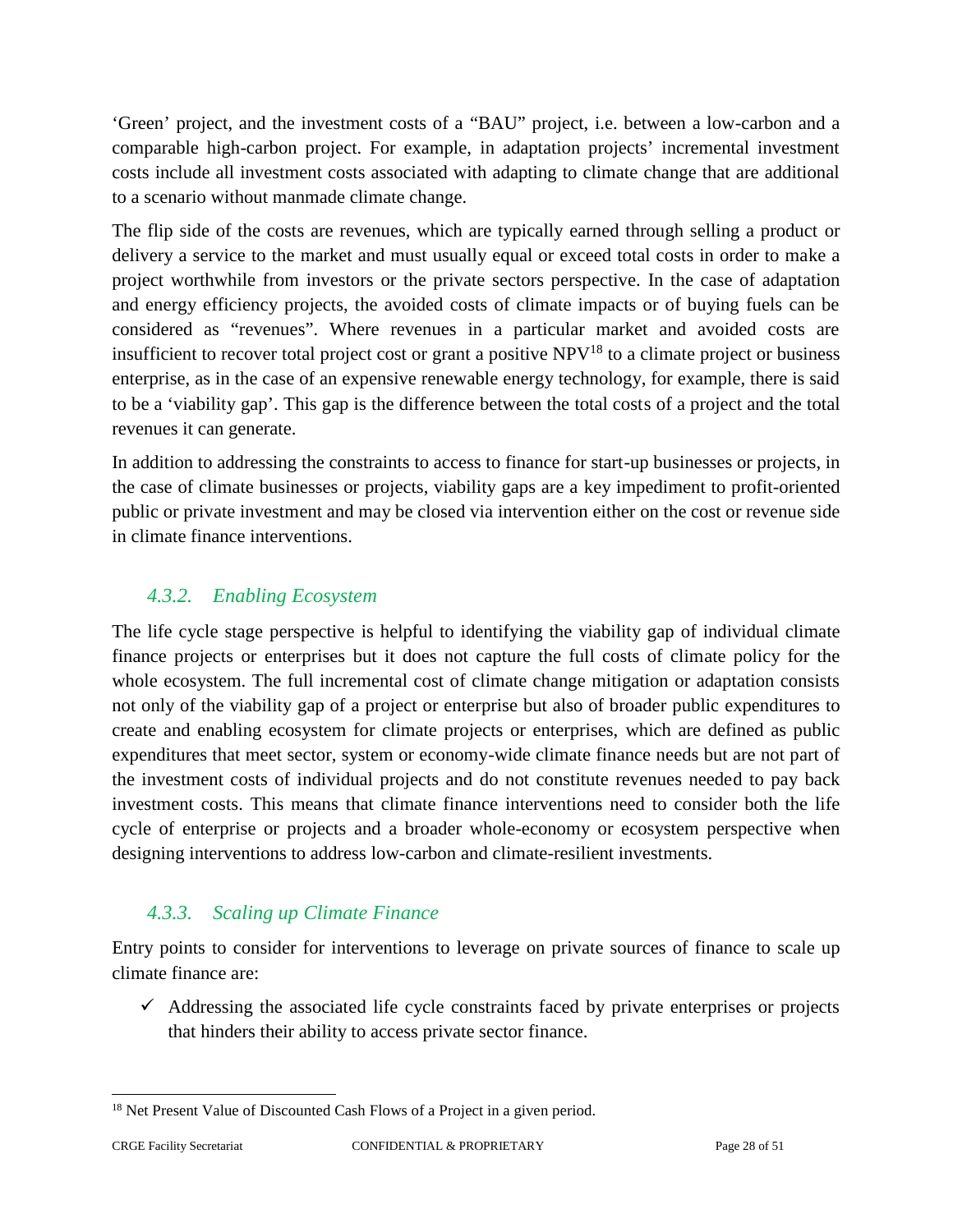'Green' project, and the investment costs of a "BAU" project, i.e. between a low-carbon and a comparable high-carbon project. For example, in adaptation projects' incremental investment costs include all investment costs associated with adapting to climate change that are additional to a scenario without manmade climate change.

The flip side of the costs are revenues, which are typically earned through selling a product or delivery a service to the market and must usually equal or exceed total costs in order to make a project worthwhile from investors or the private sectors perspective. In the case of adaptation and energy efficiency projects, the avoided costs of climate impacts or of buying fuels can be considered as "revenues". Where revenues in a particular market and avoided costs are insufficient to recover total project cost or grant a positive NPV[18] to a climate project or business enterprise, as in the case of an expensive renewable energy technology, for example, there is said to be a 'viability gap'. This gap is the difference between the total costs of a project and the total revenues it can generate.

In addition to addressing the constraints to access to finance for start-up businesses or projects, in the case of climate businesses or projects, viability gaps are a key impediment to profit-oriented public or private investment and may be closed via intervention either on the cost or revenue side in climate finance interventions.

### *4.3.2. Enabling Ecosystem*

The life cycle stage perspective is helpful to identifying the viability gap of individual climate finance projects or enterprises but it does not capture the full costs of climate policy for the whole ecosystem. The full incremental cost of climate change mitigation or adaptation consists not only of the viability gap of a project or enterprise but also of broader public expenditures to create and enabling ecosystem for climate projects or enterprises, which are defined as public expenditures that meet sector, system or economy-wide climate finance needs but are not part of the investment costs of individual projects and do not constitute revenues needed to pay back investment costs. This means that climate finance interventions need to consider both the life cycle of enterprise or projects and a broader whole-economy or ecosystem perspective when designing interventions to address low-carbon and climate-resilient investments.

### *4.3.3. Scaling up Climate Finance*

Entry points to consider for interventions to leverage on private sources of finance to scale up climate finance are:

- ✓ Addressing the associated life cycle constraints faced by private enterprises or projects that hinders their ability to access private sector finance.

---

[18] Net Present Value of Discounted Cash Flows of a Project in a given period.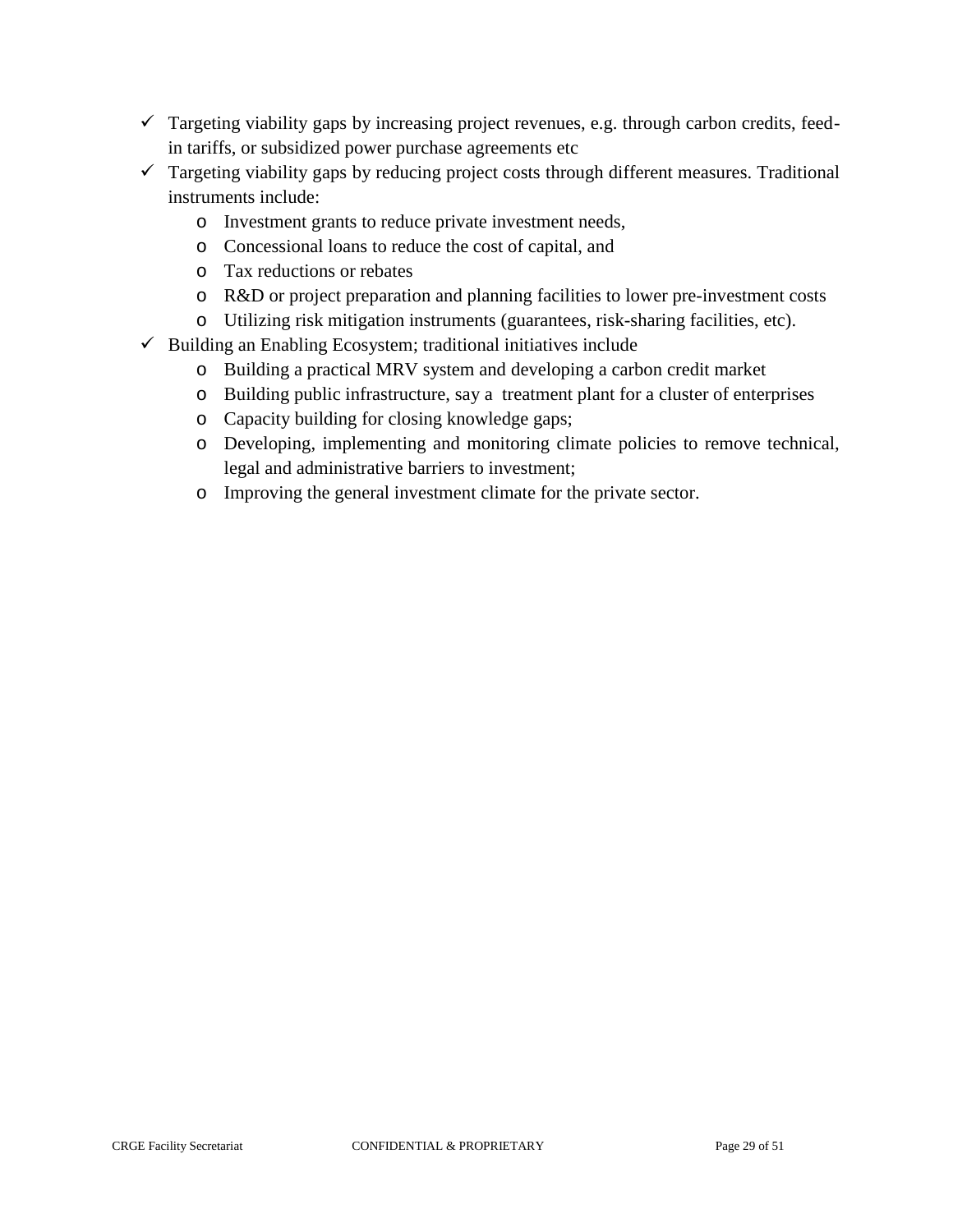- Targeting viability gaps by increasing project revenues, e.g. through carbon credits, feed-in tariffs, or subsidized power purchase agreements etc
- Targeting viability gaps by reducing project costs through different measures. Traditional instruments include:
  - Investment grants to reduce private investment needs,
  - Concessional loans to reduce the cost of capital, and
  - Tax reductions or rebates
  - R&D or project preparation and planning facilities to lower pre-investment costs
  - Utilizing risk mitigation instruments (guarantees, risk-sharing facilities, etc).
- Building an Enabling Ecosystem; traditional initiatives include
  - Building a practical MRV system and developing a carbon credit market
  - Building public infrastructure, say a treatment plant for a cluster of enterprises
  - Capacity building for closing knowledge gaps;
  - Developing, implementing and monitoring climate policies to remove technical, legal and administrative barriers to investment;
  - Improving the general investment climate for the private sector.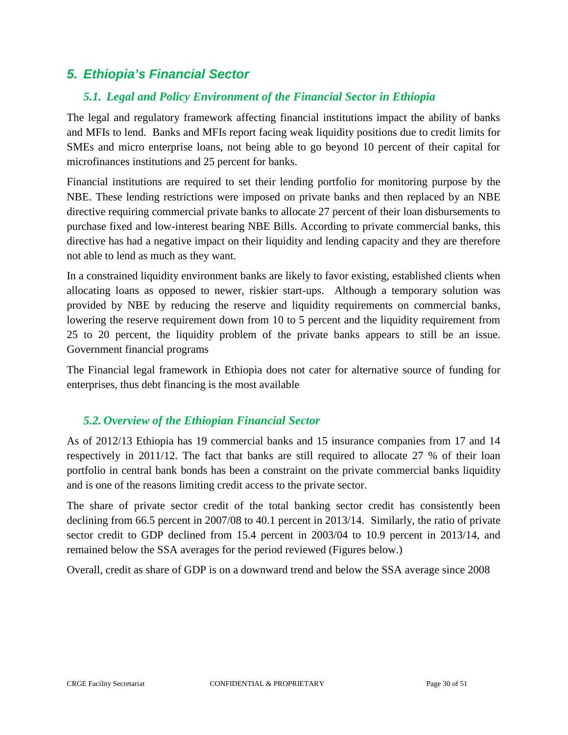## *5. Ethiopia's Financial Sector*

### *5.1. Legal and Policy Environment of the Financial Sector in Ethiopia*

The legal and regulatory framework affecting financial institutions impact the ability of banks and MFIs to lend. Banks and MFIs report facing weak liquidity positions due to credit limits for SMEs and micro enterprise loans, not being able to go beyond 10 percent of their capital for microfinances institutions and 25 percent for banks.

Financial institutions are required to set their lending portfolio for monitoring purpose by the NBE. These lending restrictions were imposed on private banks and then replaced by an NBE directive requiring commercial private banks to allocate 27 percent of their loan disbursements to purchase fixed and low-interest bearing NBE Bills. According to private commercial banks, this directive has had a negative impact on their liquidity and lending capacity and they are therefore not able to lend as much as they want.

In a constrained liquidity environment banks are likely to favor existing, established clients when allocating loans as opposed to newer, riskier start-ups. Although a temporary solution was provided by NBE by reducing the reserve and liquidity requirements on commercial banks, lowering the reserve requirement down from 10 to 5 percent and the liquidity requirement from 25 to 20 percent, the liquidity problem of the private banks appears to still be an issue. Government financial programs

The Financial legal framework in Ethiopia does not cater for alternative source of funding for enterprises, thus debt financing is the most available

### *5.2. Overview of the Ethiopian Financial Sector*

As of 2012/13 Ethiopia has 19 commercial banks and 15 insurance companies from 17 and 14 respectively in 2011/12. The fact that banks are still required to allocate 27 % of their loan portfolio in central bank bonds has been a constraint on the private commercial banks liquidity and is one of the reasons limiting credit access to the private sector.

The share of private sector credit of the total banking sector credit has consistently been declining from 66.5 percent in 2007/08 to 40.1 percent in 2013/14. Similarly, the ratio of private sector credit to GDP declined from 15.4 percent in 2003/04 to 10.9 percent in 2013/14, and remained below the SSA averages for the period reviewed (Figures below.)

Overall, credit as share of GDP is on a downward trend and below the SSA average since 2008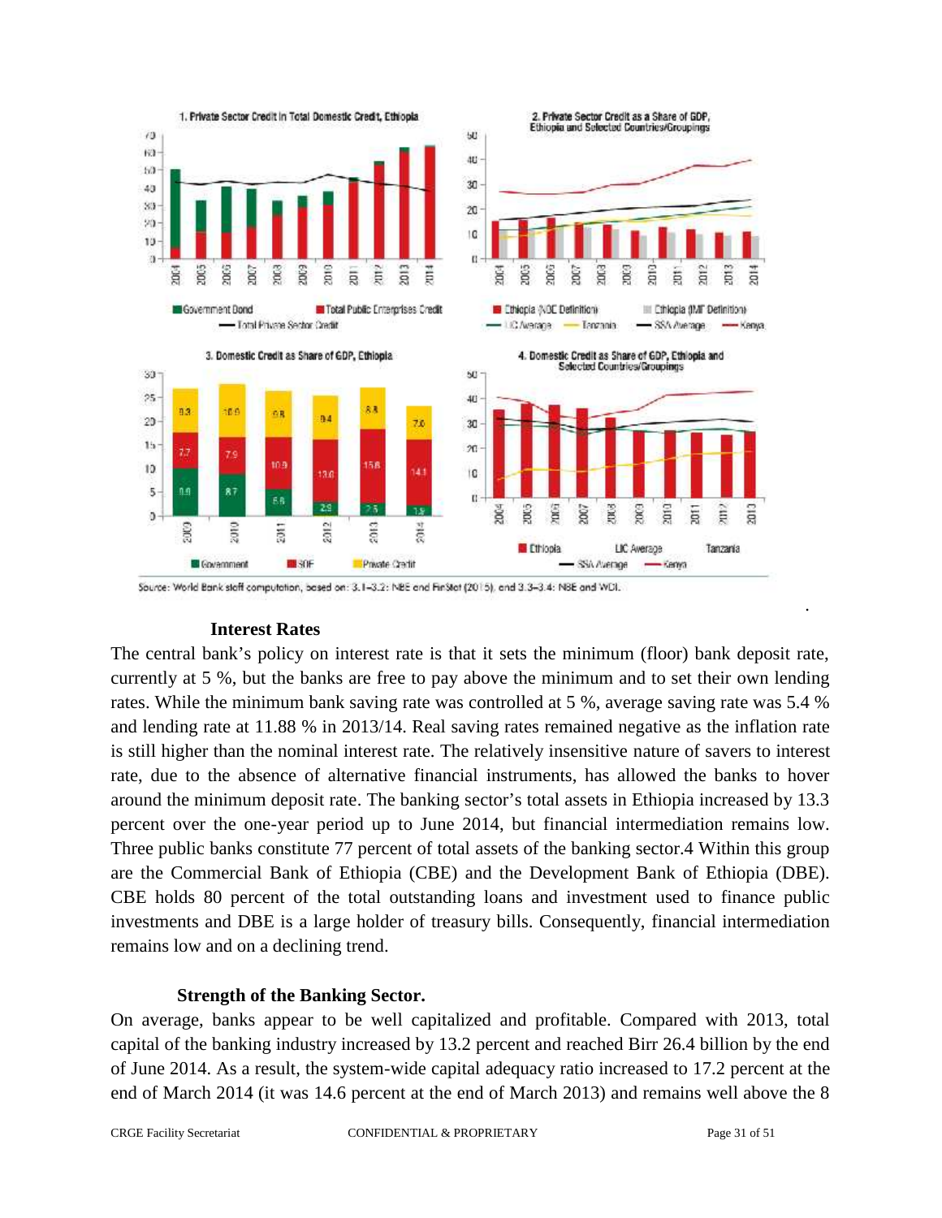Source: World Bank staff computation, based on: 3.1–3.2: NBE and FinStat (2015), and 3.3–3.4: NBE and WDI.

### Interest Rates

The central bank's policy on interest rate is that it sets the minimum (floor) bank deposit rate, currently at 5 %, but the banks are free to pay above the minimum and to set their own lending rates. While the minimum bank saving rate was controlled at 5 %, average saving rate was 5.4 % and lending rate at 11.88 % in 2013/14. Real saving rates remained negative as the inflation rate is still higher than the nominal interest rate. The relatively insensitive nature of savers to interest rate, due to the absence of alternative financial instruments, has allowed the banks to hover around the minimum deposit rate. The banking sector's total assets in Ethiopia increased by 13.3 percent over the one-year period up to June 2014, but financial intermediation remains low. Three public banks constitute 77 percent of total assets of the banking sector.4 Within this group are the Commercial Bank of Ethiopia (CBE) and the Development Bank of Ethiopia (DBE). CBE holds 80 percent of the total outstanding loans and investment used to finance public investments and DBE is a large holder of treasury bills. Consequently, financial intermediation remains low and on a declining trend.

### Strength of the Banking Sector.

On average, banks appear to be well capitalized and profitable. Compared with 2013, total capital of the banking industry increased by 13.2 percent and reached Birr 26.4 billion by the end of June 2014. As a result, the system-wide capital adequacy ratio increased to 17.2 percent at the end of March 2014 (it was 14.6 percent at the end of March 2013) and remains well above the 8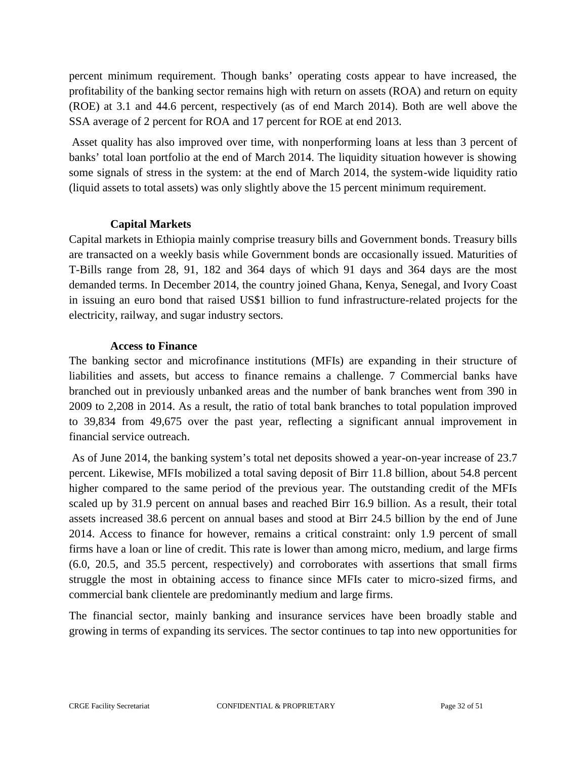percent minimum requirement. Though banks' operating costs appear to have increased, the profitability of the banking sector remains high with return on assets (ROA) and return on equity (ROE) at 3.1 and 44.6 percent, respectively (as of end March 2014). Both are well above the SSA average of 2 percent for ROA and 17 percent for ROE at end 2013.

Asset quality has also improved over time, with nonperforming loans at less than 3 percent of banks' total loan portfolio at the end of March 2014. The liquidity situation however is showing some signals of stress in the system: at the end of March 2014, the system-wide liquidity ratio (liquid assets to total assets) was only slightly above the 15 percent minimum requirement.

### Capital Markets

Capital markets in Ethiopia mainly comprise treasury bills and Government bonds. Treasury bills are transacted on a weekly basis while Government bonds are occasionally issued. Maturities of T-Bills range from 28, 91, 182 and 364 days of which 91 days and 364 days are the most demanded terms. In December 2014, the country joined Ghana, Kenya, Senegal, and Ivory Coast in issuing an euro bond that raised US$1 billion to fund infrastructure-related projects for the electricity, railway, and sugar industry sectors.

### Access to Finance

The banking sector and microfinance institutions (MFIs) are expanding in their structure of liabilities and assets, but access to finance remains a challenge. 7 Commercial banks have branched out in previously unbanked areas and the number of bank branches went from 390 in 2009 to 2,208 in 2014. As a result, the ratio of total bank branches to total population improved to 39,834 from 49,675 over the past year, reflecting a significant annual improvement in financial service outreach.

As of June 2014, the banking system's total net deposits showed a year-on-year increase of 23.7 percent. Likewise, MFIs mobilized a total saving deposit of Birr 11.8 billion, about 54.8 percent higher compared to the same period of the previous year. The outstanding credit of the MFIs scaled up by 31.9 percent on annual bases and reached Birr 16.9 billion. As a result, their total assets increased 38.6 percent on annual bases and stood at Birr 24.5 billion by the end of June 2014. Access to finance for however, remains a critical constraint: only 1.9 percent of small firms have a loan or line of credit. This rate is lower than among micro, medium, and large firms (6.0, 20.5, and 35.5 percent, respectively) and corroborates with assertions that small firms struggle the most in obtaining access to finance since MFIs cater to micro-sized firms, and commercial bank clientele are predominantly medium and large firms.

The financial sector, mainly banking and insurance services have been broadly stable and growing in terms of expanding its services. The sector continues to tap into new opportunities for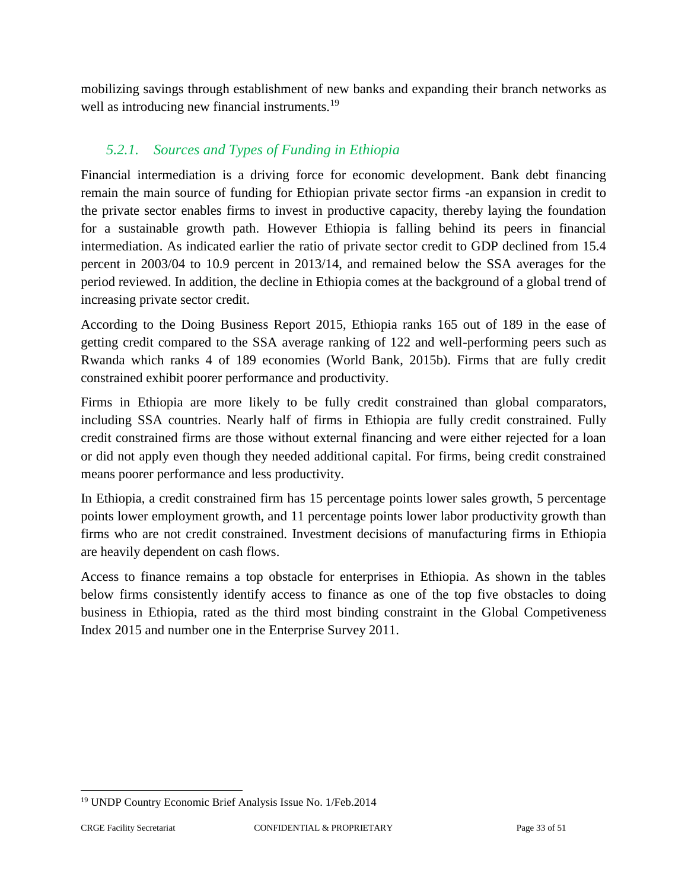mobilizing savings through establishment of new banks and expanding their branch networks as well as introducing new financial instruments.[19]

### *5.2.1. Sources and Types of Funding in Ethiopia*

Financial intermediation is a driving force for economic development. Bank debt financing remain the main source of funding for Ethiopian private sector firms -an expansion in credit to the private sector enables firms to invest in productive capacity, thereby laying the foundation for a sustainable growth path. However Ethiopia is falling behind its peers in financial intermediation. As indicated earlier the ratio of private sector credit to GDP declined from 15.4 percent in 2003/04 to 10.9 percent in 2013/14, and remained below the SSA averages for the period reviewed. In addition, the decline in Ethiopia comes at the background of a global trend of increasing private sector credit.

According to the Doing Business Report 2015, Ethiopia ranks 165 out of 189 in the ease of getting credit compared to the SSA average ranking of 122 and well-performing peers such as Rwanda which ranks 4 of 189 economies (World Bank, 2015b). Firms that are fully credit constrained exhibit poorer performance and productivity.

Firms in Ethiopia are more likely to be fully credit constrained than global comparators, including SSA countries. Nearly half of firms in Ethiopia are fully credit constrained. Fully credit constrained firms are those without external financing and were either rejected for a loan or did not apply even though they needed additional capital. For firms, being credit constrained means poorer performance and less productivity.

In Ethiopia, a credit constrained firm has 15 percentage points lower sales growth, 5 percentage points lower employment growth, and 11 percentage points lower labor productivity growth than firms who are not credit constrained. Investment decisions of manufacturing firms in Ethiopia are heavily dependent on cash flows.

Access to finance remains a top obstacle for enterprises in Ethiopia. As shown in the tables below firms consistently identify access to finance as one of the top five obstacles to doing business in Ethiopia, rated as the third most binding constraint in the Global Competiveness Index 2015 and number one in the Enterprise Survey 2011.

---

[19] UNDP Country Economic Brief Analysis Issue No. 1/Feb.2014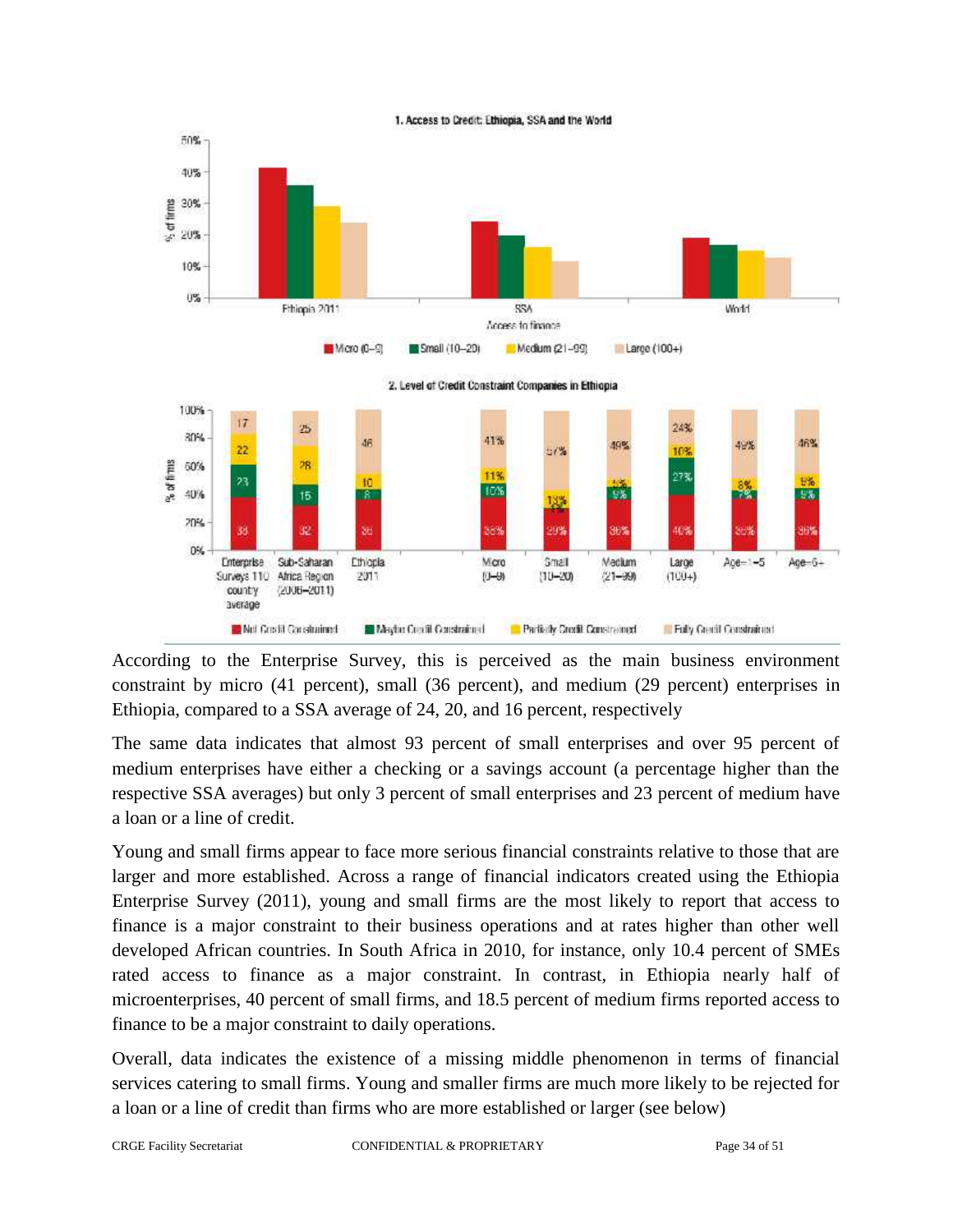1. Access to Credit: Ethiopia, SSA and the World

2. Level of Credit Constraint Companies in Ethiopia

According to the Enterprise Survey, this is perceived as the main business environment constraint by micro (41 percent), small (36 percent), and medium (29 percent) enterprises in Ethiopia, compared to a SSA average of 24, 20, and 16 percent, respectively

The same data indicates that almost 93 percent of small enterprises and over 95 percent of medium enterprises have either a checking or a savings account (a percentage higher than the respective SSA averages) but only 3 percent of small enterprises and 23 percent of medium have a loan or a line of credit.

Young and small firms appear to face more serious financial constraints relative to those that are larger and more established. Across a range of financial indicators created using the Ethiopia Enterprise Survey (2011), young and small firms are the most likely to report that access to finance is a major constraint to their business operations and at rates higher than other well developed African countries. In South Africa in 2010, for instance, only 10.4 percent of SMEs rated access to finance as a major constraint. In contrast, in Ethiopia nearly half of microenterprises, 40 percent of small firms, and 18.5 percent of medium firms reported access to finance to be a major constraint to daily operations.

Overall, data indicates the existence of a missing middle phenomenon in terms of financial services catering to small firms. Young and smaller firms are much more likely to be rejected for a loan or a line of credit than firms who are more established or larger (see below)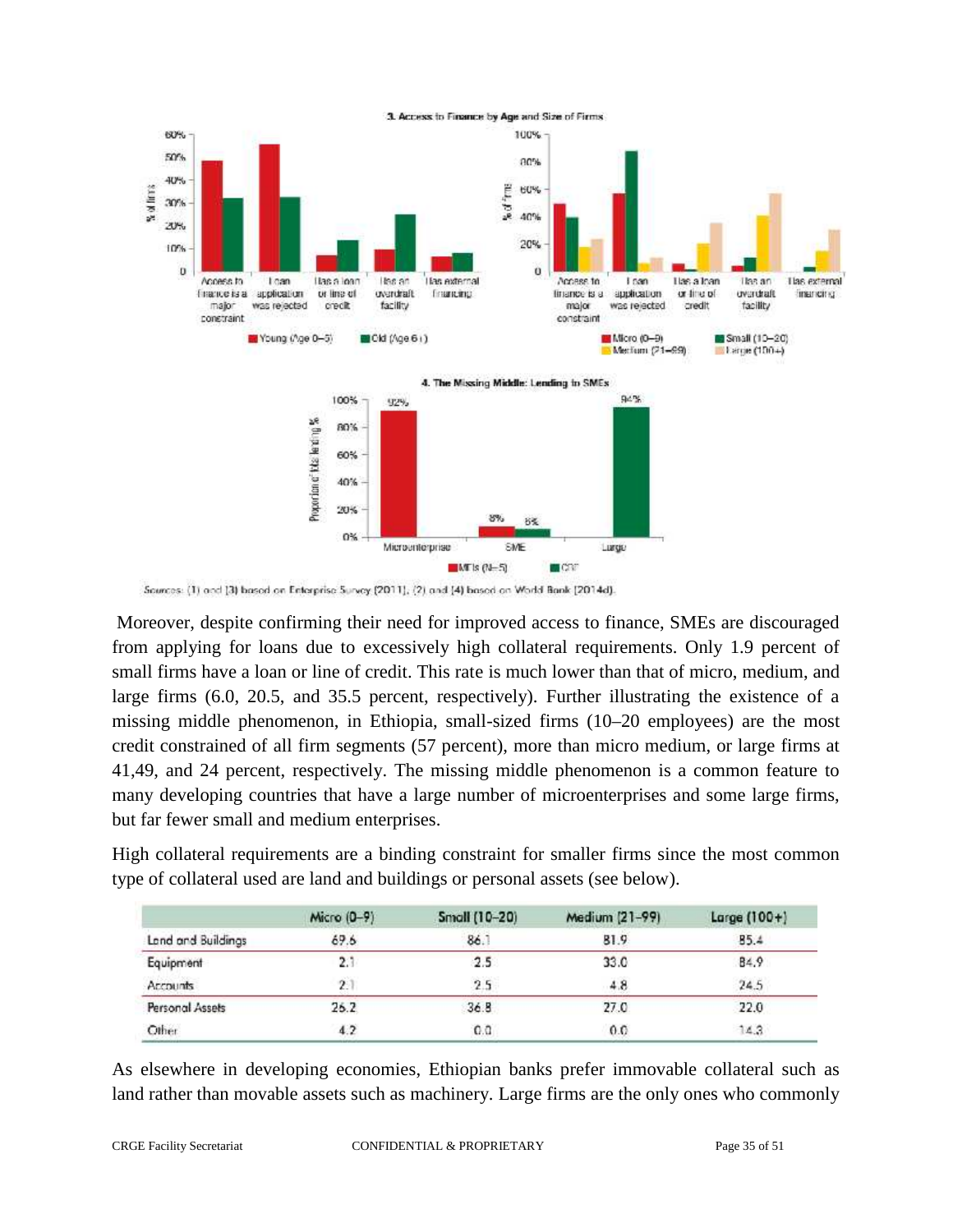**3. Access to Finance by Age and Size of Firms**

**4. The Missing Middle: Lending to SMEs**

Sources: (1) and (3) based on Enterprise Survey (2011), (2) and (4) based on World Bank (2014d).

Moreover, despite confirming their need for improved access to finance, SMEs are discouraged from applying for loans due to excessively high collateral requirements. Only 1.9 percent of small firms have a loan or line of credit. This rate is much lower than that of micro, medium, and large firms (6.0, 20.5, and 35.5 percent, respectively). Further illustrating the existence of a missing middle phenomenon, in Ethiopia, small-sized firms (10–20 employees) are the most credit constrained of all firm segments (57 percent), more than micro medium, or large firms at 41,49, and 24 percent, respectively. The missing middle phenomenon is a common feature to many developing countries that have a large number of microenterprises and some large firms, but far fewer small and medium enterprises.

High collateral requirements are a binding constraint for smaller firms since the most common type of collateral used are land and buildings or personal assets (see below).

| | Micro (0–9) | Small (10–20) | Medium (21–99) | Large (100+) |
|---|---|---|---|---|
| Land and Buildings | 69.6 | 86.1 | 81.9 | 85.4 |
| Equipment | 2.1 | 2.5 | 33.0 | 84.9 |
| Accounts | 2.1 | 2.5 | 4.8 | 24.5 |
| Personal Assets | 26.2 | 36.8 | 27.0 | 22.0 |
| Other | 4.2 | 0.0 | 0.0 | 14.3 |

As elsewhere in developing economies, Ethiopian banks prefer immovable collateral such as land rather than movable assets such as machinery. Large firms are the only ones who commonly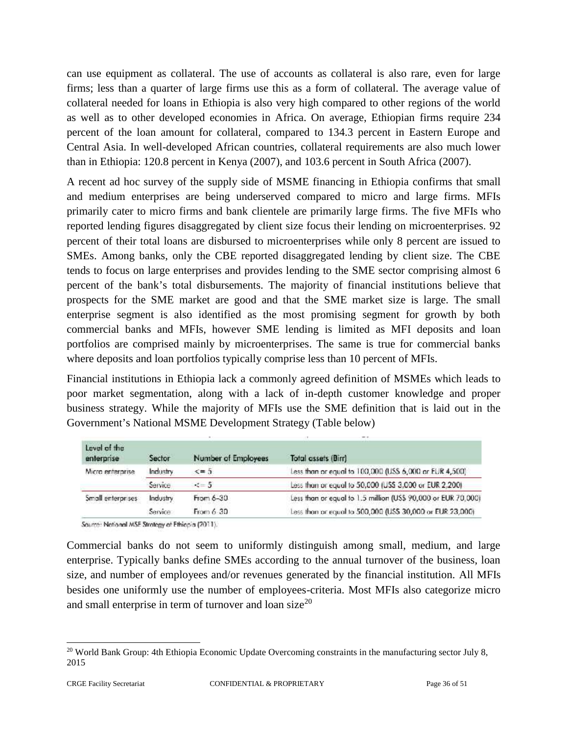can use equipment as collateral. The use of accounts as collateral is also rare, even for large firms; less than a quarter of large firms use this as a form of collateral. The average value of collateral needed for loans in Ethiopia is also very high compared to other regions of the world as well as to other developed economies in Africa. On average, Ethiopian firms require 234 percent of the loan amount for collateral, compared to 134.3 percent in Eastern Europe and Central Asia. In well-developed African countries, collateral requirements are also much lower than in Ethiopia: 120.8 percent in Kenya (2007), and 103.6 percent in South Africa (2007).

A recent ad hoc survey of the supply side of MSME financing in Ethiopia confirms that small and medium enterprises are being underserved compared to micro and large firms. MFIs primarily cater to micro firms and bank clientele are primarily large firms. The five MFIs who reported lending figures disaggregated by client size focus their lending on microenterprises. 92 percent of their total loans are disbursed to microenterprises while only 8 percent are issued to SMEs. Among banks, only the CBE reported disaggregated lending by client size. The CBE tends to focus on large enterprises and provides lending to the SME sector comprising almost 6 percent of the bank's total disbursements. The majority of financial institutions believe that prospects for the SME market are good and that the SME market size is large. The small enterprise segment is also identified as the most promising segment for growth by both commercial banks and MFIs, however SME lending is limited as MFI deposits and loan portfolios are comprised mainly by microenterprises. The same is true for commercial banks where deposits and loan portfolios typically comprise less than 10 percent of MFIs.

Financial institutions in Ethiopia lack a commonly agreed definition of MSMEs which leads to poor market segmentation, along with a lack of in-depth customer knowledge and proper business strategy. While the majority of MFIs use the SME definition that is laid out in the Government's National MSME Development Strategy (Table below)

| Level of the enterprise | Sector | Number of Employees | Total assets (Birr) |
|---|---|---|---|
| Micro enterprise | Industry | <= 5 | Less than or equal to 100,000 (US$ 6,000 or EUR 4,500) |
| | Service | <= 5 | Less than or equal to 50,000 (US$ 3,000 or EUR 2,200) |
| Small enterprises | Industry | From 6–30 | Less than or equal to 1.5 million (US$ 90,000 or EUR 70,000) |
| | Service | From 6–30 | Less than or equal to 500,000 (US$ 30,000 or EUR 23,000) |

Source: National MSE Strategy of Ethiopia (2011).

Commercial banks do not seem to uniformly distinguish among small, medium, and large enterprise. Typically banks define SMEs according to the annual turnover of the business, loan size, and number of employees and/or revenues generated by the financial institution. All MFIs besides one uniformly use the number of employees-criteria. Most MFIs also categorize micro and small enterprise in term of turnover and loan size[20]

[20] World Bank Group: 4th Ethiopia Economic Update Overcoming constraints in the manufacturing sector July 8, 2015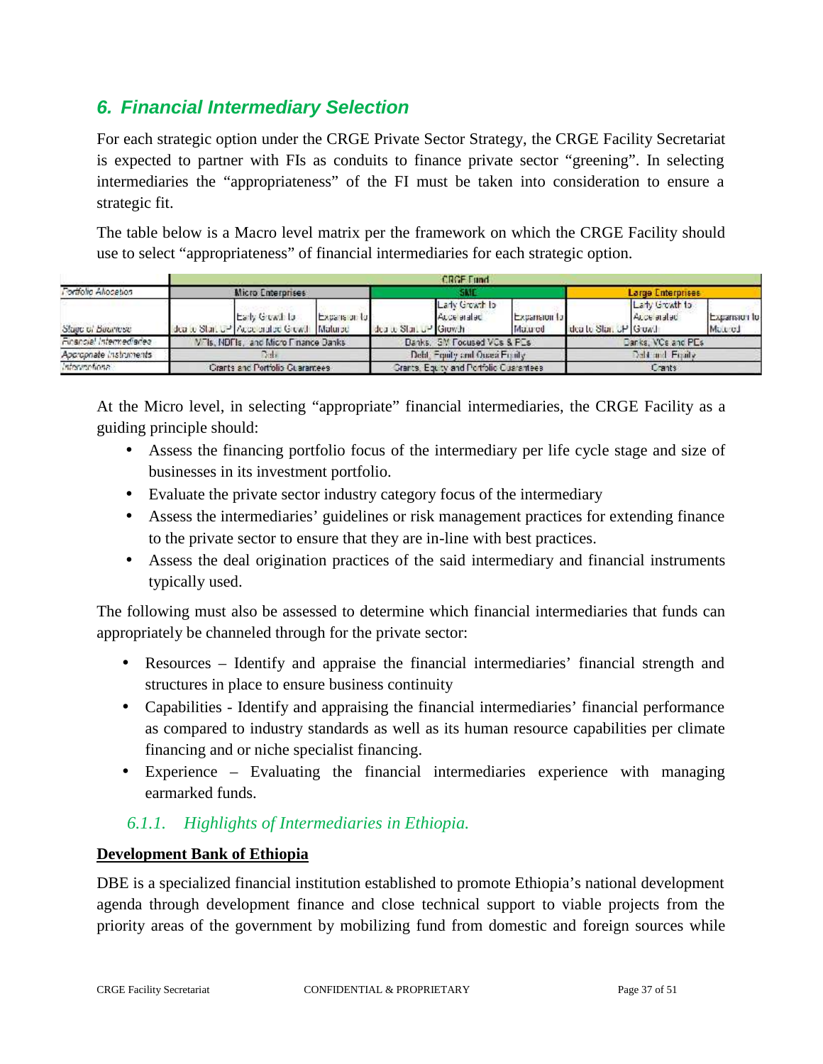## 6. Financial Intermediary Selection

For each strategic option under the CRGE Private Sector Strategy, the CRGE Facility Secretariat is expected to partner with FIs as conduits to finance private sector "greening". In selecting intermediaries the "appropriateness" of the FI must be taken into consideration to ensure a strategic fit.

The table below is a Macro level matrix per the framework on which the CRGE Facility should use to select "appropriateness" of financial intermediaries for each strategic option.

| | CRGE Fund | | | | | | | | |
|---|---|---|---|---|---|---|---|---|---|
| Portfolio Allocation | Micro Enterprises | | | SME | | | Large Enterprises | | |
| Stage of Business | Idea to Start Up | Early Growth to Accelerated Growth | Expansion to Matured | Idea to Start Up | Early Growth to Accelerated Growth | Expansion to Matured | Idea to Start Up | Early Growth to Accelerated Growth | Expansion to Matured |
| Financial Intermediaries | MFIs, NDFIs, and Micro Finance Banks | | | Banks, SM Focused VCs & PEs | | | Banks, VCs and PEs | | |
| Appropriate Instruments | Debt | | | Debt, Equity and Quasi Equity | | | Debt and Equity | | |
| Interventions | Grants and Portfolio Guarantees | | | Grants, Equity and Portfolio Guarantees | | | Grants | | |

At the Micro level, in selecting "appropriate" financial intermediaries, the CRGE Facility as a guiding principle should:

- Assess the financing portfolio focus of the intermediary per life cycle stage and size of businesses in its investment portfolio.
- Evaluate the private sector industry category focus of the intermediary
- Assess the intermediaries' guidelines or risk management practices for extending finance to the private sector to ensure that they are in-line with best practices.
- Assess the deal origination practices of the said intermediary and financial instruments typically used.

The following must also be assessed to determine which financial intermediaries that funds can appropriately be channeled through for the private sector:

- Resources – Identify and appraise the financial intermediaries' financial strength and structures in place to ensure business continuity
- Capabilities - Identify and appraising the financial intermediaries' financial performance as compared to industry standards as well as its human resource capabilities per climate financing and or niche specialist financing.
- Experience – Evaluating the financial intermediaries experience with managing earmarked funds.

#### *6.1.1. Highlights of Intermediaries in Ethiopia.*

**Development Bank of Ethiopia**

DBE is a specialized financial institution established to promote Ethiopia's national development agenda through development finance and close technical support to viable projects from the priority areas of the government by mobilizing fund from domestic and foreign sources while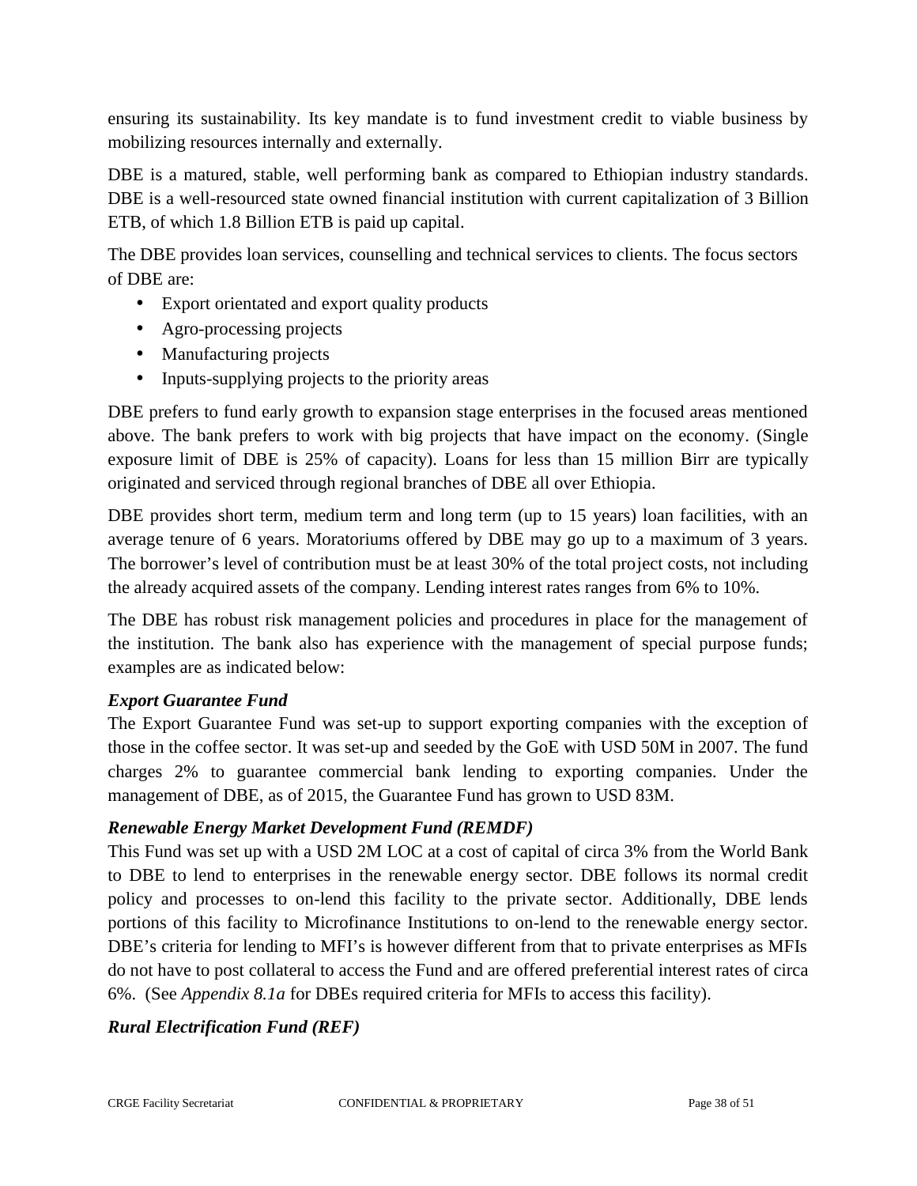ensuring its sustainability. Its key mandate is to fund investment credit to viable business by mobilizing resources internally and externally.

DBE is a matured, stable, well performing bank as compared to Ethiopian industry standards. DBE is a well-resourced state owned financial institution with current capitalization of 3 Billion ETB, of which 1.8 Billion ETB is paid up capital.

The DBE provides loan services, counselling and technical services to clients. The focus sectors of DBE are:

- Export orientated and export quality products
- Agro-processing projects
- Manufacturing projects
- Inputs-supplying projects to the priority areas

DBE prefers to fund early growth to expansion stage enterprises in the focused areas mentioned above. The bank prefers to work with big projects that have impact on the economy. (Single exposure limit of DBE is 25% of capacity). Loans for less than 15 million Birr are typically originated and serviced through regional branches of DBE all over Ethiopia.

DBE provides short term, medium term and long term (up to 15 years) loan facilities, with an average tenure of 6 years. Moratoriums offered by DBE may go up to a maximum of 3 years. The borrower's level of contribution must be at least 30% of the total project costs, not including the already acquired assets of the company. Lending interest rates ranges from 6% to 10%.

The DBE has robust risk management policies and procedures in place for the management of the institution. The bank also has experience with the management of special purpose funds; examples are as indicated below:

***Export Guarantee Fund***

The Export Guarantee Fund was set-up to support exporting companies with the exception of those in the coffee sector. It was set-up and seeded by the GoE with USD 50M in 2007. The fund charges 2% to guarantee commercial bank lending to exporting companies. Under the management of DBE, as of 2015, the Guarantee Fund has grown to USD 83M.

***Renewable Energy Market Development Fund (REMDF)***

This Fund was set up with a USD 2M LOC at a cost of capital of circa 3% from the World Bank to DBE to lend to enterprises in the renewable energy sector. DBE follows its normal credit policy and processes to on-lend this facility to the private sector. Additionally, DBE lends portions of this facility to Microfinance Institutions to on-lend to the renewable energy sector. DBE's criteria for lending to MFI's is however different from that to private enterprises as MFIs do not have to post collateral to access the Fund and are offered preferential interest rates of circa 6%. (See *Appendix 8.1a* for DBEs required criteria for MFIs to access this facility).

***Rural Electrification Fund (REF)***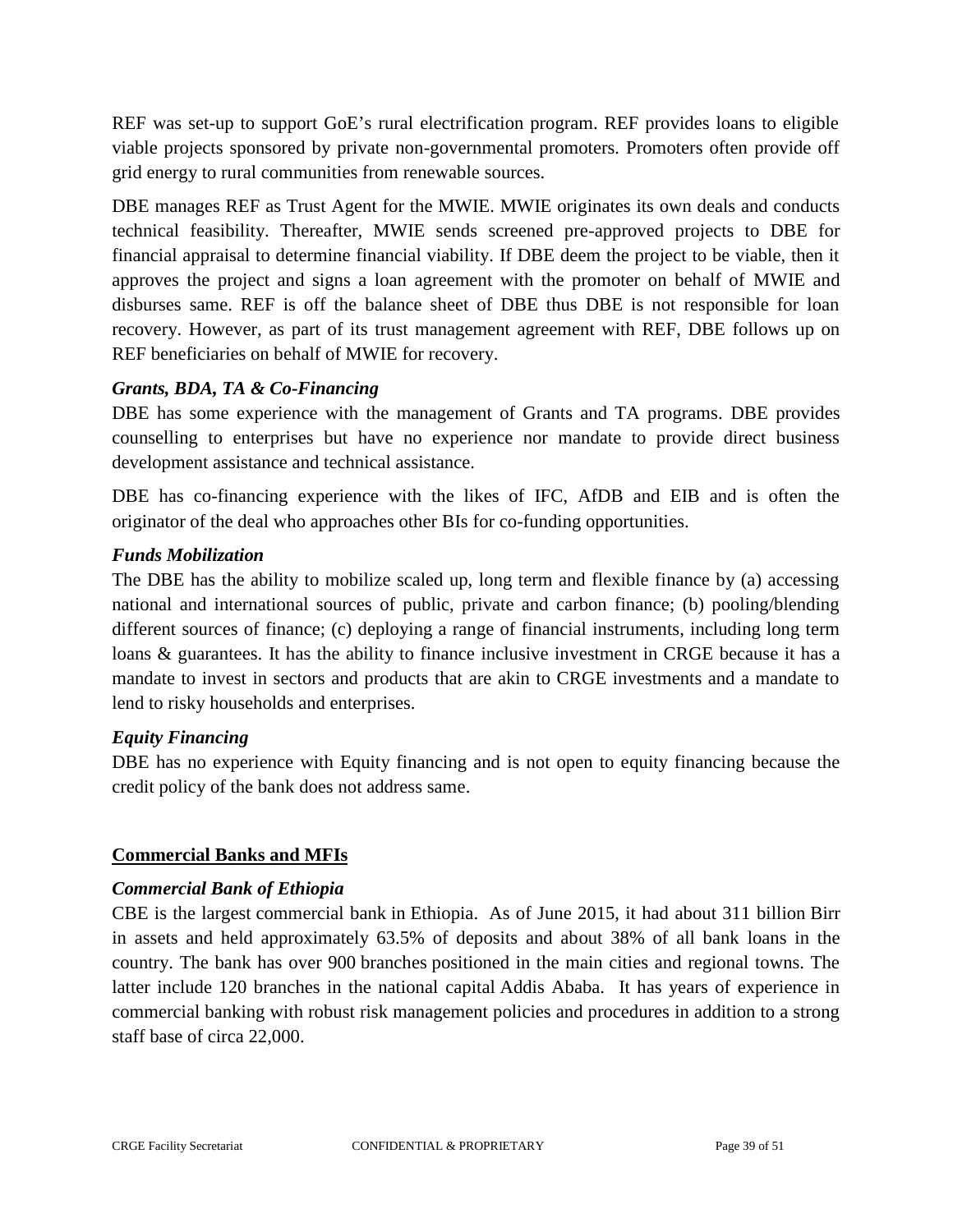REF was set-up to support GoE's rural electrification program. REF provides loans to eligible viable projects sponsored by private non-governmental promoters. Promoters often provide off grid energy to rural communities from renewable sources.

DBE manages REF as Trust Agent for the MWIE. MWIE originates its own deals and conducts technical feasibility. Thereafter, MWIE sends screened pre-approved projects to DBE for financial appraisal to determine financial viability. If DBE deem the project to be viable, then it approves the project and signs a loan agreement with the promoter on behalf of MWIE and disburses same. REF is off the balance sheet of DBE thus DBE is not responsible for loan recovery. However, as part of its trust management agreement with REF, DBE follows up on REF beneficiaries on behalf of MWIE for recovery.

***Grants, BDA, TA & Co-Financing***

DBE has some experience with the management of Grants and TA programs. DBE provides counselling to enterprises but have no experience nor mandate to provide direct business development assistance and technical assistance.

DBE has co-financing experience with the likes of IFC, AfDB and EIB and is often the originator of the deal who approaches other BIs for co-funding opportunities.

***Funds Mobilization***

The DBE has the ability to mobilize scaled up, long term and flexible finance by (a) accessing national and international sources of public, private and carbon finance; (b) pooling/blending different sources of finance; (c) deploying a range of financial instruments, including long term loans & guarantees. It has the ability to finance inclusive investment in CRGE because it has a mandate to invest in sectors and products that are akin to CRGE investments and a mandate to lend to risky households and enterprises.

***Equity Financing***

DBE has no experience with Equity financing and is not open to equity financing because the credit policy of the bank does not address same.

**Commercial Banks and MFIs**

***Commercial Bank of Ethiopia***

CBE is the largest commercial bank in Ethiopia. As of June 2015, it had about 311 billion Birr in assets and held approximately 63.5% of deposits and about 38% of all bank loans in the country. The bank has over 900 branches positioned in the main cities and regional towns. The latter include 120 branches in the national capital Addis Ababa. It has years of experience in commercial banking with robust risk management policies and procedures in addition to a strong staff base of circa 22,000.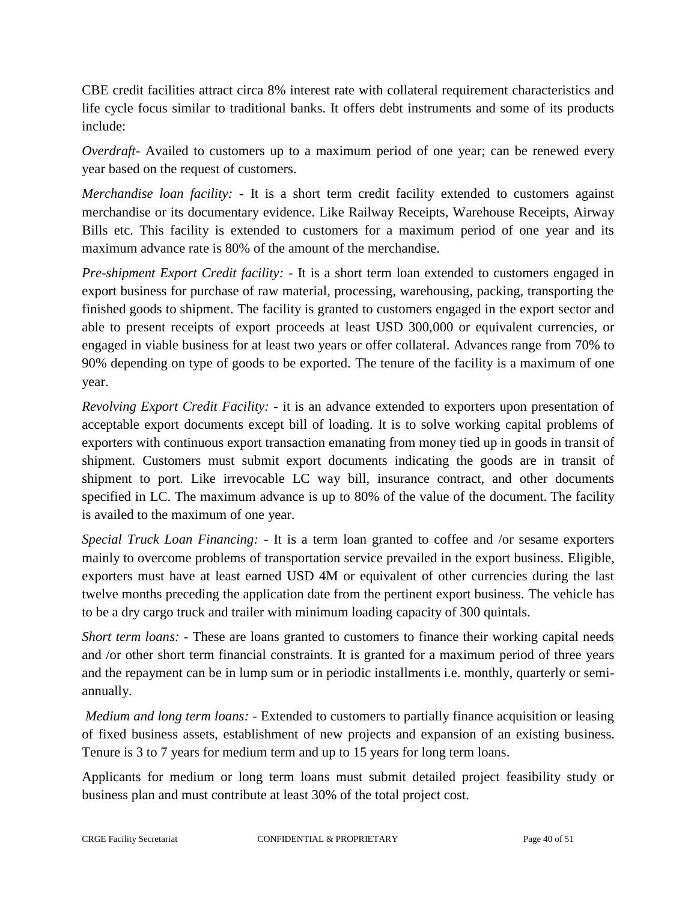CBE credit facilities attract circa 8% interest rate with collateral requirement characteristics and life cycle focus similar to traditional banks. It offers debt instruments and some of its products include:

*Overdraft*- Availed to customers up to a maximum period of one year; can be renewed every year based on the request of customers.

*Merchandise loan facility:* - It is a short term credit facility extended to customers against merchandise or its documentary evidence. Like Railway Receipts, Warehouse Receipts, Airway Bills etc. This facility is extended to customers for a maximum period of one year and its maximum advance rate is 80% of the amount of the merchandise.

*Pre-shipment Export Credit facility:* - It is a short term loan extended to customers engaged in export business for purchase of raw material, processing, warehousing, packing, transporting the finished goods to shipment. The facility is granted to customers engaged in the export sector and able to present receipts of export proceeds at least USD 300,000 or equivalent currencies, or engaged in viable business for at least two years or offer collateral. Advances range from 70% to 90% depending on type of goods to be exported. The tenure of the facility is a maximum of one year.

*Revolving Export Credit Facility:* - it is an advance extended to exporters upon presentation of acceptable export documents except bill of loading. It is to solve working capital problems of exporters with continuous export transaction emanating from money tied up in goods in transit of shipment. Customers must submit export documents indicating the goods are in transit of shipment to port. Like irrevocable LC way bill, insurance contract, and other documents specified in LC. The maximum advance is up to 80% of the value of the document. The facility is availed to the maximum of one year.

*Special Truck Loan Financing:* - It is a term loan granted to coffee and /or sesame exporters mainly to overcome problems of transportation service prevailed in the export business. Eligible, exporters must have at least earned USD 4M or equivalent of other currencies during the last twelve months preceding the application date from the pertinent export business. The vehicle has to be a dry cargo truck and trailer with minimum loading capacity of 300 quintals.

*Short term loans:* - These are loans granted to customers to finance their working capital needs and /or other short term financial constraints. It is granted for a maximum period of three years and the repayment can be in lump sum or in periodic installments i.e. monthly, quarterly or semi-annually.

*Medium and long term loans:* - Extended to customers to partially finance acquisition or leasing of fixed business assets, establishment of new projects and expansion of an existing business. Tenure is 3 to 7 years for medium term and up to 15 years for long term loans.

Applicants for medium or long term loans must submit detailed project feasibility study or business plan and must contribute at least 30% of the total project cost.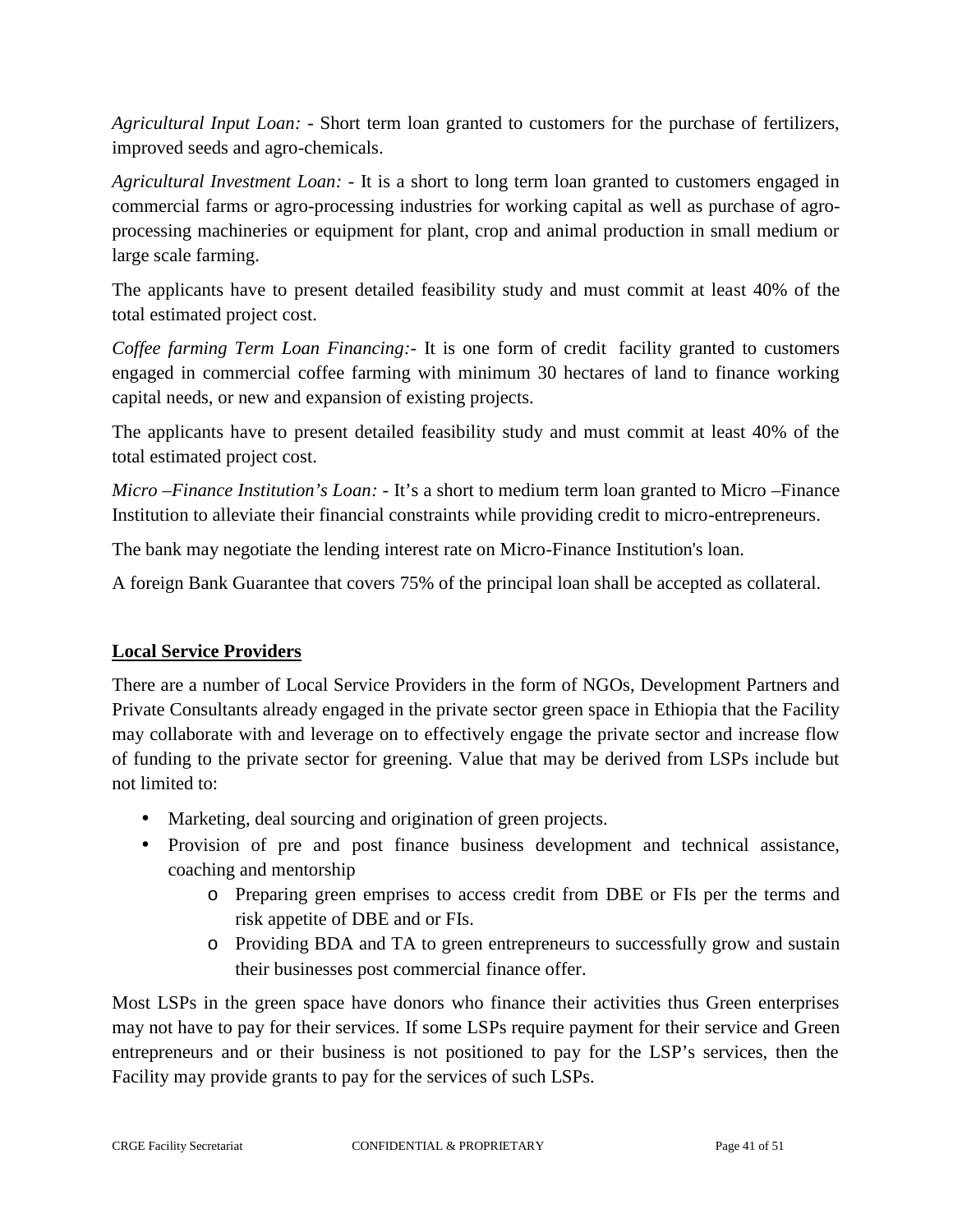*Agricultural Input Loan:* - Short term loan granted to customers for the purchase of fertilizers, improved seeds and agro-chemicals.

*Agricultural Investment Loan:* - It is a short to long term loan granted to customers engaged in commercial farms or agro-processing industries for working capital as well as purchase of agro-processing machineries or equipment for plant, crop and animal production in small medium or large scale farming.

The applicants have to present detailed feasibility study and must commit at least 40% of the total estimated project cost.

*Coffee farming Term Loan Financing:-* It is one form of credit facility granted to customers engaged in commercial coffee farming with minimum 30 hectares of land to finance working capital needs, or new and expansion of existing projects.

The applicants have to present detailed feasibility study and must commit at least 40% of the total estimated project cost.

*Micro –Finance Institution's Loan:* - It's a short to medium term loan granted to Micro –Finance Institution to alleviate their financial constraints while providing credit to micro-entrepreneurs.

The bank may negotiate the lending interest rate on Micro-Finance Institution's loan.

A foreign Bank Guarantee that covers 75% of the principal loan shall be accepted as collateral.

**Local Service Providers**

There are a number of Local Service Providers in the form of NGOs, Development Partners and Private Consultants already engaged in the private sector green space in Ethiopia that the Facility may collaborate with and leverage on to effectively engage the private sector and increase flow of funding to the private sector for greening. Value that may be derived from LSPs include but not limited to:

- Marketing, deal sourcing and origination of green projects.
- Provision of pre and post finance business development and technical assistance, coaching and mentorship
    - Preparing green emprises to access credit from DBE or FIs per the terms and risk appetite of DBE and or FIs.
    - Providing BDA and TA to green entrepreneurs to successfully grow and sustain their businesses post commercial finance offer.

Most LSPs in the green space have donors who finance their activities thus Green enterprises may not have to pay for their services. If some LSPs require payment for their service and Green entrepreneurs and or their business is not positioned to pay for the LSP's services, then the Facility may provide grants to pay for the services of such LSPs.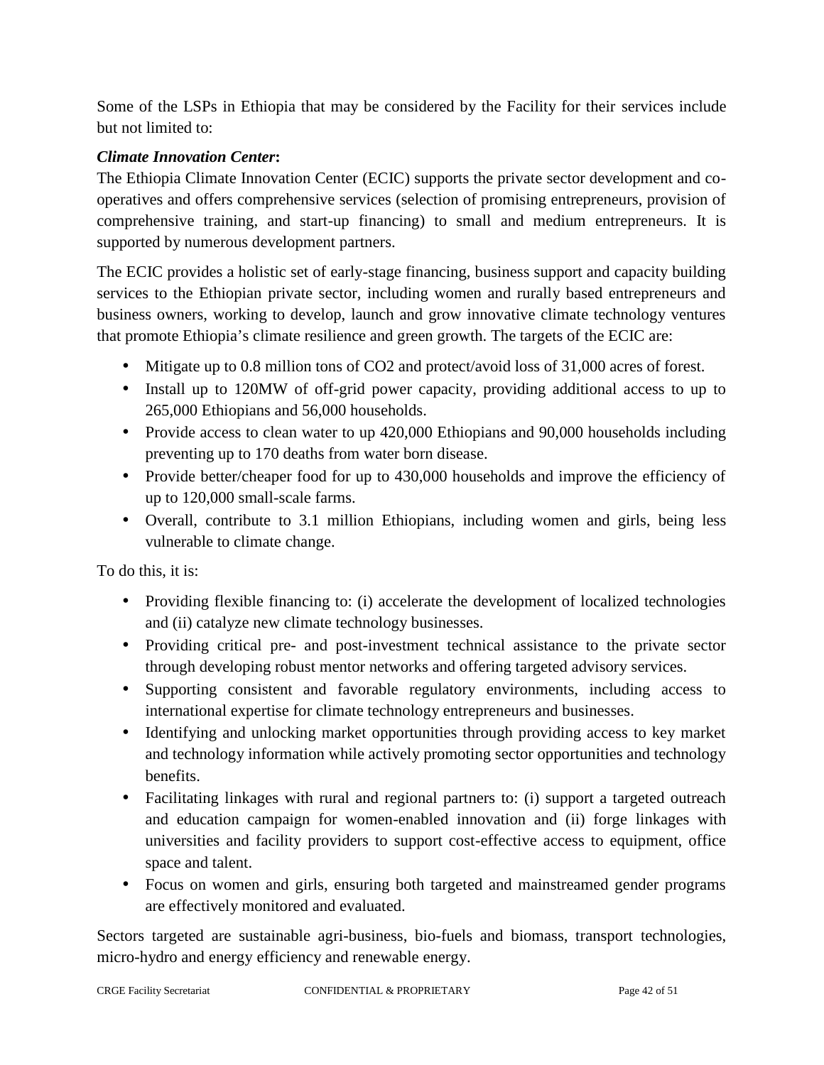Some of the LSPs in Ethiopia that may be considered by the Facility for their services include but not limited to:

***Climate Innovation Center*:**

The Ethiopia Climate Innovation Center (ECIC) supports the private sector development and co-operatives and offers comprehensive services (selection of promising entrepreneurs, provision of comprehensive training, and start-up financing) to small and medium entrepreneurs. It is supported by numerous development partners.

The ECIC provides a holistic set of early-stage financing, business support and capacity building services to the Ethiopian private sector, including women and rurally based entrepreneurs and business owners, working to develop, launch and grow innovative climate technology ventures that promote Ethiopia's climate resilience and green growth. The targets of the ECIC are:

- Mitigate up to 0.8 million tons of $CO_2$ and protect/avoid loss of 31,000 acres of forest.
- Install up to 120MW of off-grid power capacity, providing additional access to up to 265,000 Ethiopians and 56,000 households.
- Provide access to clean water to up 420,000 Ethiopians and 90,000 households including preventing up to 170 deaths from water born disease.
- Provide better/cheaper food for up to 430,000 households and improve the efficiency of up to 120,000 small-scale farms.
- Overall, contribute to 3.1 million Ethiopians, including women and girls, being less vulnerable to climate change.

To do this, it is:

- Providing flexible financing to: (i) accelerate the development of localized technologies and (ii) catalyze new climate technology businesses.
- Providing critical pre- and post-investment technical assistance to the private sector through developing robust mentor networks and offering targeted advisory services.
- Supporting consistent and favorable regulatory environments, including access to international expertise for climate technology entrepreneurs and businesses.
- Identifying and unlocking market opportunities through providing access to key market and technology information while actively promoting sector opportunities and technology benefits.
- Facilitating linkages with rural and regional partners to: (i) support a targeted outreach and education campaign for women-enabled innovation and (ii) forge linkages with universities and facility providers to support cost-effective access to equipment, office space and talent.
- Focus on women and girls, ensuring both targeted and mainstreamed gender programs are effectively monitored and evaluated.

Sectors targeted are sustainable agri-business, bio-fuels and biomass, transport technologies, micro-hydro and energy efficiency and renewable energy.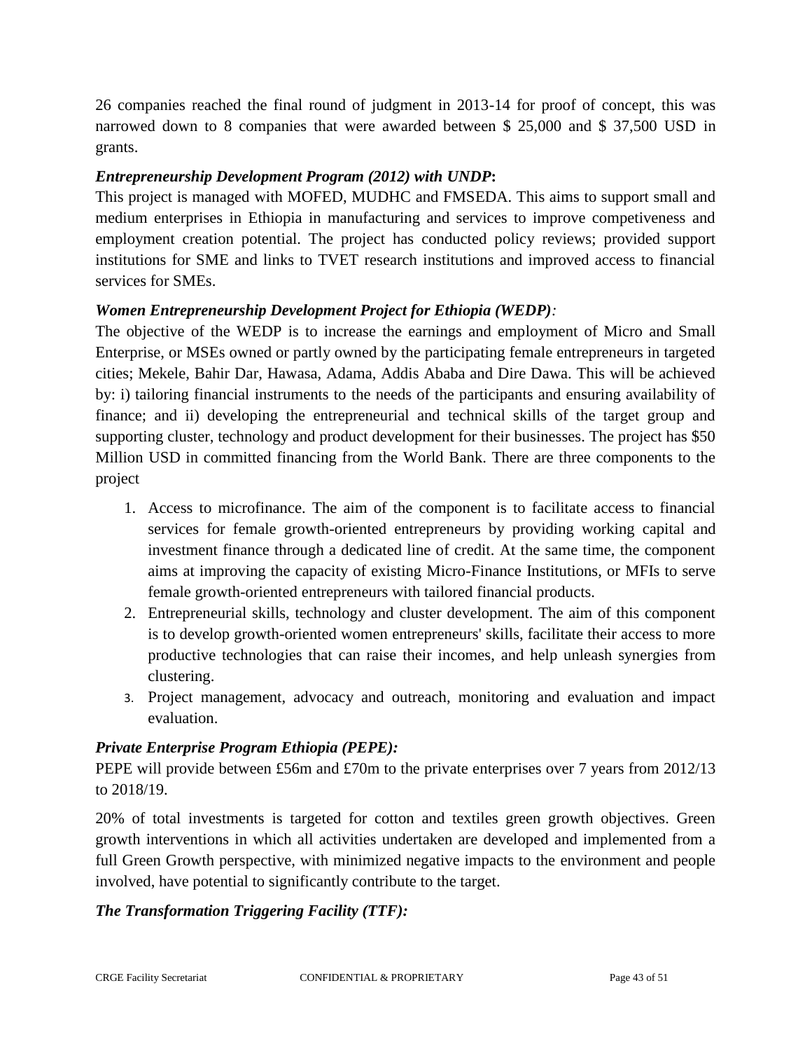26 companies reached the final round of judgment in 2013-14 for proof of concept, this was narrowed down to 8 companies that were awarded between $ 25,000 and $ 37,500 USD in grants.

***Entrepreneurship Development Program (2012) with UNDP*:**

This project is managed with MOFED, MUDHC and FMSEDA. This aims to support small and medium enterprises in Ethiopia in manufacturing and services to improve competiveness and employment creation potential. The project has conducted policy reviews; provided support institutions for SME and links to TVET research institutions and improved access to financial services for SMEs.

***Women Entrepreneurship Development Project for Ethiopia (WEDP)*:**

The objective of the WEDP is to increase the earnings and employment of Micro and Small Enterprise, or MSEs owned or partly owned by the participating female entrepreneurs in targeted cities; Mekele, Bahir Dar, Hawasa, Adama, Addis Ababa and Dire Dawa. This will be achieved by: i) tailoring financial instruments to the needs of the participants and ensuring availability of finance; and ii) developing the entrepreneurial and technical skills of the target group and supporting cluster, technology and product development for their businesses. The project has $50 Million USD in committed financing from the World Bank. There are three components to the project

1. Access to microfinance. The aim of the component is to facilitate access to financial services for female growth-oriented entrepreneurs by providing working capital and investment finance through a dedicated line of credit. At the same time, the component aims at improving the capacity of existing Micro-Finance Institutions, or MFIs to serve female growth-oriented entrepreneurs with tailored financial products.
2. Entrepreneurial skills, technology and cluster development. The aim of this component is to develop growth-oriented women entrepreneurs' skills, facilitate their access to more productive technologies that can raise their incomes, and help unleash synergies from clustering.
3. Project management, advocacy and outreach, monitoring and evaluation and impact evaluation.

***Private Enterprise Program Ethiopia (PEPE):***

PEPE will provide between £56m and £70m to the private enterprises over 7 years from 2012/13 to 2018/19.

20% of total investments is targeted for cotton and textiles green growth objectives. Green growth interventions in which all activities undertaken are developed and implemented from a full Green Growth perspective, with minimized negative impacts to the environment and people involved, have potential to significantly contribute to the target.

***The Transformation Triggering Facility (TTF):***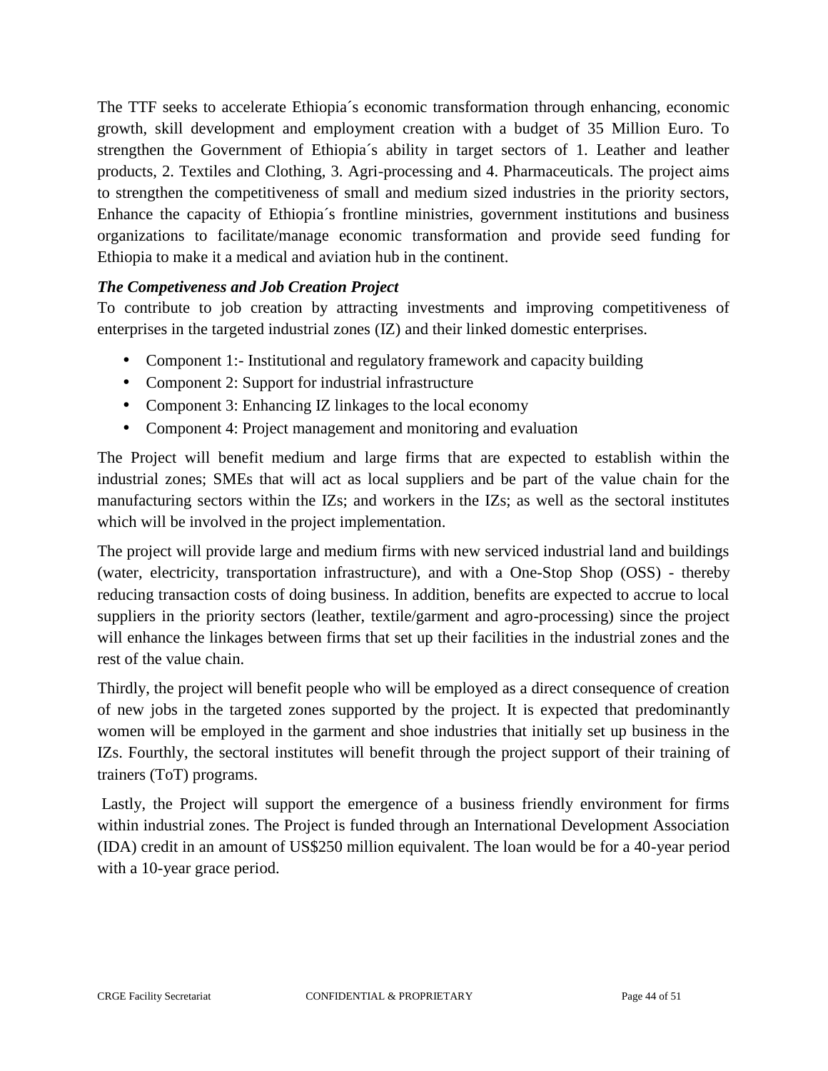The TTF seeks to accelerate Ethiopia´s economic transformation through enhancing, economic growth, skill development and employment creation with a budget of 35 Million Euro. To strengthen the Government of Ethiopia´s ability in target sectors of 1. Leather and leather products, 2. Textiles and Clothing, 3. Agri-processing and 4. Pharmaceuticals. The project aims to strengthen the competitiveness of small and medium sized industries in the priority sectors, Enhance the capacity of Ethiopia´s frontline ministries, government institutions and business organizations to facilitate/manage economic transformation and provide seed funding for Ethiopia to make it a medical and aviation hub in the continent.

***The Competiveness and Job Creation Project***

To contribute to job creation by attracting investments and improving competitiveness of enterprises in the targeted industrial zones (IZ) and their linked domestic enterprises.

- Component 1:- Institutional and regulatory framework and capacity building
- Component 2: Support for industrial infrastructure
- Component 3: Enhancing IZ linkages to the local economy
- Component 4: Project management and monitoring and evaluation

The Project will benefit medium and large firms that are expected to establish within the industrial zones; SMEs that will act as local suppliers and be part of the value chain for the manufacturing sectors within the IZs; and workers in the IZs; as well as the sectoral institutes which will be involved in the project implementation.

The project will provide large and medium firms with new serviced industrial land and buildings (water, electricity, transportation infrastructure), and with a One-Stop Shop (OSS) - thereby reducing transaction costs of doing business. In addition, benefits are expected to accrue to local suppliers in the priority sectors (leather, textile/garment and agro-processing) since the project will enhance the linkages between firms that set up their facilities in the industrial zones and the rest of the value chain.

Thirdly, the project will benefit people who will be employed as a direct consequence of creation of new jobs in the targeted zones supported by the project. It is expected that predominantly women will be employed in the garment and shoe industries that initially set up business in the IZs. Fourthly, the sectoral institutes will benefit through the project support of their training of trainers (ToT) programs.

Lastly, the Project will support the emergence of a business friendly environment for firms within industrial zones. The Project is funded through an International Development Association (IDA) credit in an amount of US$250 million equivalent. The loan would be for a 40-year period with a 10-year grace period.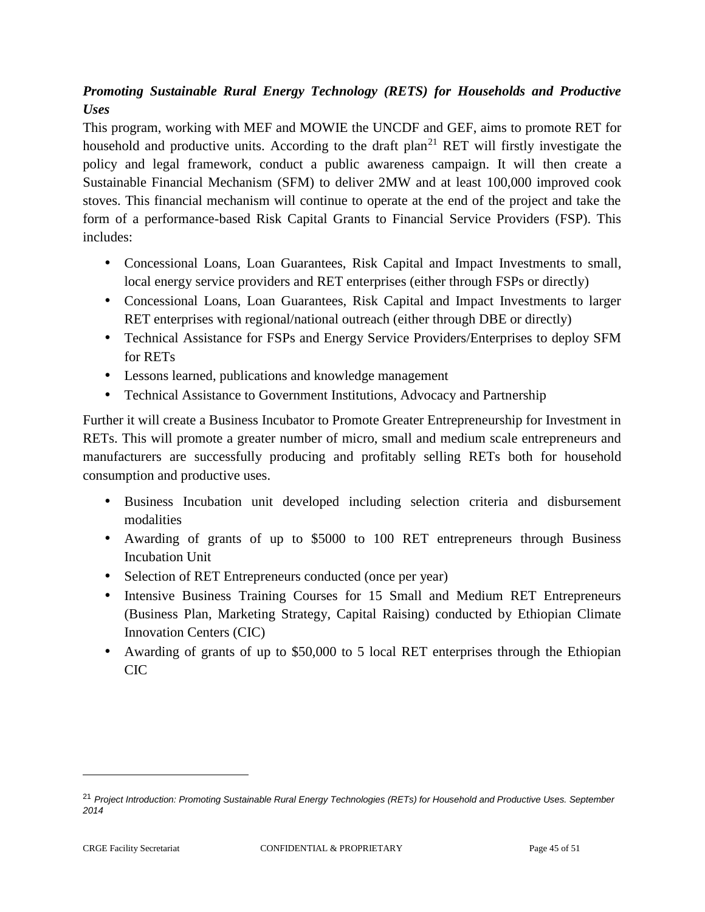***Promoting Sustainable Rural Energy Technology (RETS) for Households and Productive Uses***

This program, working with MEF and MOWIE the UNCDF and GEF, aims to promote RET for household and productive units. According to the draft plan[21] RET will firstly investigate the policy and legal framework, conduct a public awareness campaign. It will then create a Sustainable Financial Mechanism (SFM) to deliver 2MW and at least 100,000 improved cook stoves. This financial mechanism will continue to operate at the end of the project and take the form of a performance-based Risk Capital Grants to Financial Service Providers (FSP). This includes:

- Concessional Loans, Loan Guarantees, Risk Capital and Impact Investments to small, local energy service providers and RET enterprises (either through FSPs or directly)
- Concessional Loans, Loan Guarantees, Risk Capital and Impact Investments to larger RET enterprises with regional/national outreach (either through DBE or directly)
- Technical Assistance for FSPs and Energy Service Providers/Enterprises to deploy SFM for RETs
- Lessons learned, publications and knowledge management
- Technical Assistance to Government Institutions, Advocacy and Partnership

Further it will create a Business Incubator to Promote Greater Entrepreneurship for Investment in RETs. This will promote a greater number of micro, small and medium scale entrepreneurs and manufacturers are successfully producing and profitably selling RETs both for household consumption and productive uses.

- Business Incubation unit developed including selection criteria and disbursement modalities
- Awarding of grants of up to $5000 to 100 RET entrepreneurs through Business Incubation Unit
- Selection of RET Entrepreneurs conducted (once per year)
- Intensive Business Training Courses for 15 Small and Medium RET Entrepreneurs (Business Plan, Marketing Strategy, Capital Raising) conducted by Ethiopian Climate Innovation Centers (CIC)
- Awarding of grants of up to $50,000 to 5 local RET enterprises through the Ethiopian CIC

---

[21] *Project Introduction: Promoting Sustainable Rural Energy Technologies (RETs) for Household and Productive Uses. September 2014*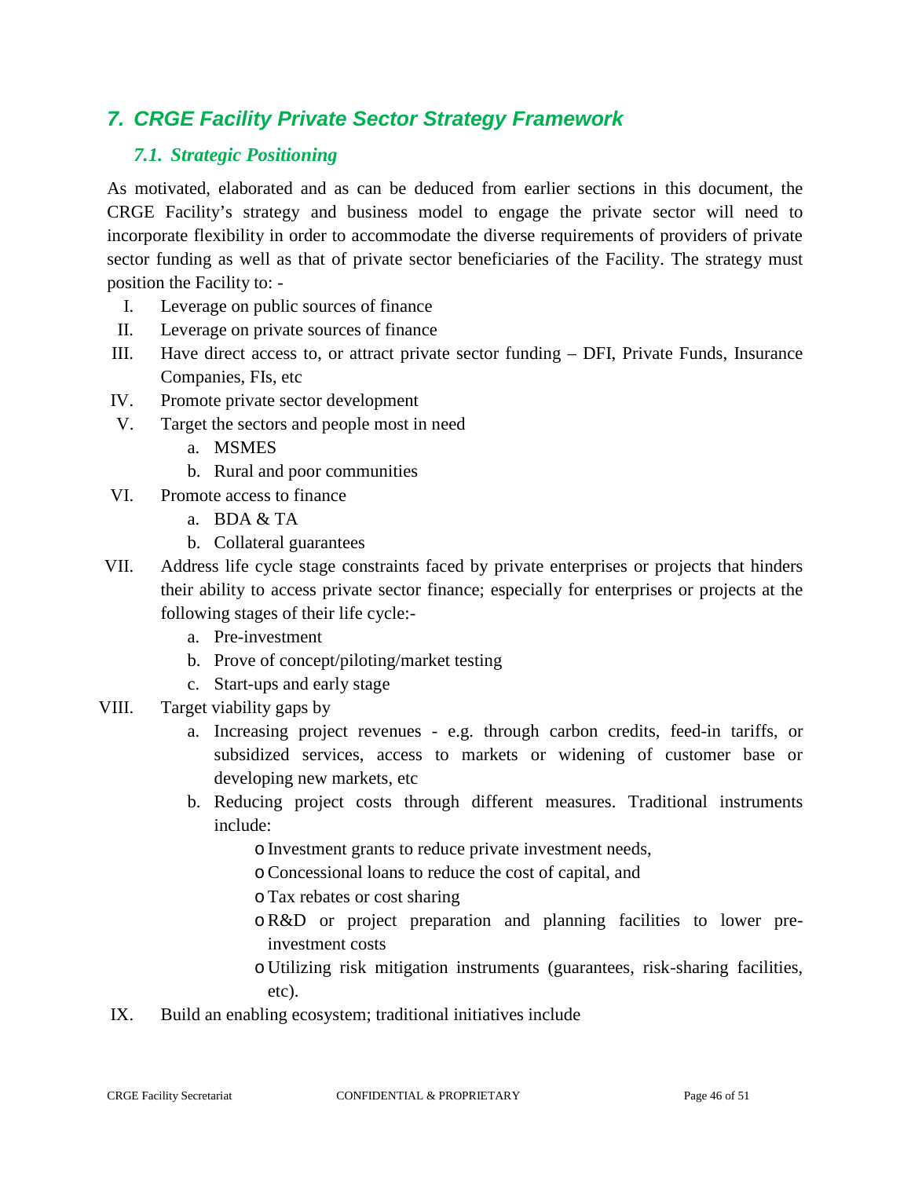# 7. CRGE Facility Private Sector Strategy Framework

## 7.1. Strategic Positioning

As motivated, elaborated and as can be deduced from earlier sections in this document, the CRGE Facility's strategy and business model to engage the private sector will need to incorporate flexibility in order to accommodate the diverse requirements of providers of private sector funding as well as that of private sector beneficiaries of the Facility. The strategy must position the Facility to: -

I. Leverage on public sources of finance
II. Leverage on private sources of finance
III. Have direct access to, or attract private sector funding – DFI, Private Funds, Insurance Companies, FIs, etc
IV. Promote private sector development
V. Target the sectors and people most in need
   a. MSMES
   b. Rural and poor communities
VI. Promote access to finance
   a. BDA & TA
   b. Collateral guarantees
VII. Address life cycle stage constraints faced by private enterprises or projects that hinders their ability to access private sector finance; especially for enterprises or projects at the following stages of their life cycle:-
   a. Pre-investment
   b. Prove of concept/piloting/market testing
   c. Start-ups and early stage
VIII. Target viability gaps by
   a. Increasing project revenues - e.g. through carbon credits, feed-in tariffs, or subsidized services, access to markets or widening of customer base or developing new markets, etc
   b. Reducing project costs through different measures. Traditional instruments include:
      - Investment grants to reduce private investment needs,
      - Concessional loans to reduce the cost of capital, and
      - Tax rebates or cost sharing
      - R&D or project preparation and planning facilities to lower pre-investment costs
      - Utilizing risk mitigation instruments (guarantees, risk-sharing facilities, etc).
IX. Build an enabling ecosystem; traditional initiatives include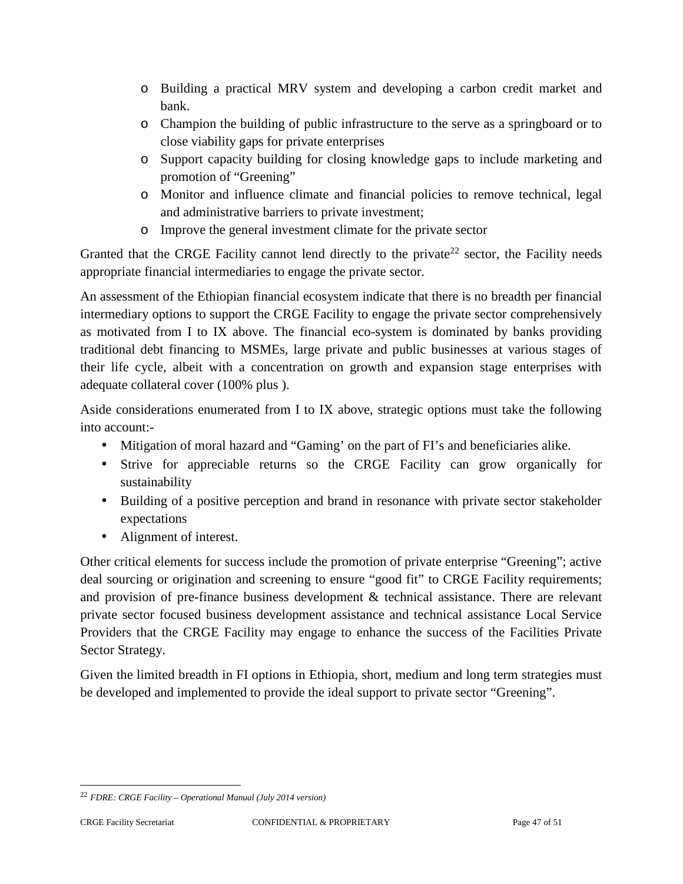- Building a practical MRV system and developing a carbon credit market and bank.
  - Champion the building of public infrastructure to the serve as a springboard or to close viability gaps for private enterprises
  - Support capacity building for closing knowledge gaps to include marketing and promotion of "Greening"
  - Monitor and influence climate and financial policies to remove technical, legal and administrative barriers to private investment;
  - Improve the general investment climate for the private sector

Granted that the CRGE Facility cannot lend directly to the private[22] sector, the Facility needs appropriate financial intermediaries to engage the private sector.

An assessment of the Ethiopian financial ecosystem indicate that there is no breadth per financial intermediary options to support the CRGE Facility to engage the private sector comprehensively as motivated from I to IX above. The financial eco-system is dominated by banks providing traditional debt financing to MSMEs, large private and public businesses at various stages of their life cycle, albeit with a concentration on growth and expansion stage enterprises with adequate collateral cover (100% plus ).

Aside considerations enumerated from I to IX above, strategic options must take the following into account:-

- Mitigation of moral hazard and "Gaming' on the part of FI's and beneficiaries alike.
- Strive for appreciable returns so the CRGE Facility can grow organically for sustainability
- Building of a positive perception and brand in resonance with private sector stakeholder expectations
- Alignment of interest.

Other critical elements for success include the promotion of private enterprise "Greening"; active deal sourcing or origination and screening to ensure "good fit" to CRGE Facility requirements; and provision of pre-finance business development & technical assistance. There are relevant private sector focused business development assistance and technical assistance Local Service Providers that the CRGE Facility may engage to enhance the success of the Facilities Private Sector Strategy.

Given the limited breadth in FI options in Ethiopia, short, medium and long term strategies must be developed and implemented to provide the ideal support to private sector "Greening".

[22] *FDRE: CRGE Facility – Operational Manual (July 2014 version)*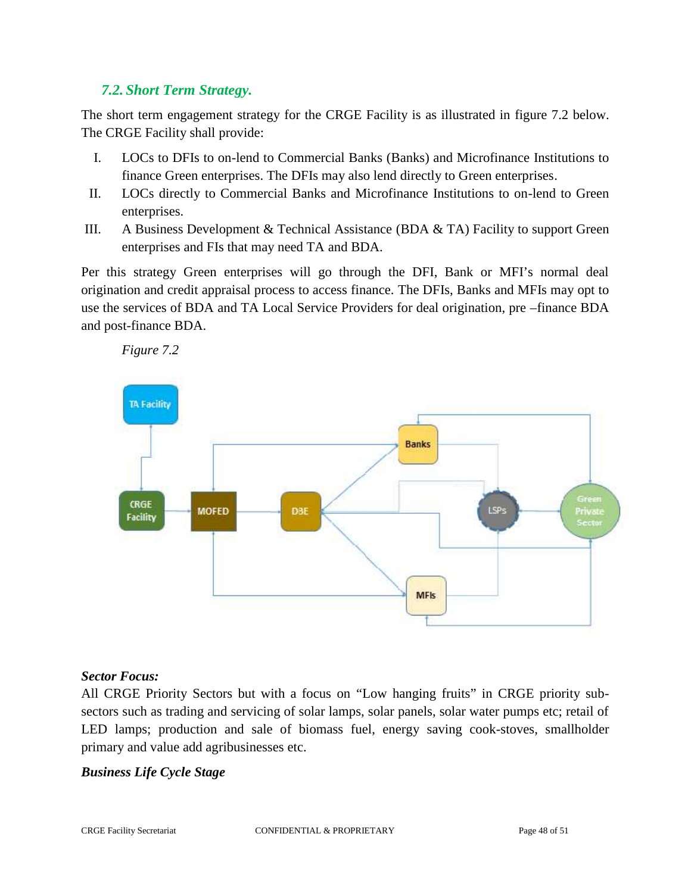### *7.2. Short Term Strategy.*

The short term engagement strategy for the CRGE Facility is as illustrated in figure 7.2 below. The CRGE Facility shall provide:

I. LOCs to DFIs to on-lend to Commercial Banks (Banks) and Microfinance Institutions to finance Green enterprises. The DFIs may also lend directly to Green enterprises.
II. LOCs directly to Commercial Banks and Microfinance Institutions to on-lend to Green enterprises.
III. A Business Development & Technical Assistance (BDA & TA) Facility to support Green enterprises and FIs that may need TA and BDA.

Per this strategy Green enterprises will go through the DFI, Bank or MFI's normal deal origination and credit appraisal process to access finance. The DFIs, Banks and MFIs may opt to use the services of BDA and TA Local Service Providers for deal origination, pre –finance BDA and post-finance BDA.

*Figure 7.2*

**Sector Focus:**
All CRGE Priority Sectors but with a focus on "Low hanging fruits" in CRGE priority sub-sectors such as trading and servicing of solar lamps, solar panels, solar water pumps etc; retail of LED lamps; production and sale of biomass fuel, energy saving cook-stoves, smallholder primary and value add agribusinesses etc.

***Business Life Cycle Stage***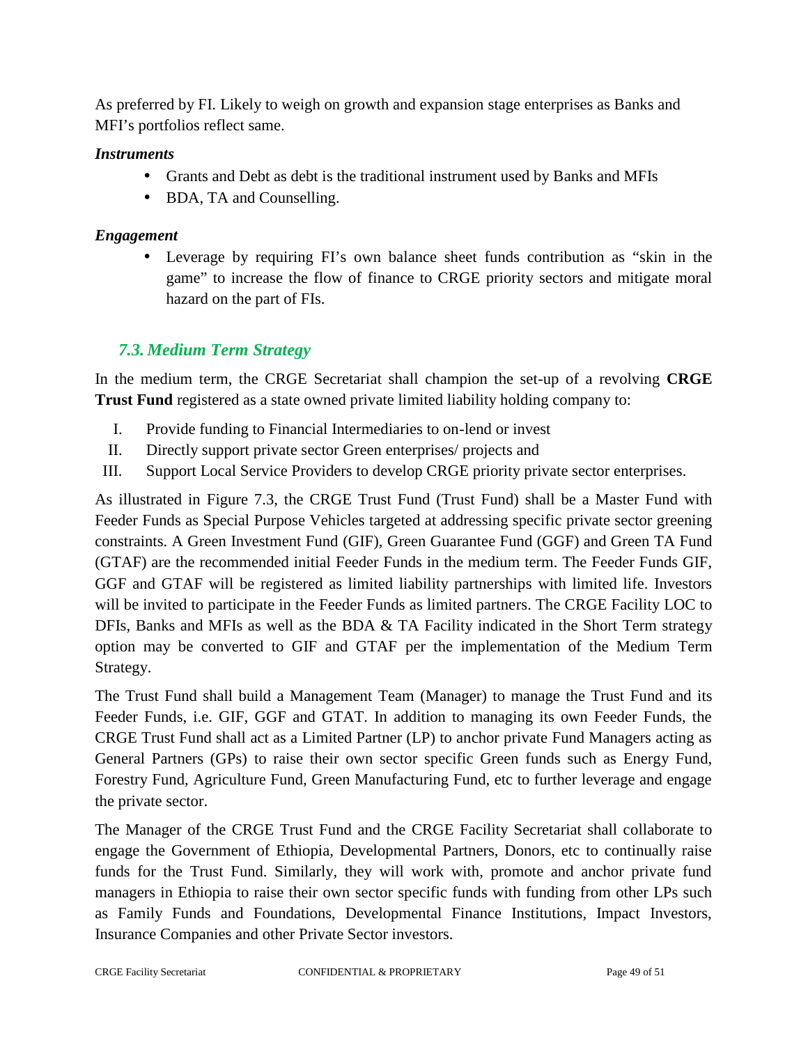As preferred by FI. Likely to weigh on growth and expansion stage enterprises as Banks and MFI's portfolios reflect same.

***Instruments***

- Grants and Debt as debt is the traditional instrument used by Banks and MFIs
- BDA, TA and Counselling.

***Engagement***

- Leverage by requiring FI's own balance sheet funds contribution as "skin in the game" to increase the flow of finance to CRGE priority sectors and mitigate moral hazard on the part of FIs.

## *7.3. Medium Term Strategy*

In the medium term, the CRGE Secretariat shall champion the set-up of a revolving **CRGE Trust Fund** registered as a state owned private limited liability holding company to:

I. Provide funding to Financial Intermediaries to on-lend or invest
II. Directly support private sector Green enterprises/ projects and
III. Support Local Service Providers to develop CRGE priority private sector enterprises.

As illustrated in Figure 7.3, the CRGE Trust Fund (Trust Fund) shall be a Master Fund with Feeder Funds as Special Purpose Vehicles targeted at addressing specific private sector greening constraints. A Green Investment Fund (GIF), Green Guarantee Fund (GGF) and Green TA Fund (GTAF) are the recommended initial Feeder Funds in the medium term. The Feeder Funds GIF, GGF and GTAF will be registered as limited liability partnerships with limited life. Investors will be invited to participate in the Feeder Funds as limited partners. The CRGE Facility LOC to DFIs, Banks and MFIs as well as the BDA & TA Facility indicated in the Short Term strategy option may be converted to GIF and GTAF per the implementation of the Medium Term Strategy.

The Trust Fund shall build a Management Team (Manager) to manage the Trust Fund and its Feeder Funds, i.e. GIF, GGF and GTAT. In addition to managing its own Feeder Funds, the CRGE Trust Fund shall act as a Limited Partner (LP) to anchor private Fund Managers acting as General Partners (GPs) to raise their own sector specific Green funds such as Energy Fund, Forestry Fund, Agriculture Fund, Green Manufacturing Fund, etc to further leverage and engage the private sector.

The Manager of the CRGE Trust Fund and the CRGE Facility Secretariat shall collaborate to engage the Government of Ethiopia, Developmental Partners, Donors, etc to continually raise funds for the Trust Fund. Similarly, they will work with, promote and anchor private fund managers in Ethiopia to raise their own sector specific funds with funding from other LPs such as Family Funds and Foundations, Developmental Finance Institutions, Impact Investors, Insurance Companies and other Private Sector investors.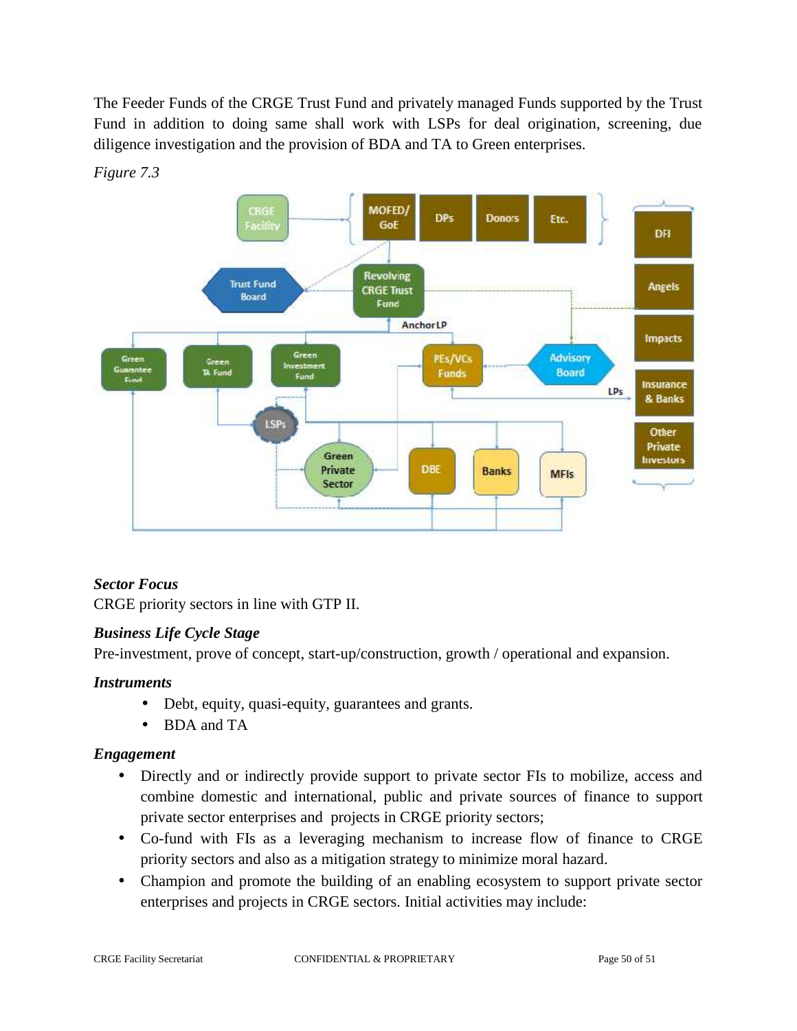The Feeder Funds of the CRGE Trust Fund and privately managed Funds supported by the Trust Fund in addition to doing same shall work with LSPs for deal origination, screening, due diligence investigation and the provision of BDA and TA to Green enterprises.

*Figure 7.3*

***Sector Focus***

CRGE priority sectors in line with GTP II.

***Business Life Cycle Stage***

Pre-investment, prove of concept, start-up/construction, growth / operational and expansion.

***Instruments***

- Debt, equity, quasi-equity, guarantees and grants.
- BDA and TA

***Engagement***

- Directly and or indirectly provide support to private sector FIs to mobilize, access and combine domestic and international, public and private sources of finance to support private sector enterprises and projects in CRGE priority sectors;
- Co-fund with FIs as a leveraging mechanism to increase flow of finance to CRGE priority sectors and also as a mitigation strategy to minimize moral hazard.
- Champion and promote the building of an enabling ecosystem to support private sector enterprises and projects in CRGE sectors. Initial activities may include: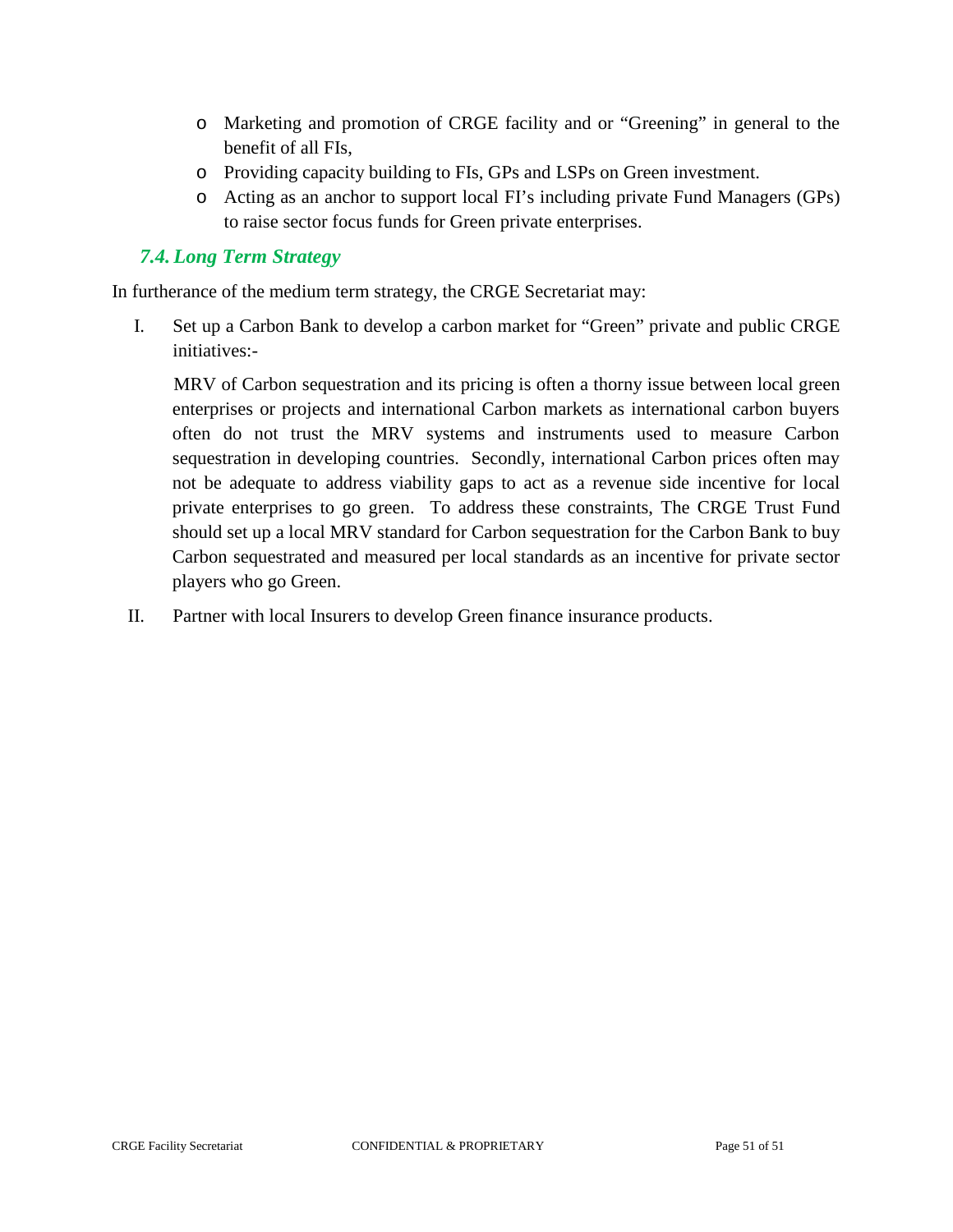- Marketing and promotion of CRGE facility and or "Greening" in general to the benefit of all FIs,
- Providing capacity building to FIs, GPs and LSPs on Green investment.
- Acting as an anchor to support local FI's including private Fund Managers (GPs) to raise sector focus funds for Green private enterprises.

### *7.4. Long Term Strategy*

In furtherance of the medium term strategy, the CRGE Secretariat may:

I. Set up a Carbon Bank to develop a carbon market for "Green" private and public CRGE initiatives:-

   MRV of Carbon sequestration and its pricing is often a thorny issue between local green enterprises or projects and international Carbon markets as international carbon buyers often do not trust the MRV systems and instruments used to measure Carbon sequestration in developing countries. Secondly, international Carbon prices often may not be adequate to address viability gaps to act as a revenue side incentive for local private enterprises to go green. To address these constraints, The CRGE Trust Fund should set up a local MRV standard for Carbon sequestration for the Carbon Bank to buy Carbon sequestrated and measured per local standards as an incentive for private sector players who go Green.

II. Partner with local Insurers to develop Green finance insurance products.